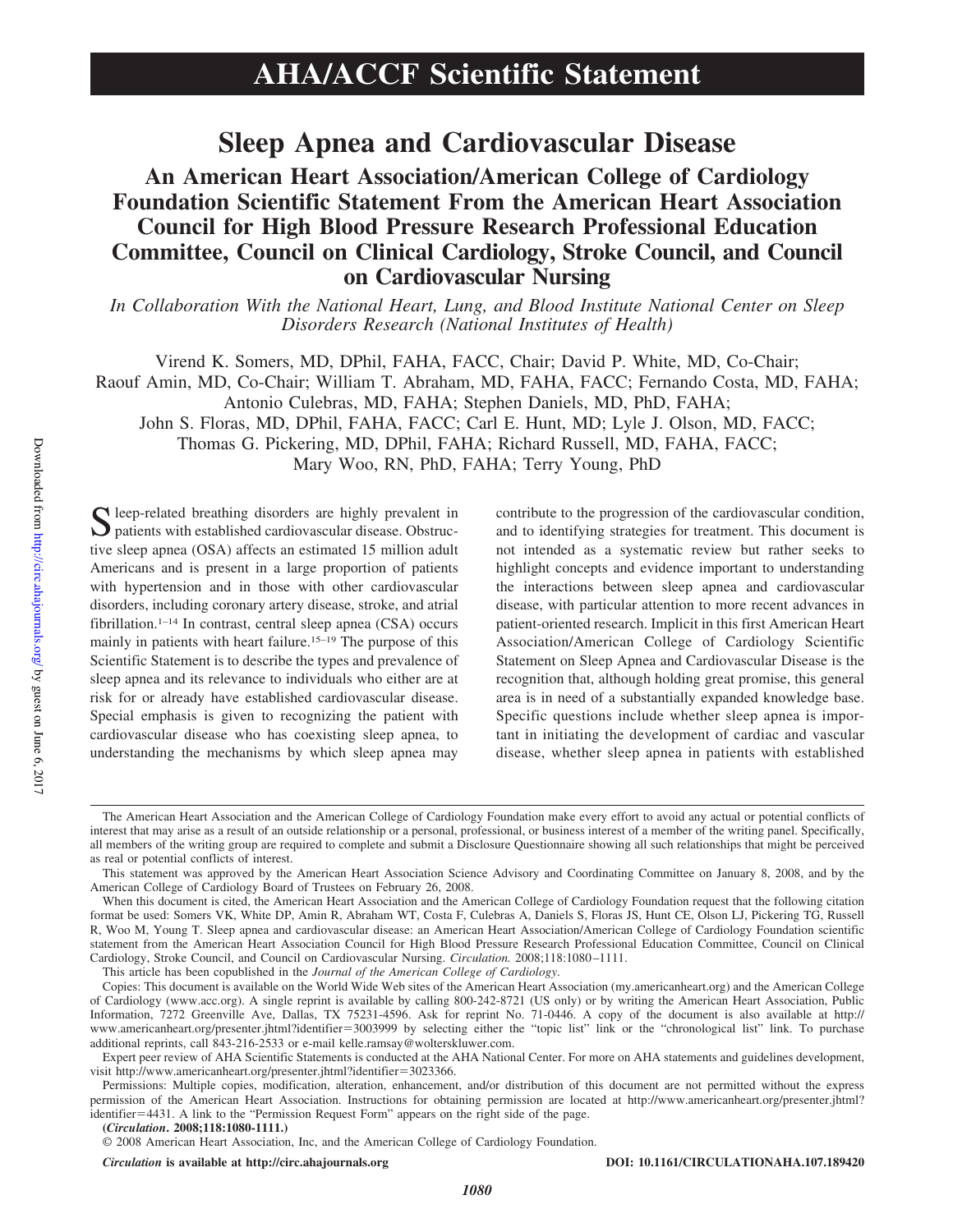# AHA/ACCF Scientific Statement

# Sleep Apnea and Cardiovascular Disease

## An American Heart Association/American College of Cardiology Foundation Scientific Statement From the American Heart Association Council for High Blood Pressure Research Professional Education Committee, Council on Clinical Cardiology, Stroke Council, and Council on Cardiovascular Nursing

*In Collaboration With the National Heart, Lung, and Blood Institute National Center on Sleep Disorders Research (National Institutes of Health)*

Virend K. Somers, MD, DPhil, FAHA, FACC, Chair; David P. White, MD, Co-Chair; Raouf Amin, MD, Co-Chair; William T. Abraham, MD, FAHA, FACC; Fernando Costa, MD, FAHA; Antonio Culebras, MD, FAHA; Stephen Daniels, MD, PhD, FAHA; John S. Floras, MD, DPhil, FAHA, FACC; Carl E. Hunt, MD; Lyle J. Olson, MD, FACC; Thomas G. Pickering, MD, DPhil, FAHA; Richard Russell, MD, FAHA, FACC; Mary Woo, RN, PhD, FAHA; Terry Young, PhD

Sleep-related breathing disorders are highly prevalent in patients with established cardiovascular disease. Obstructive sleep apnea (OSA) affects an estimated 15 million adult Americans and is present in a large proportion of patients with hypertension and in those with other cardiovascular disorders, including coronary artery disease, stroke, and atrial fibrillation.[1–14] In contrast, central sleep apnea (CSA) occurs mainly in patients with heart failure.[15–19] The purpose of this Scientific Statement is to describe the types and prevalence of sleep apnea and its relevance to individuals who either are at risk for or already have established cardiovascular disease. Special emphasis is given to recognizing the patient with cardiovascular disease who has coexisting sleep apnea, to understanding the mechanisms by which sleep apnea may contribute to the progression of the cardiovascular condition, and to identifying strategies for treatment. This document is not intended as a systematic review but rather seeks to highlight concepts and evidence important to understanding the interactions between sleep apnea and cardiovascular disease, with particular attention to more recent advances in patient-oriented research. Implicit in this first American Heart Association/American College of Cardiology Scientific Statement on Sleep Apnea and Cardiovascular Disease is the recognition that, although holding great promise, this general area is in need of a substantially expanded knowledge base. Specific questions include whether sleep apnea is important in initiating the development of cardiac and vascular disease, whether sleep apnea in patients with established

---

The American Heart Association and the American College of Cardiology Foundation make every effort to avoid any actual or potential conflicts of interest that may arise as a result of an outside relationship or a personal, professional, or business interest of a member of the writing panel. Specifically, all members of the writing group are required to complete and submit a Disclosure Questionnaire showing all such relationships that might be perceived as real or potential conflicts of interest.

This statement was approved by the American Heart Association Science Advisory and Coordinating Committee on January 8, 2008, and by the American College of Cardiology Board of Trustees on February 26, 2008.

When this document is cited, the American Heart Association and the American College of Cardiology Foundation request that the following citation format be used: Somers VK, White DP, Amin R, Abraham WT, Costa F, Culebras A, Daniels S, Floras JS, Hunt CE, Olson LJ, Pickering TG, Russell R, Woo M, Young T. Sleep apnea and cardiovascular disease: an American Heart Association/American College of Cardiology Foundation scientific statement from the American Heart Association Council for High Blood Pressure Research Professional Education Committee, Council on Clinical Cardiology, Stroke Council, and Council on Cardiovascular Nursing. *Circulation.* 2008;118:1080–1111.

This article has been copublished in the *Journal of the American College of Cardiology*.

Copies: This document is available on the World Wide Web sites of the American Heart Association (my.americanheart.org) and the American College of Cardiology (www.acc.org). A single reprint is available by calling 800-242-8721 (US only) or by writing the American Heart Association, Public Information, 7272 Greenville Ave, Dallas, TX 75231-4596. Ask for reprint No. 71-0446. A copy of the document is also available at http://www.americanheart.org/presenter.jhtml?identifier=3003999 by selecting either the "topic list" link or the "chronological list" link. To purchase additional reprints, call 843-216-2533 or e-mail kelle.ramsay@wolterskluwer.com.

Expert peer review of AHA Scientific Statements is conducted at the AHA National Center. For more on AHA statements and guidelines development, visit http://www.americanheart.org/presenter.jhtml?identifier=3023366.

Permissions: Multiple copies, modification, alteration, enhancement, and/or distribution of this document are not permitted without the express permission of the American Heart Association. Instructions for obtaining permission are located at http://www.americanheart.org/presenter.jhtml?identifier=4431. A link to the "Permission Request Form" appears on the right side of the page.

(*Circulation*. 2008;118:1080-1111.)

© 2008 American Heart Association, Inc, and the American College of Cardiology Foundation.

*Circulation* is available at http://circ.ahajournals.org DOI: 10.1161/CIRCULATIONAHA.107.189420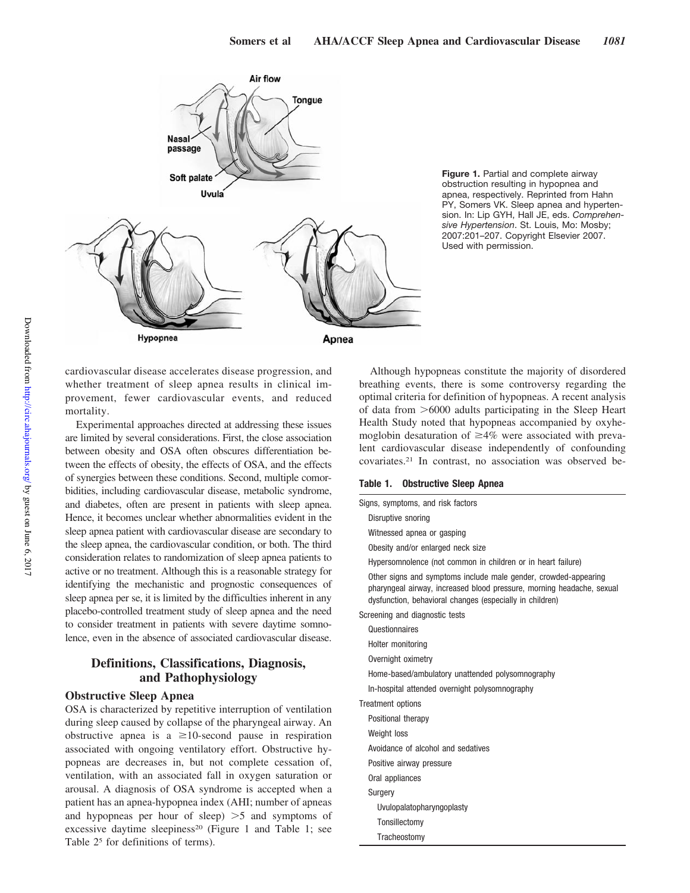**Figure 1.** Partial and complete airway obstruction resulting in hypopnea and apnea, respectively. Reprinted from Hahn PY, Somers VK. Sleep apnea and hypertension. In: Lip GYH, Hall JE, eds. *Comprehensive Hypertension*. St. Louis, Mo: Mosby; 2007:201–207. Copyright Elsevier 2007. Used with permission.

cardiovascular disease accelerates disease progression, and whether treatment of sleep apnea results in clinical improvement, fewer cardiovascular events, and reduced mortality.

Experimental approaches directed at addressing these issues are limited by several considerations. First, the close association between obesity and OSA often obscures differentiation between the effects of obesity, the effects of OSA, and the effects of synergies between these conditions. Second, multiple comorbidities, including cardiovascular disease, metabolic syndrome, and diabetes, often are present in patients with sleep apnea. Hence, it becomes unclear whether abnormalities evident in the sleep apnea patient with cardiovascular disease are secondary to the sleep apnea, the cardiovascular condition, or both. The third consideration relates to randomization of sleep apnea patients to active or no treatment. Although this is a reasonable strategy for identifying the mechanistic and prognostic consequences of sleep apnea per se, it is limited by the difficulties inherent in any placebo-controlled treatment study of sleep apnea and the need to consider treatment in patients with severe daytime somnolence, even in the absence of associated cardiovascular disease.

## Definitions, Classifications, Diagnosis, and Pathophysiology

### Obstructive Sleep Apnea

OSA is characterized by repetitive interruption of ventilation during sleep caused by collapse of the pharyngeal airway. An obstructive apnea is a $\geq$10-second pause in respiration associated with ongoing ventilatory effort. Obstructive hypopneas are decreases in, but not complete cessation of, ventilation, with an associated fall in oxygen saturation or arousal. A diagnosis of OSA syndrome is accepted when a patient has an apnea-hypopnea index (AHI; number of apneas and hypopneas per hour of sleep) >5 and symptoms of excessive daytime sleepiness[20] (Figure 1 and Table 1; see Table 2[5] for definitions of terms).

Although hypopneas constitute the majority of disordered breathing events, there is some controversy regarding the optimal criteria for definition of hypopneas. A recent analysis of data from >6000 adults participating in the Sleep Heart Health Study noted that hypopneas accompanied by oxyhemoglobin desaturation of $\geq$4% were associated with prevalent cardiovascular disease independently of confounding covariates.[21] In contrast, no association was observed be-

**Table 1. Obstructive Sleep Apnea**

| |
|---|
| Signs, symptoms, and risk factors |
| Disruptive snoring |
| Witnessed apnea or gasping |
| Obesity and/or enlarged neck size |
| Hypersomnolence (not common in children or in heart failure) |
| Other signs and symptoms include male gender, crowded-appearing pharyngeal airway, increased blood pressure, morning headache, sexual dysfunction, behavioral changes (especially in children) |
| Screening and diagnostic tests |
| Questionnaires |
| Holter monitoring |
| Overnight oximetry |
| Home-based/ambulatory unattended polysomnography |
| In-hospital attended overnight polysomnography |
| Treatment options |
| Positional therapy |
| Weight loss |
| Avoidance of alcohol and sedatives |
| Positive airway pressure |
| Oral appliances |
| Surgery |
| Uvulopalatopharyngoplasty |
| Tonsillectomy |
| Tracheostomy |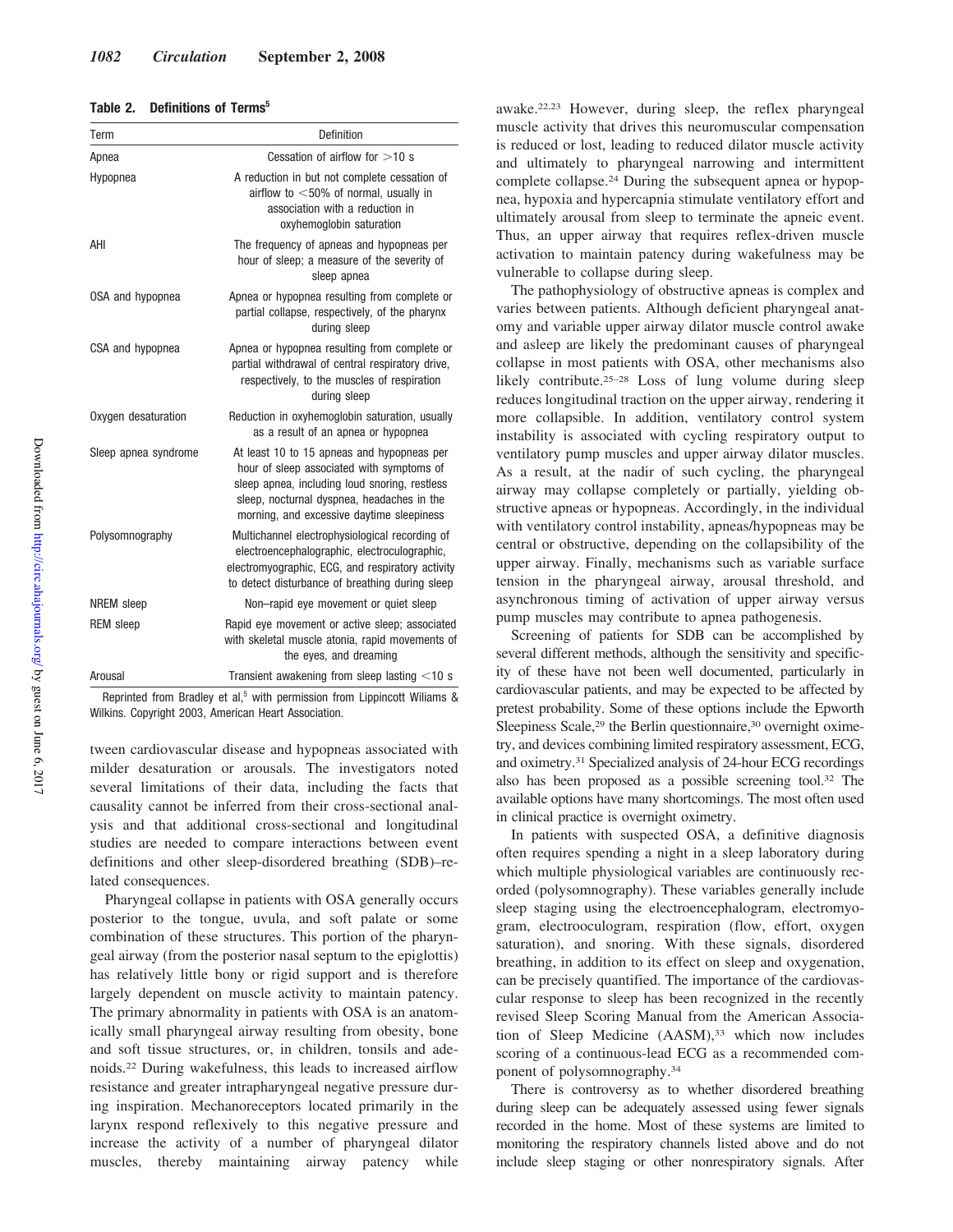**Table 2. Definitions of Terms[5]**

| Term | Definition |
| --- | --- |
| Apnea | Cessation of airflow for >10 s |
| Hypopnea | A reduction in but not complete cessation of airflow to <50% of normal, usually in association with a reduction in oxyhemoglobin saturation |
| AHI | The frequency of apneas and hypopneas per hour of sleep; a measure of the severity of sleep apnea |
| OSA and hypopnea | Apnea or hypopnea resulting from complete or partial collapse, respectively, of the pharynx during sleep |
| CSA and hypopnea | Apnea or hypopnea resulting from complete or partial withdrawal of central respiratory drive, respectively, to the muscles of respiration during sleep |
| Oxygen desaturation | Reduction in oxyhemoglobin saturation, usually as a result of an apnea or hypopnea |
| Sleep apnea syndrome | At least 10 to 15 apneas and hypopneas per hour of sleep associated with symptoms of sleep apnea, including loud snoring, restless sleep, nocturnal dyspnea, headaches in the morning, and excessive daytime sleepiness |
| Polysomnography | Multichannel electrophysiological recording of electroencephalographic, electroculographic, electromyographic, ECG, and respiratory activity to detect disturbance of breathing during sleep |
| NREM sleep | Non–rapid eye movement or quiet sleep |
| REM sleep | Rapid eye movement or active sleep; associated with skeletal muscle atonia, rapid movements of the eyes, and dreaming |
| Arousal | Transient awakening from sleep lasting <10 s |

Reprinted from Bradley et al,[5] with permission from Lippincott Wiliams & Wilkins. Copyright 2003, American Heart Association.

tween cardiovascular disease and hypopneas associated with milder desaturation or arousals. The investigators noted several limitations of their data, including the facts that causality cannot be inferred from their cross-sectional analysis and that additional cross-sectional and longitudinal studies are needed to compare interactions between event definitions and other sleep-disordered breathing (SDB)–related consequences.

Pharyngeal collapse in patients with OSA generally occurs posterior to the tongue, uvula, and soft palate or some combination of these structures. This portion of the pharyngeal airway (from the posterior nasal septum to the epiglottis) has relatively little bony or rigid support and is therefore largely dependent on muscle activity to maintain patency. The primary abnormality in patients with OSA is an anatomically small pharyngeal airway resulting from obesity, bone and soft tissue structures, or, in children, tonsils and adenoids.[22] During wakefulness, this leads to increased airflow resistance and greater intrapharyngeal negative pressure during inspiration. Mechanoreceptors located primarily in the larynx respond reflexively to this negative pressure and increase the activity of a number of pharyngeal dilator muscles, thereby maintaining airway patency while awake.[22,23] However, during sleep, the reflex pharyngeal muscle activity that drives this neuromuscular compensation is reduced or lost, leading to reduced dilator muscle activity and ultimately to pharyngeal narrowing and intermittent complete collapse.[24] During the subsequent apnea or hypopnea, hypoxia and hypercapnia stimulate ventilatory effort and ultimately arousal from sleep to terminate the apneic event. Thus, an upper airway that requires reflex-driven muscle activation to maintain patency during wakefulness may be vulnerable to collapse during sleep.

The pathophysiology of obstructive apneas is complex and varies between patients. Although deficient pharyngeal anatomy and variable upper airway dilator muscle control awake and asleep are likely the predominant causes of pharyngeal collapse in most patients with OSA, other mechanisms also likely contribute.[25–28] Loss of lung volume during sleep reduces longitudinal traction on the upper airway, rendering it more collapsible. In addition, ventilatory control system instability is associated with cycling respiratory output to ventilatory pump muscles and upper airway dilator muscles. As a result, at the nadir of such cycling, the pharyngeal airway may collapse completely or partially, yielding obstructive apneas or hypopneas. Accordingly, in the individual with ventilatory control instability, apneas/hypopneas may be central or obstructive, depending on the collapsibility of the upper airway. Finally, mechanisms such as variable surface tension in the pharyngeal airway, arousal threshold, and asynchronous timing of activation of upper airway versus pump muscles may contribute to apnea pathogenesis.

Screening of patients for SDB can be accomplished by several different methods, although the sensitivity and specificity of these have not been well documented, particularly in cardiovascular patients, and may be expected to be affected by pretest probability. Some of these options include the Epworth Sleepiness Scale,[29] the Berlin questionnaire,[30] overnight oximetry, and devices combining limited respiratory assessment, ECG, and oximetry.[31] Specialized analysis of 24-hour ECG recordings also has been proposed as a possible screening tool.[32] The available options have many shortcomings. The most often used in clinical practice is overnight oximetry.

In patients with suspected OSA, a definitive diagnosis often requires spending a night in a sleep laboratory during which multiple physiological variables are continuously recorded (polysomnography). These variables generally include sleep staging using the electroencephalogram, electromyogram, electrooculogram, respiration (flow, effort, oxygen saturation), and snoring. With these signals, disordered breathing, in addition to its effect on sleep and oxygenation, can be precisely quantified. The importance of the cardiovascular response to sleep has been recognized in the recently revised Sleep Scoring Manual from the American Association of Sleep Medicine (AASM),[33] which now includes scoring of a continuous-lead ECG as a recommended component of polysomnography.[34]

There is controversy as to whether disordered breathing during sleep can be adequately assessed using fewer signals recorded in the home. Most of these systems are limited to monitoring the respiratory channels listed above and do not include sleep staging or other nonrespiratory signals. After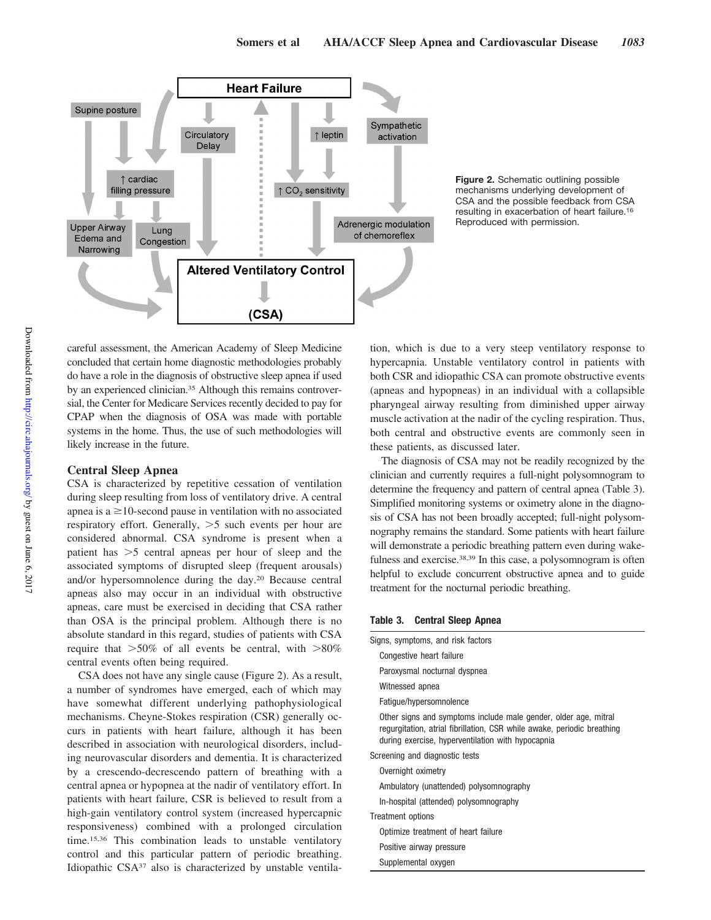**Figure 2.** Schematic outlining possible mechanisms underlying development of CSA and the possible feedback from CSA resulting in exacerbation of heart failure.[16] Reproduced with permission.

careful assessment, the American Academy of Sleep Medicine concluded that certain home diagnostic methodologies probably do have a role in the diagnosis of obstructive sleep apnea if used by an experienced clinician.[35] Although this remains controversial, the Center for Medicare Services recently decided to pay for CPAP when the diagnosis of OSA was made with portable systems in the home. Thus, the use of such methodologies will likely increase in the future.

### Central Sleep Apnea

CSA is characterized by repetitive cessation of ventilation during sleep resulting from loss of ventilatory drive. A central apnea is a ≥10-second pause in ventilation with no associated respiratory effort. Generally, >5 such events per hour are considered abnormal. CSA syndrome is present when a patient has >5 central apneas per hour of sleep and the associated symptoms of disrupted sleep (frequent arousals) and/or hypersomnolence during the day.[20] Because central apneas also may occur in an individual with obstructive apneas, care must be exercised in deciding that CSA rather than OSA is the principal problem. Although there is no absolute standard in this regard, studies of patients with CSA require that >50% of all events be central, with >80% central events often being required.

CSA does not have any single cause (Figure 2). As a result, a number of syndromes have emerged, each of which may have somewhat different underlying pathophysiological mechanisms. Cheyne-Stokes respiration (CSR) generally occurs in patients with heart failure, although it has been described in association with neurological disorders, including neurovascular disorders and dementia. It is characterized by a crescendo-decrescendo pattern of breathing with a central apnea or hypopnea at the nadir of ventilatory effort. In patients with heart failure, CSR is believed to result from a high-gain ventilatory control system (increased hypercapnic responsiveness) combined with a prolonged circulation time.[15,36] This combination leads to unstable ventilatory control and this particular pattern of periodic breathing. Idiopathic CSA[37] also is characterized by unstable ventilation, which is due to a very steep ventilatory response to hypercapnia. Unstable ventilatory control in patients with both CSR and idiopathic CSA can promote obstructive events (apneas and hypopneas) in an individual with a collapsible pharyngeal airway resulting from diminished upper airway muscle activation at the nadir of the cycling respiration. Thus, both central and obstructive events are commonly seen in these patients, as discussed later.

The diagnosis of CSA may not be readily recognized by the clinician and currently requires a full-night polysomnogram to determine the frequency and pattern of central apnea (Table 3). Simplified monitoring systems or oximetry alone in the diagnosis of CSA has not been broadly accepted; full-night polysomnography remains the standard. Some patients with heart failure will demonstrate a periodic breathing pattern even during wakefulness and exercise.[38,39] In this case, a polysomnogram is often helpful to exclude concurrent obstructive apnea and to guide treatment for the nocturnal periodic breathing.

**Table 3. Central Sleep Apnea**

| |
|---|
| Signs, symptoms, and risk factors |
| Congestive heart failure |
| Paroxysmal nocturnal dyspnea |
| Witnessed apnea |
| Fatigue/hypersomnolence |
| Other signs and symptoms include male gender, older age, mitral regurgitation, atrial fibrillation, CSR while awake, periodic breathing during exercise, hyperventilation with hypocapnia |
| Screening and diagnostic tests |
| Overnight oximetry |
| Ambulatory (unattended) polysomnography |
| In-hospital (attended) polysomnography |
| Treatment options |
| Optimize treatment of heart failure |
| Positive airway pressure |
| Supplemental oxygen |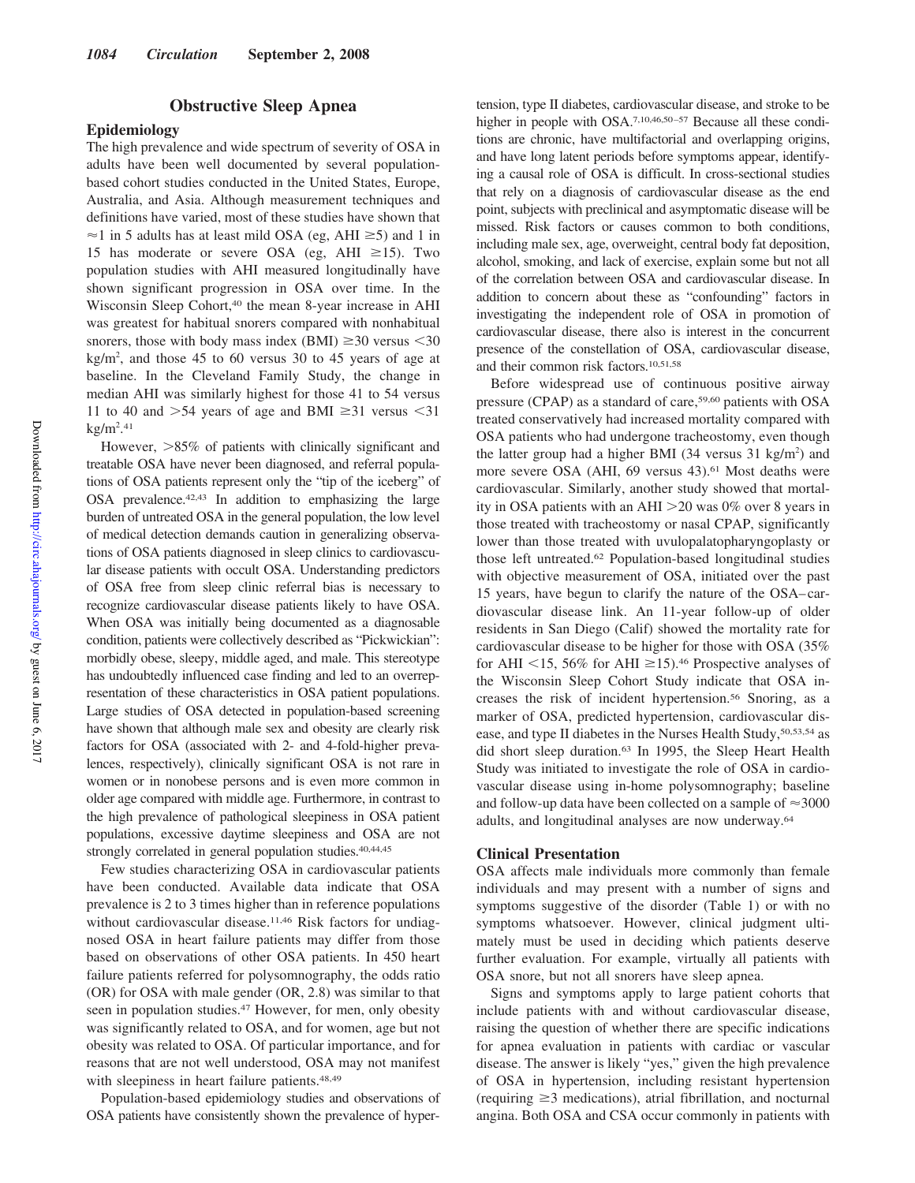## Obstructive Sleep Apnea

### Epidemiology

The high prevalence and wide spectrum of severity of OSA in adults have been well documented by several population-based cohort studies conducted in the United States, Europe, Australia, and Asia. Although measurement techniques and definitions have varied, most of these studies have shown that ≈1 in 5 adults has at least mild OSA (eg, AHI ≥5) and 1 in 15 has moderate or severe OSA (eg, AHI ≥15). Two population studies with AHI measured longitudinally have shown significant progression in OSA over time. In the Wisconsin Sleep Cohort,[40] the mean 8-year increase in AHI was greatest for habitual snorers compared with nonhabitual snorers, those with body mass index (BMI) ≥30 versus <30 kg/m$^2$, and those 45 to 60 versus 30 to 45 years of age at baseline. In the Cleveland Family Study, the change in median AHI was similarly highest for those 41 to 54 versus 11 to 40 and >54 years of age and BMI ≥31 versus <31 kg/m$^2$.[41]

However, >85% of patients with clinically significant and treatable OSA have never been diagnosed, and referral populations of OSA patients represent only the "tip of the iceberg" of OSA prevalence.[42,43] In addition to emphasizing the large burden of untreated OSA in the general population, the low level of medical detection demands caution in generalizing observations of OSA patients diagnosed in sleep clinics to cardiovascular disease patients with occult OSA. Understanding predictors of OSA free from sleep clinic referral bias is necessary to recognize cardiovascular disease patients likely to have OSA. When OSA was initially being documented as a diagnosable condition, patients were collectively described as "Pickwickian": morbidly obese, sleepy, middle aged, and male. This stereotype has undoubtedly influenced case finding and led to an overrepresentation of these characteristics in OSA patient populations. Large studies of OSA detected in population-based screening have shown that although male sex and obesity are clearly risk factors for OSA (associated with 2- and 4-fold-higher prevalences, respectively), clinically significant OSA is not rare in women or in nonobese persons and is even more common in older age compared with middle age. Furthermore, in contrast to the high prevalence of pathological sleepiness in OSA patient populations, excessive daytime sleepiness and OSA are not strongly correlated in general population studies.[40,44,45]

Few studies characterizing OSA in cardiovascular patients have been conducted. Available data indicate that OSA prevalence is 2 to 3 times higher than in reference populations without cardiovascular disease.[11,46] Risk factors for undiagnosed OSA in heart failure patients may differ from those based on observations of other OSA patients. In 450 heart failure patients referred for polysomnography, the odds ratio (OR) for OSA with male gender (OR, 2.8) was similar to that seen in population studies.[47] However, for men, only obesity was significantly related to OSA, and for women, age but not obesity was related to OSA. Of particular importance, and for reasons that are not well understood, OSA may not manifest with sleepiness in heart failure patients.[48,49]

Population-based epidemiology studies and observations of OSA patients have consistently shown the prevalence of hypertension, type II diabetes, cardiovascular disease, and stroke to be higher in people with OSA.[7,10,46,50–57] Because all these conditions are chronic, have multifactorial and overlapping origins, and have long latent periods before symptoms appear, identifying a causal role of OSA is difficult. In cross-sectional studies that rely on a diagnosis of cardiovascular disease as the end point, subjects with preclinical and asymptomatic disease will be missed. Risk factors or causes common to both conditions, including male sex, age, overweight, central body fat deposition, alcohol, smoking, and lack of exercise, explain some but not all of the correlation between OSA and cardiovascular disease. In addition to concern about these as "confounding" factors in investigating the independent role of OSA in promotion of cardiovascular disease, there also is interest in the concurrent presence of the constellation of OSA, cardiovascular disease, and their common risk factors.[10,51,58]

Before widespread use of continuous positive airway pressure (CPAP) as a standard of care,[59,60] patients with OSA treated conservatively had increased mortality compared with OSA patients who had undergone tracheostomy, even though the latter group had a higher BMI (34 versus 31 kg/m$^2$) and more severe OSA (AHI, 69 versus 43).[61] Most deaths were cardiovascular. Similarly, another study showed that mortality in OSA patients with an AHI >20 was 0% over 8 years in those treated with tracheostomy or nasal CPAP, significantly lower than those treated with uvulopalatopharyngoplasty or those left untreated.[62] Population-based longitudinal studies with objective measurement of OSA, initiated over the past 15 years, have begun to clarify the nature of the OSA–cardiovascular disease link. An 11-year follow-up of older residents in San Diego (Calif) showed the mortality rate for cardiovascular disease to be higher for those with OSA (35% for AHI <15, 56% for AHI ≥15).[46] Prospective analyses of the Wisconsin Sleep Cohort Study indicate that OSA increases the risk of incident hypertension.[56] Snoring, as a marker of OSA, predicted hypertension, cardiovascular disease, and type II diabetes in the Nurses Health Study,[50,53,54] as did short sleep duration.[63] In 1995, the Sleep Heart Health Study was initiated to investigate the role of OSA in cardiovascular disease using in-home polysomnography; baseline and follow-up data have been collected on a sample of ≈3000 adults, and longitudinal analyses are now underway.[64]

### Clinical Presentation

OSA affects male individuals more commonly than female individuals and may present with a number of signs and symptoms suggestive of the disorder (Table 1) or with no symptoms whatsoever. However, clinical judgment ultimately must be used in deciding which patients deserve further evaluation. For example, virtually all patients with OSA snore, but not all snorers have sleep apnea.

Signs and symptoms apply to large patient cohorts that include patients with and without cardiovascular disease, raising the question of whether there are specific indications for apnea evaluation in patients with cardiac or vascular disease. The answer is likely "yes," given the high prevalence of OSA in hypertension, including resistant hypertension (requiring ≥3 medications), atrial fibrillation, and nocturnal angina. Both OSA and CSA occur commonly in patients with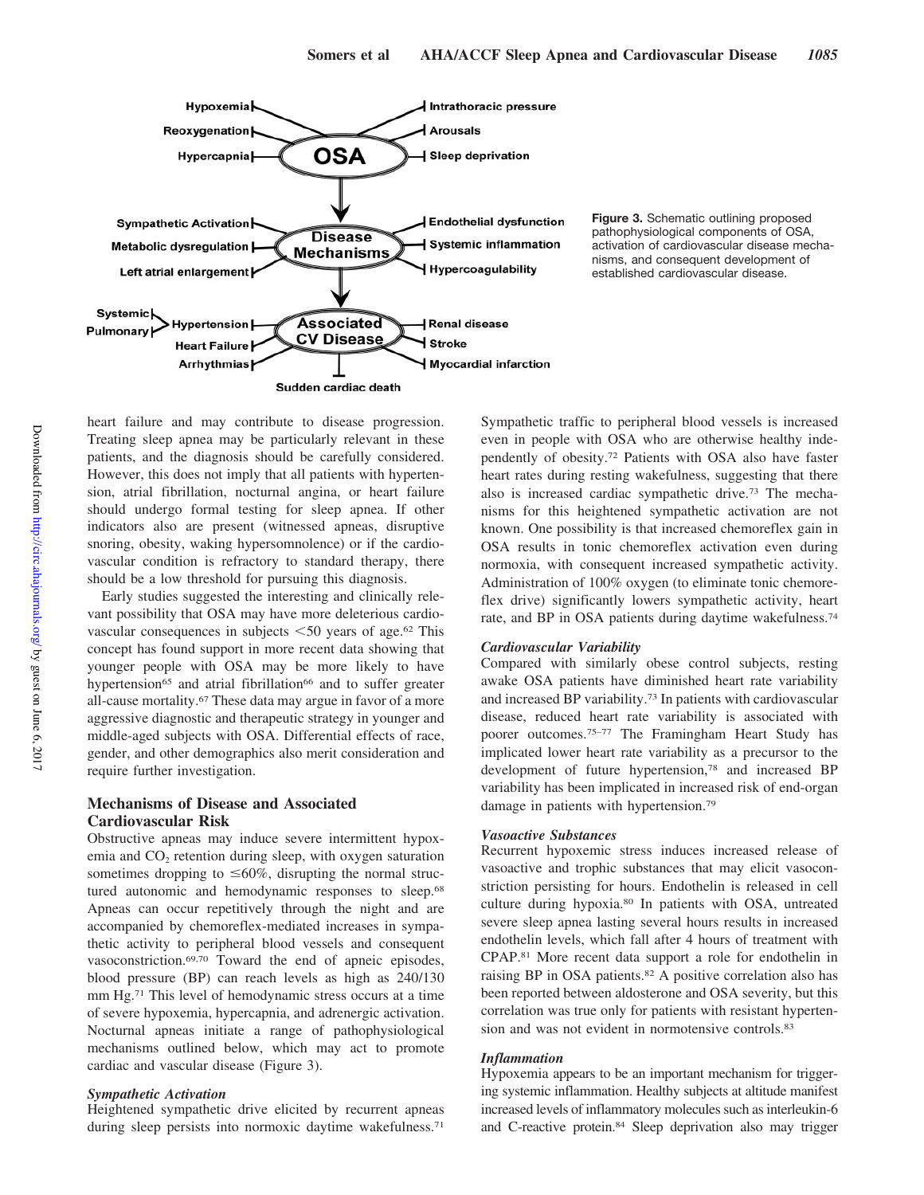Figure 3. Schematic outlining proposed pathophysiological components of OSA, activation of cardiovascular disease mechanisms, and consequent development of established cardiovascular disease.

heart failure and may contribute to disease progression. Treating sleep apnea may be particularly relevant in these patients, and the diagnosis should be carefully considered. However, this does not imply that all patients with hypertension, atrial fibrillation, nocturnal angina, or heart failure should undergo formal testing for sleep apnea. If other indicators also are present (witnessed apneas, disruptive snoring, obesity, waking hypersomnolence) or if the cardiovascular condition is refractory to standard therapy, there should be a low threshold for pursuing this diagnosis.

Early studies suggested the interesting and clinically relevant possibility that OSA may have more deleterious cardiovascular consequences in subjects <50 years of age.[62] This concept has found support in more recent data showing that younger people with OSA may be more likely to have hypertension[65] and atrial fibrillation[66] and to suffer greater all-cause mortality.[67] These data may argue in favor of a more aggressive diagnostic and therapeutic strategy in younger and middle-aged subjects with OSA. Differential effects of race, gender, and other demographics also merit consideration and require further investigation.

## Mechanisms of Disease and Associated Cardiovascular Risk

Obstructive apneas may induce severe intermittent hypoxemia and $CO_2$ retention during sleep, with oxygen saturation sometimes dropping to ≤60%, disrupting the normal structured autonomic and hemodynamic responses to sleep.[68] Apneas can occur repetitively through the night and are accompanied by chemoreflex-mediated increases in sympathetic activity to peripheral blood vessels and consequent vasoconstriction.[69,70] Toward the end of apneic episodes, blood pressure (BP) can reach levels as high as 240/130 mm Hg.[71] This level of hemodynamic stress occurs at a time of severe hypoxemia, hypercapnia, and adrenergic activation. Nocturnal apneas initiate a range of pathophysiological mechanisms outlined below, which may act to promote cardiac and vascular disease (Figure 3).

### *Sympathetic Activation*

Heightened sympathetic drive elicited by recurrent apneas during sleep persists into normoxic daytime wakefulness.[71] Sympathetic traffic to peripheral blood vessels is increased even in people with OSA who are otherwise healthy independently of obesity.[72] Patients with OSA also have faster heart rates during resting wakefulness, suggesting that there also is increased cardiac sympathetic drive.[73] The mechanisms for this heightened sympathetic activation are not known. One possibility is that increased chemoreflex gain in OSA results in tonic chemoreflex activation even during normoxia, with consequent increased sympathetic activity. Administration of 100% oxygen (to eliminate tonic chemoreflex drive) significantly lowers sympathetic activity, heart rate, and BP in OSA patients during daytime wakefulness.[74]

### *Cardiovascular Variability*

Compared with similarly obese control subjects, resting awake OSA patients have diminished heart rate variability and increased BP variability.[73] In patients with cardiovascular disease, reduced heart rate variability is associated with poorer outcomes.[75–77] The Framingham Heart Study has implicated lower heart rate variability as a precursor to the development of future hypertension,[78] and increased BP variability has been implicated in increased risk of end-organ damage in patients with hypertension.[79]

### *Vasoactive Substances*

Recurrent hypoxemic stress induces increased release of vasoactive and trophic substances that may elicit vasoconstriction persisting for hours. Endothelin is released in cell culture during hypoxia.[80] In patients with OSA, untreated severe sleep apnea lasting several hours results in increased endothelin levels, which fall after 4 hours of treatment with CPAP.[81] More recent data support a role for endothelin in raising BP in OSA patients.[82] A positive correlation also has been reported between aldosterone and OSA severity, but this correlation was true only for patients with resistant hypertension and was not evident in normotensive controls.[83]

### *Inflammation*

Hypoxemia appears to be an important mechanism for triggering systemic inflammation. Healthy subjects at altitude manifest increased levels of inflammatory molecules such as interleukin-6 and C-reactive protein.[84] Sleep deprivation also may trigger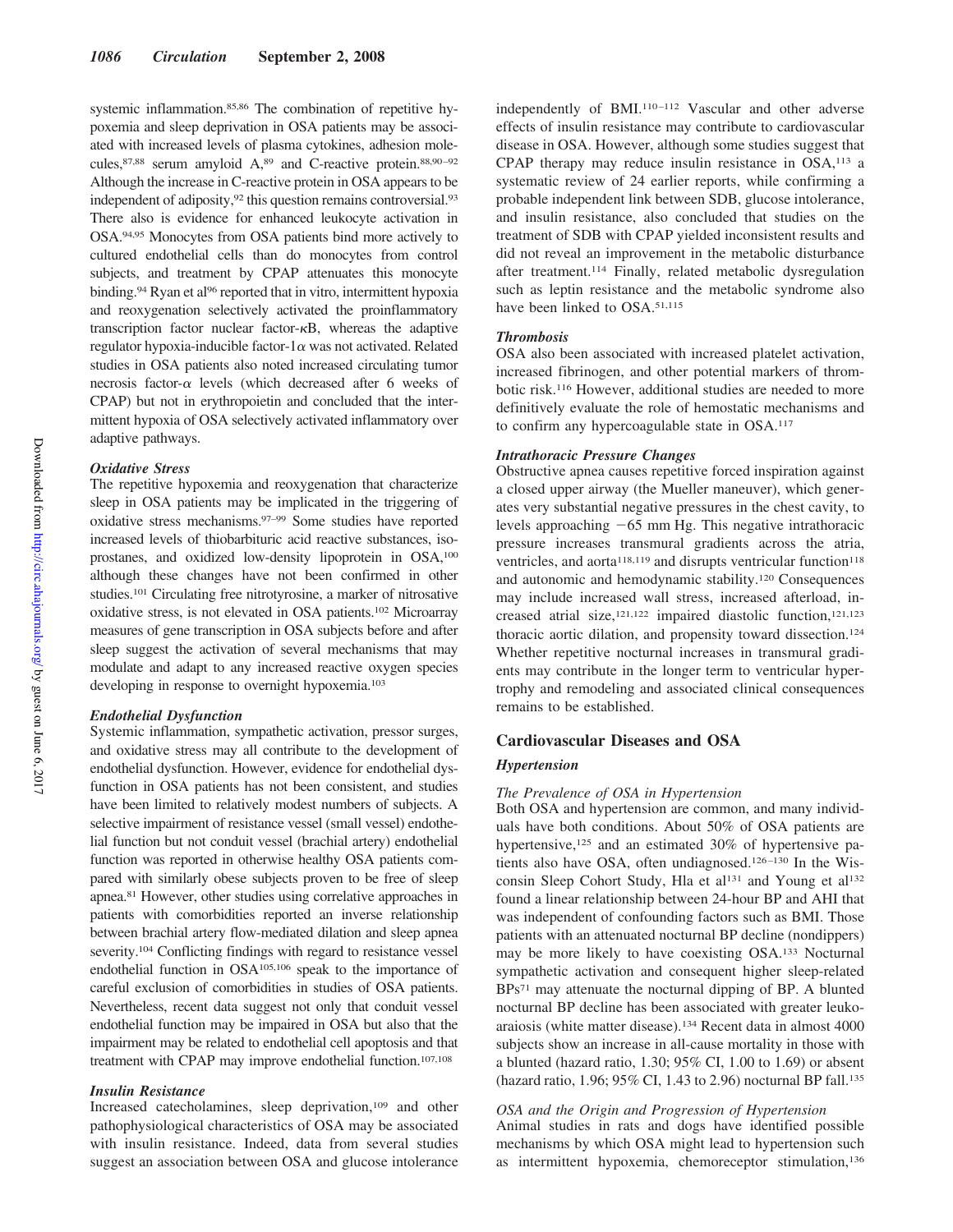systemic inflammation.[85,86] The combination of repetitive hypoxemia and sleep deprivation in OSA patients may be associated with increased levels of plasma cytokines, adhesion molecules,[87,88] serum amyloid A,[89] and C-reactive protein.[88,90–92] Although the increase in C-reactive protein in OSA appears to be independent of adiposity,[92] this question remains controversial.[93] There also is evidence for enhanced leukocyte activation in OSA.[94,95] Monocytes from OSA patients bind more actively to cultured endothelial cells than do monocytes from control subjects, and treatment by CPAP attenuates this monocyte binding.[94] Ryan et al[96] reported that in vitro, intermittent hypoxia and reoxygenation selectively activated the proinflammatory transcription factor nuclear factor-$\kappa$B, whereas the adaptive regulator hypoxia-inducible factor-1$\alpha$ was not activated. Related studies in OSA patients also noted increased circulating tumor necrosis factor-$\alpha$ levels (which decreased after 6 weeks of CPAP) but not in erythropoietin and concluded that the intermittent hypoxia of OSA selectively activated inflammatory over adaptive pathways.

#### *Oxidative Stress*

The repetitive hypoxemia and reoxygenation that characterize sleep in OSA patients may be implicated in the triggering of oxidative stress mechanisms.[97–99] Some studies have reported increased levels of thiobarbituric acid reactive substances, isoprostanes, and oxidized low-density lipoprotein in OSA,[100] although these changes have not been confirmed in other studies.[101] Circulating free nitrotyrosine, a marker of nitrosative oxidative stress, is not elevated in OSA patients.[102] Microarray measures of gene transcription in OSA subjects before and after sleep suggest the activation of several mechanisms that may modulate and adapt to any increased reactive oxygen species developing in response to overnight hypoxemia.[103]

#### *Endothelial Dysfunction*

Systemic inflammation, sympathetic activation, pressor surges, and oxidative stress may all contribute to the development of endothelial dysfunction. However, evidence for endothelial dysfunction in OSA patients has not been consistent, and studies have been limited to relatively modest numbers of subjects. A selective impairment of resistance vessel (small vessel) endothelial function but not conduit vessel (brachial artery) endothelial function was reported in otherwise healthy OSA patients compared with similarly obese subjects proven to be free of sleep apnea.[81] However, other studies using correlative approaches in patients with comorbidities reported an inverse relationship between brachial artery flow-mediated dilation and sleep apnea severity.[104] Conflicting findings with regard to resistance vessel endothelial function in OSA[105,106] speak to the importance of careful exclusion of comorbidities in studies of OSA patients. Nevertheless, recent data suggest not only that conduit vessel endothelial function may be impaired in OSA but also that the impairment may be related to endothelial cell apoptosis and that treatment with CPAP may improve endothelial function.[107,108]

#### *Insulin Resistance*

Increased catecholamines, sleep deprivation,[109] and other pathophysiological characteristics of OSA may be associated with insulin resistance. Indeed, data from several studies suggest an association between OSA and glucose intolerance independently of BMI.[110–112] Vascular and other adverse effects of insulin resistance may contribute to cardiovascular disease in OSA. However, although some studies suggest that CPAP therapy may reduce insulin resistance in OSA,[113] a systematic review of 24 earlier reports, while confirming a probable independent link between SDB, glucose intolerance, and insulin resistance, also concluded that studies on the treatment of SDB with CPAP yielded inconsistent results and did not reveal an improvement in the metabolic disturbance after treatment.[114] Finally, related metabolic dysregulation such as leptin resistance and the metabolic syndrome also have been linked to OSA.[51,115]

#### *Thrombosis*

OSA also been associated with increased platelet activation, increased fibrinogen, and other potential markers of thrombotic risk.[116] However, additional studies are needed to more definitively evaluate the role of hemostatic mechanisms and to confirm any hypercoagulable state in OSA.[117]

#### *Intrathoracic Pressure Changes*

Obstructive apnea causes repetitive forced inspiration against a closed upper airway (the Mueller maneuver), which generates very substantial negative pressures in the chest cavity, to levels approaching −65 mm Hg. This negative intrathoracic pressure increases transmural gradients across the atria, ventricles, and aorta[118,119] and disrupts ventricular function[118] and autonomic and hemodynamic stability.[120] Consequences may include increased wall stress, increased afterload, increased atrial size,[121,122] impaired diastolic function,[121,123] thoracic aortic dilation, and propensity toward dissection.[124] Whether repetitive nocturnal increases in transmural gradients may contribute in the longer term to ventricular hypertrophy and remodeling and associated clinical consequences remains to be established.

## Cardiovascular Diseases and OSA

### *Hypertension*

#### *The Prevalence of OSA in Hypertension*

Both OSA and hypertension are common, and many individuals have both conditions. About 50% of OSA patients are hypertensive,[125] and an estimated 30% of hypertensive patients also have OSA, often undiagnosed.[126–130] In the Wisconsin Sleep Cohort Study, Hla et al[131] and Young et al[132] found a linear relationship between 24-hour BP and AHI that was independent of confounding factors such as BMI. Those patients with an attenuated nocturnal BP decline (nondippers) may be more likely to have coexisting OSA.[133] Nocturnal sympathetic activation and consequent higher sleep-related BPs[71] may attenuate the nocturnal dipping of BP. A blunted nocturnal BP decline has been associated with greater leukoaraiosis (white matter disease).[134] Recent data in almost 4000 subjects show an increase in all-cause mortality in those with a blunted (hazard ratio, 1.30; 95% CI, 1.00 to 1.69) or absent (hazard ratio, 1.96; 95% CI, 1.43 to 2.96) nocturnal BP fall.[135]

#### *OSA and the Origin and Progression of Hypertension*

Animal studies in rats and dogs have identified possible mechanisms by which OSA might lead to hypertension such as intermittent hypoxemia, chemoreceptor stimulation,[136]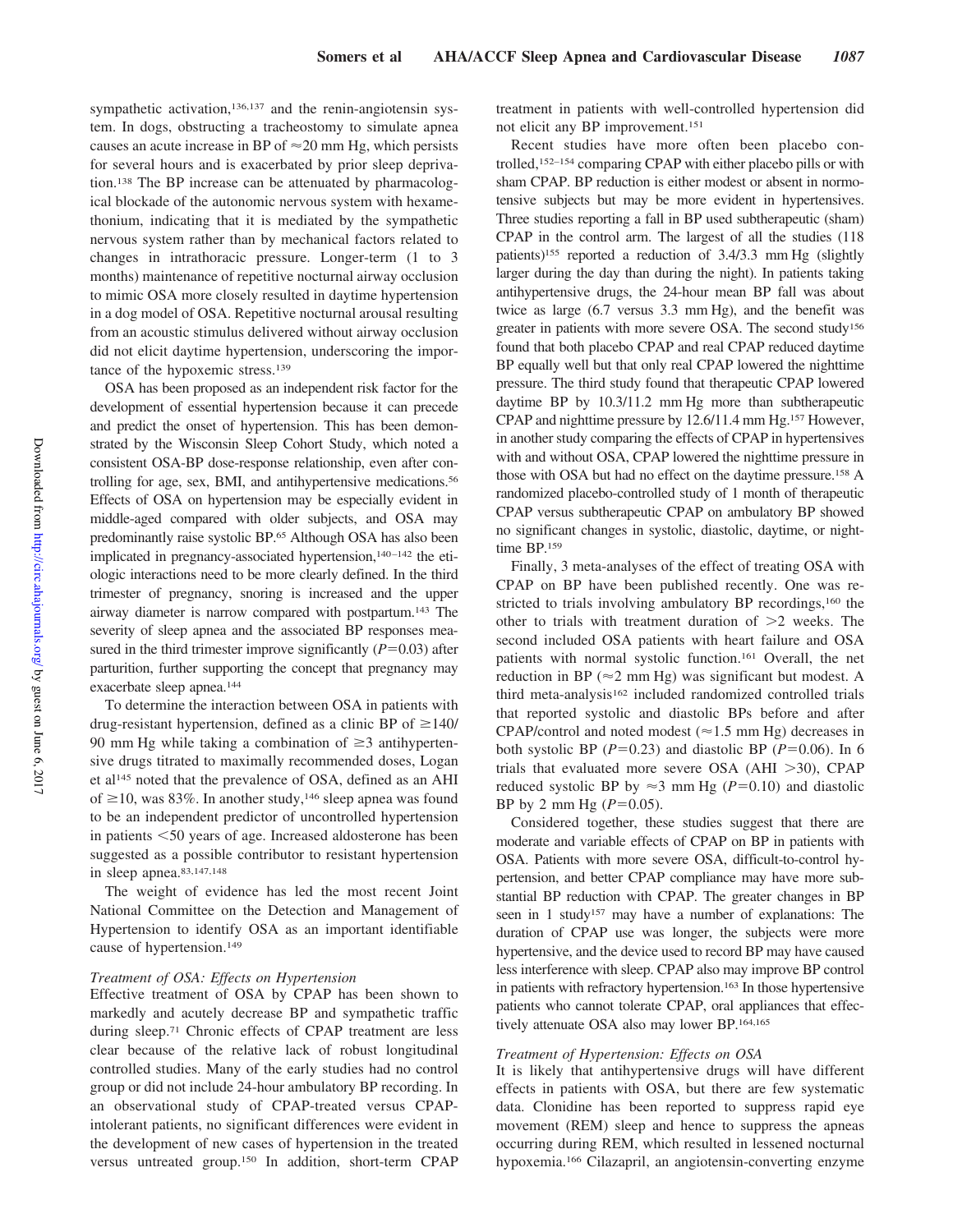sympathetic activation,[136,137] and the renin-angiotensin system. In dogs, obstructing a tracheostomy to simulate apnea causes an acute increase in BP of ≈20 mm Hg, which persists for several hours and is exacerbated by prior sleep deprivation.[138] The BP increase can be attenuated by pharmacological blockade of the autonomic nervous system with hexamethonium, indicating that it is mediated by the sympathetic nervous system rather than by mechanical factors related to changes in intrathoracic pressure. Longer-term (1 to 3 months) maintenance of repetitive nocturnal airway occlusion to mimic OSA more closely resulted in daytime hypertension in a dog model of OSA. Repetitive nocturnal arousal resulting from an acoustic stimulus delivered without airway occlusion did not elicit daytime hypertension, underscoring the importance of the hypoxemic stress.[139]

OSA has been proposed as an independent risk factor for the development of essential hypertension because it can precede and predict the onset of hypertension. This has been demonstrated by the Wisconsin Sleep Cohort Study, which noted a consistent OSA-BP dose-response relationship, even after controlling for age, sex, BMI, and antihypertensive medications.[56] Effects of OSA on hypertension may be especially evident in middle-aged compared with older subjects, and OSA may predominantly raise systolic BP.[65] Although OSA has also been implicated in pregnancy-associated hypertension,[140–142] the etiologic interactions need to be more clearly defined. In the third trimester of pregnancy, snoring is increased and the upper airway diameter is narrow compared with postpartum.[143] The severity of sleep apnea and the associated BP responses measured in the third trimester improve significantly ($P=0.03$) after parturition, further supporting the concept that pregnancy may exacerbate sleep apnea.[144]

To determine the interaction between OSA in patients with drug-resistant hypertension, defined as a clinic BP of ≥140/90 mm Hg while taking a combination of ≥3 antihypertensive drugs titrated to maximally recommended doses, Logan et al[145] noted that the prevalence of OSA, defined as an AHI of ≥10, was 83%. In another study,[146] sleep apnea was found to be an independent predictor of uncontrolled hypertension in patients <50 years of age. Increased aldosterone has been suggested as a possible contributor to resistant hypertension in sleep apnea.[83,147,148]

The weight of evidence has led the most recent Joint National Committee on the Detection and Management of Hypertension to identify OSA as an important identifiable cause of hypertension.[149]

### *Treatment of OSA: Effects on Hypertension*

Effective treatment of OSA by CPAP has been shown to markedly and acutely decrease BP and sympathetic traffic during sleep.[71] Chronic effects of CPAP treatment are less clear because of the relative lack of robust longitudinal controlled studies. Many of the early studies had no control group or did not include 24-hour ambulatory BP recording. In an observational study of CPAP-treated versus CPAP-intolerant patients, no significant differences were evident in the development of new cases of hypertension in the treated versus untreated group.[150] In addition, short-term CPAP treatment in patients with well-controlled hypertension did not elicit any BP improvement.[151]

Recent studies have more often been placebo controlled,[152–154] comparing CPAP with either placebo pills or with sham CPAP. BP reduction is either modest or absent in normotensive subjects but may be more evident in hypertensives. Three studies reporting a fall in BP used subtherapeutic (sham) CPAP in the control arm. The largest of all the studies (118 patients)[155] reported a reduction of 3.4/3.3 mm Hg (slightly larger during the day than during the night). In patients taking antihypertensive drugs, the 24-hour mean BP fall was about twice as large (6.7 versus 3.3 mm Hg), and the benefit was greater in patients with more severe OSA. The second study[156] found that both placebo CPAP and real CPAP reduced daytime BP equally well but that only real CPAP lowered the nighttime pressure. The third study found that therapeutic CPAP lowered daytime BP by 10.3/11.2 mm Hg more than subtherapeutic CPAP and nighttime pressure by 12.6/11.4 mm Hg.[157] However, in another study comparing the effects of CPAP in hypertensives with and without OSA, CPAP lowered the nighttime pressure in those with OSA but had no effect on the daytime pressure.[158] A randomized placebo-controlled study of 1 month of therapeutic CPAP versus subtherapeutic CPAP on ambulatory BP showed no significant changes in systolic, diastolic, daytime, or nighttime BP.[159]

Finally, 3 meta-analyses of the effect of treating OSA with CPAP on BP have been published recently. One was restricted to trials involving ambulatory BP recordings,[160] the other to trials with treatment duration of >2 weeks. The second included OSA patients with heart failure and OSA patients with normal systolic function.[161] Overall, the net reduction in BP (≈2 mm Hg) was significant but modest. A third meta-analysis[162] included randomized controlled trials that reported systolic and diastolic BPs before and after CPAP/control and noted modest (≈1.5 mm Hg) decreases in both systolic BP ($P=0.23$) and diastolic BP ($P=0.06$). In 6 trials that evaluated more severe OSA (AHI >30), CPAP reduced systolic BP by ≈3 mm Hg ($P=0.10$) and diastolic BP by 2 mm Hg ($P=0.05$).

Considered together, these studies suggest that there are moderate and variable effects of CPAP on BP in patients with OSA. Patients with more severe OSA, difficult-to-control hypertension, and better CPAP compliance may have more substantial BP reduction with CPAP. The greater changes in BP seen in 1 study[157] may have a number of explanations: The duration of CPAP use was longer, the subjects were more hypertensive, and the device used to record BP may have caused less interference with sleep. CPAP also may improve BP control in patients with refractory hypertension.[163] In those hypertensive patients who cannot tolerate CPAP, oral appliances that effectively attenuate OSA also may lower BP.[164,165]

### *Treatment of Hypertension: Effects on OSA*

It is likely that antihypertensive drugs will have different effects in patients with OSA, but there are few systematic data. Clonidine has been reported to suppress rapid eye movement (REM) sleep and hence to suppress the apneas occurring during REM, which resulted in lessened nocturnal hypoxemia.[166] Cilazapril, an angiotensin-converting enzyme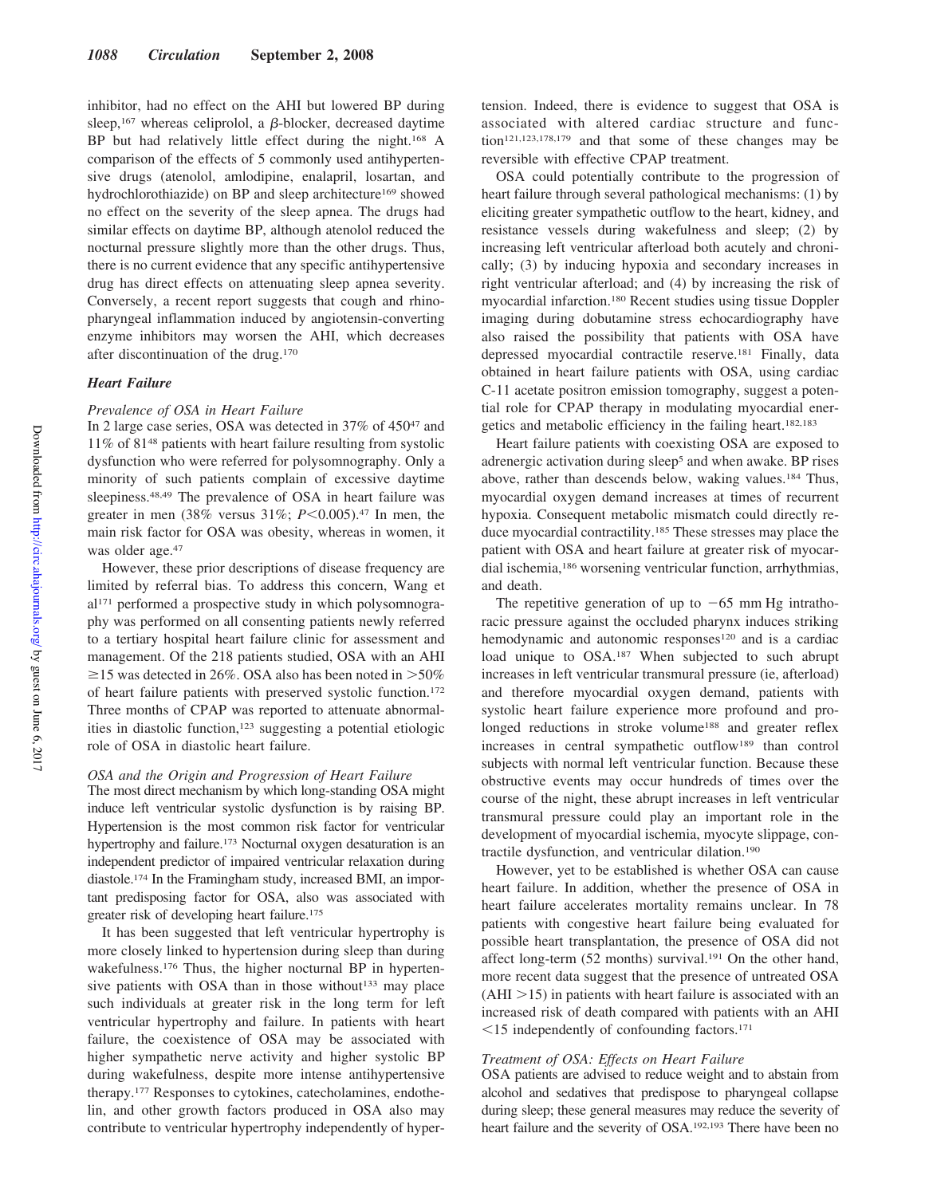inhibitor, had no effect on the AHI but lowered BP during sleep,[167] whereas celiprolol, a β-blocker, decreased daytime BP but had relatively little effect during the night.[168] A comparison of the effects of 5 commonly used antihypertensive drugs (atenolol, amlodipine, enalapril, losartan, and hydrochlorothiazide) on BP and sleep architecture[169] showed no effect on the severity of the sleep apnea. The drugs had similar effects on daytime BP, although atenolol reduced the nocturnal pressure slightly more than the other drugs. Thus, there is no current evidence that any specific antihypertensive drug has direct effects on attenuating sleep apnea severity. Conversely, a recent report suggests that cough and rhinopharyngeal inflammation induced by angiotensin-converting enzyme inhibitors may worsen the AHI, which decreases after discontinuation of the drug.[170]

### *Heart Failure*

#### *Prevalence of OSA in Heart Failure*

In 2 large case series, OSA was detected in 37% of 450[47] and 11% of 81[48] patients with heart failure resulting from systolic dysfunction who were referred for polysomnography. Only a minority of such patients complain of excessive daytime sleepiness.[48,49] The prevalence of OSA in heart failure was greater in men (38% versus 31%; $P<0.005$).[47] In men, the main risk factor for OSA was obesity, whereas in women, it was older age.[47]

However, these prior descriptions of disease frequency are limited by referral bias. To address this concern, Wang et al[171] performed a prospective study in which polysomnography was performed on all consenting patients newly referred to a tertiary hospital heart failure clinic for assessment and management. Of the 218 patients studied, OSA with an AHI ≥15 was detected in 26%. OSA also has been noted in >50% of heart failure patients with preserved systolic function.[172] Three months of CPAP was reported to attenuate abnormalities in diastolic function,[123] suggesting a potential etiologic role of OSA in diastolic heart failure.

#### *OSA and the Origin and Progression of Heart Failure*

The most direct mechanism by which long-standing OSA might induce left ventricular systolic dysfunction is by raising BP. Hypertension is the most common risk factor for ventricular hypertrophy and failure.[173] Nocturnal oxygen desaturation is an independent predictor of impaired ventricular relaxation during diastole.[174] In the Framingham study, increased BMI, an important predisposing factor for OSA, also was associated with greater risk of developing heart failure.[175]

It has been suggested that left ventricular hypertrophy is more closely linked to hypertension during sleep than during wakefulness.[176] Thus, the higher nocturnal BP in hypertensive patients with OSA than in those without[133] may place such individuals at greater risk in the long term for left ventricular hypertrophy and failure. In patients with heart failure, the coexistence of OSA may be associated with higher sympathetic nerve activity and higher systolic BP during wakefulness, despite more intense antihypertensive therapy.[177] Responses to cytokines, catecholamines, endothelin, and other growth factors produced in OSA also may contribute to ventricular hypertrophy independently of hypertension. Indeed, there is evidence to suggest that OSA is associated with altered cardiac structure and function[121,123,178,179] and that some of these changes may be reversible with effective CPAP treatment.

OSA could potentially contribute to the progression of heart failure through several pathological mechanisms: (1) by eliciting greater sympathetic outflow to the heart, kidney, and resistance vessels during wakefulness and sleep; (2) by increasing left ventricular afterload both acutely and chronically; (3) by inducing hypoxia and secondary increases in right ventricular afterload; and (4) by increasing the risk of myocardial infarction.[180] Recent studies using tissue Doppler imaging during dobutamine stress echocardiography have also raised the possibility that patients with OSA have depressed myocardial contractile reserve.[181] Finally, data obtained in heart failure patients with OSA, using cardiac C-11 acetate positron emission tomography, suggest a potential role for CPAP therapy in modulating myocardial energetics and metabolic efficiency in the failing heart.[182,183]

Heart failure patients with coexisting OSA are exposed to adrenergic activation during sleep[5] and when awake. BP rises above, rather than descends below, waking values.[184] Thus, myocardial oxygen demand increases at times of recurrent hypoxia. Consequent metabolic mismatch could directly reduce myocardial contractility.[185] These stresses may place the patient with OSA and heart failure at greater risk of myocardial ischemia,[186] worsening ventricular function, arrhythmias, and death.

The repetitive generation of up to −65 mm Hg intrathoracic pressure against the occluded pharynx induces striking hemodynamic and autonomic responses[120] and is a cardiac load unique to OSA.[187] When subjected to such abrupt increases in left ventricular transmural pressure (ie, afterload) and therefore myocardial oxygen demand, patients with systolic heart failure experience more profound and prolonged reductions in stroke volume[188] and greater reflex increases in central sympathetic outflow[189] than control subjects with normal left ventricular function. Because these obstructive events may occur hundreds of times over the course of the night, these abrupt increases in left ventricular transmural pressure could play an important role in the development of myocardial ischemia, myocyte slippage, contractile dysfunction, and ventricular dilation.[190]

However, yet to be established is whether OSA can cause heart failure. In addition, whether the presence of OSA in heart failure accelerates mortality remains unclear. In 78 patients with congestive heart failure being evaluated for possible heart transplantation, the presence of OSA did not affect long-term (52 months) survival.[191] On the other hand, more recent data suggest that the presence of untreated OSA (AHI >15) in patients with heart failure is associated with an increased risk of death compared with patients with an AHI <15 independently of confounding factors.[171]

#### *Treatment of OSA: Effects on Heart Failure*

OSA patients are advised to reduce weight and to abstain from alcohol and sedatives that predispose to pharyngeal collapse during sleep; these general measures may reduce the severity of heart failure and the severity of OSA.[192,193] There have been no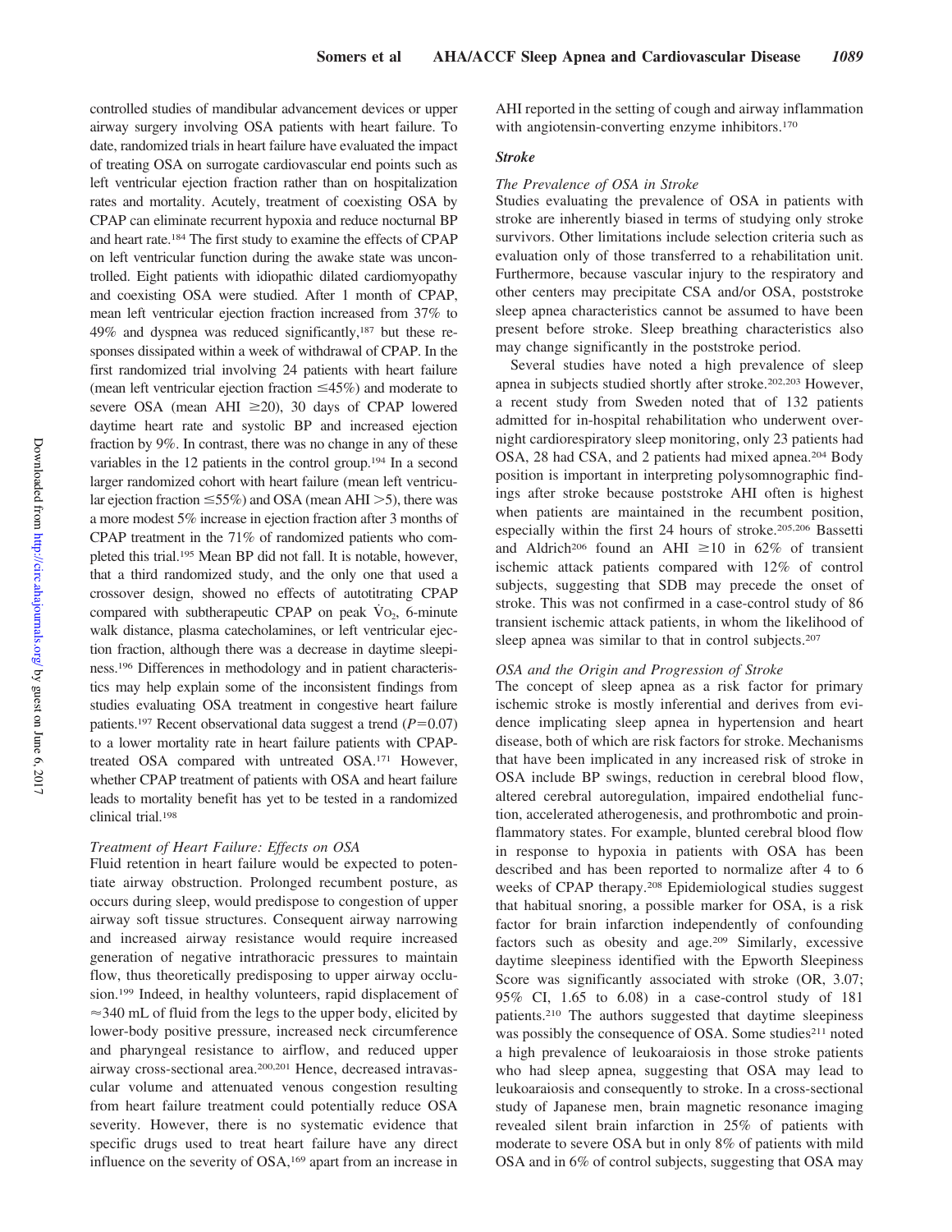controlled studies of mandibular advancement devices or upper airway surgery involving OSA patients with heart failure. To date, randomized trials in heart failure have evaluated the impact of treating OSA on surrogate cardiovascular end points such as left ventricular ejection fraction rather than on hospitalization rates and mortality. Acutely, treatment of coexisting OSA by CPAP can eliminate recurrent hypoxia and reduce nocturnal BP and heart rate.[184] The first study to examine the effects of CPAP on left ventricular function during the awake state was uncontrolled. Eight patients with idiopathic dilated cardiomyopathy and coexisting OSA were studied. After 1 month of CPAP, mean left ventricular ejection fraction increased from 37% to 49% and dyspnea was reduced significantly,[187] but these responses dissipated within a week of withdrawal of CPAP. In the first randomized trial involving 24 patients with heart failure (mean left ventricular ejection fraction $\leq$45%) and moderate to severe OSA (mean AHI $\geq$20), 30 days of CPAP lowered daytime heart rate and systolic BP and increased ejection fraction by 9%. In contrast, there was no change in any of these variables in the 12 patients in the control group.[194] In a second larger randomized cohort with heart failure (mean left ventricular ejection fraction $\leq$55%) and OSA (mean AHI $>$5), there was a more modest 5% increase in ejection fraction after 3 months of CPAP treatment in the 71% of randomized patients who completed this trial.[195] Mean BP did not fall. It is notable, however, that a third randomized study, and the only one that used a crossover design, showed no effects of autotitrating CPAP compared with subtherapeutic CPAP on peak $\dot{V}O_2$, 6-minute walk distance, plasma catecholamines, or left ventricular ejection fraction, although there was a decrease in daytime sleepiness.[196] Differences in methodology and in patient characteristics may help explain some of the inconsistent findings from studies evaluating OSA treatment in congestive heart failure patients.[197] Recent observational data suggest a trend ($P$=0.07) to a lower mortality rate in heart failure patients with CPAP-treated OSA compared with untreated OSA.[171] However, whether CPAP treatment of patients with OSA and heart failure leads to mortality benefit has yet to be tested in a randomized clinical trial.[198]

#### *Treatment of Heart Failure: Effects on OSA*

Fluid retention in heart failure would be expected to potentiate airway obstruction. Prolonged recumbent posture, as occurs during sleep, would predispose to congestion of upper airway soft tissue structures. Consequent airway narrowing and increased airway resistance would require increased generation of negative intrathoracic pressures to maintain flow, thus theoretically predisposing to upper airway occlusion.[199] Indeed, in healthy volunteers, rapid displacement of $\approx$340 mL of fluid from the legs to the upper body, elicited by lower-body positive pressure, increased neck circumference and pharyngeal resistance to airflow, and reduced upper airway cross-sectional area.[200,201] Hence, decreased intravascular volume and attenuated venous congestion resulting from heart failure treatment could potentially reduce OSA severity. However, there is no systematic evidence that specific drugs used to treat heart failure have any direct influence on the severity of OSA,[169] apart from an increase in AHI reported in the setting of cough and airway inflammation with angiotensin-converting enzyme inhibitors.[170]

### *Stroke*

#### *The Prevalence of OSA in Stroke*

Studies evaluating the prevalence of OSA in patients with stroke are inherently biased in terms of studying only stroke survivors. Other limitations include selection criteria such as evaluation only of those transferred to a rehabilitation unit. Furthermore, because vascular injury to the respiratory and other centers may precipitate CSA and/or OSA, poststroke sleep apnea characteristics cannot be assumed to have been present before stroke. Sleep breathing characteristics also may change significantly in the poststroke period.

Several studies have noted a high prevalence of sleep apnea in subjects studied shortly after stroke.[202,203] However, a recent study from Sweden noted that of 132 patients admitted for in-hospital rehabilitation who underwent overnight cardiorespiratory sleep monitoring, only 23 patients had OSA, 28 had CSA, and 2 patients had mixed apnea.[204] Body position is important in interpreting polysomnographic findings after stroke because poststroke AHI often is highest when patients are maintained in the recumbent position, especially within the first 24 hours of stroke.[205,206] Bassetti and Aldrich[206] found an AHI $\geq$10 in 62% of transient ischemic attack patients compared with 12% of control subjects, suggesting that SDB may precede the onset of stroke. This was not confirmed in a case-control study of 86 transient ischemic attack patients, in whom the likelihood of sleep apnea was similar to that in control subjects.[207]

#### *OSA and the Origin and Progression of Stroke*

The concept of sleep apnea as a risk factor for primary ischemic stroke is mostly inferential and derives from evidence implicating sleep apnea in hypertension and heart disease, both of which are risk factors for stroke. Mechanisms that have been implicated in any increased risk of stroke in OSA include BP swings, reduction in cerebral blood flow, altered cerebral autoregulation, impaired endothelial function, accelerated atherogenesis, and prothrombotic and proinflammatory states. For example, blunted cerebral blood flow in response to hypoxia in patients with OSA has been described and has been reported to normalize after 4 to 6 weeks of CPAP therapy.[208] Epidemiological studies suggest that habitual snoring, a possible marker for OSA, is a risk factor for brain infarction independently of confounding factors such as obesity and age.[209] Similarly, excessive daytime sleepiness identified with the Epworth Sleepiness Score was significantly associated with stroke (OR, 3.07; 95% CI, 1.65 to 6.08) in a case-control study of 181 patients.[210] The authors suggested that daytime sleepiness was possibly the consequence of OSA. Some studies[211] noted a high prevalence of leukoaraiosis in those stroke patients who had sleep apnea, suggesting that OSA may lead to leukoaraiosis and consequently to stroke. In a cross-sectional study of Japanese men, brain magnetic resonance imaging revealed silent brain infarction in 25% of patients with moderate to severe OSA but in only 8% of patients with mild OSA and in 6% of control subjects, suggesting that OSA may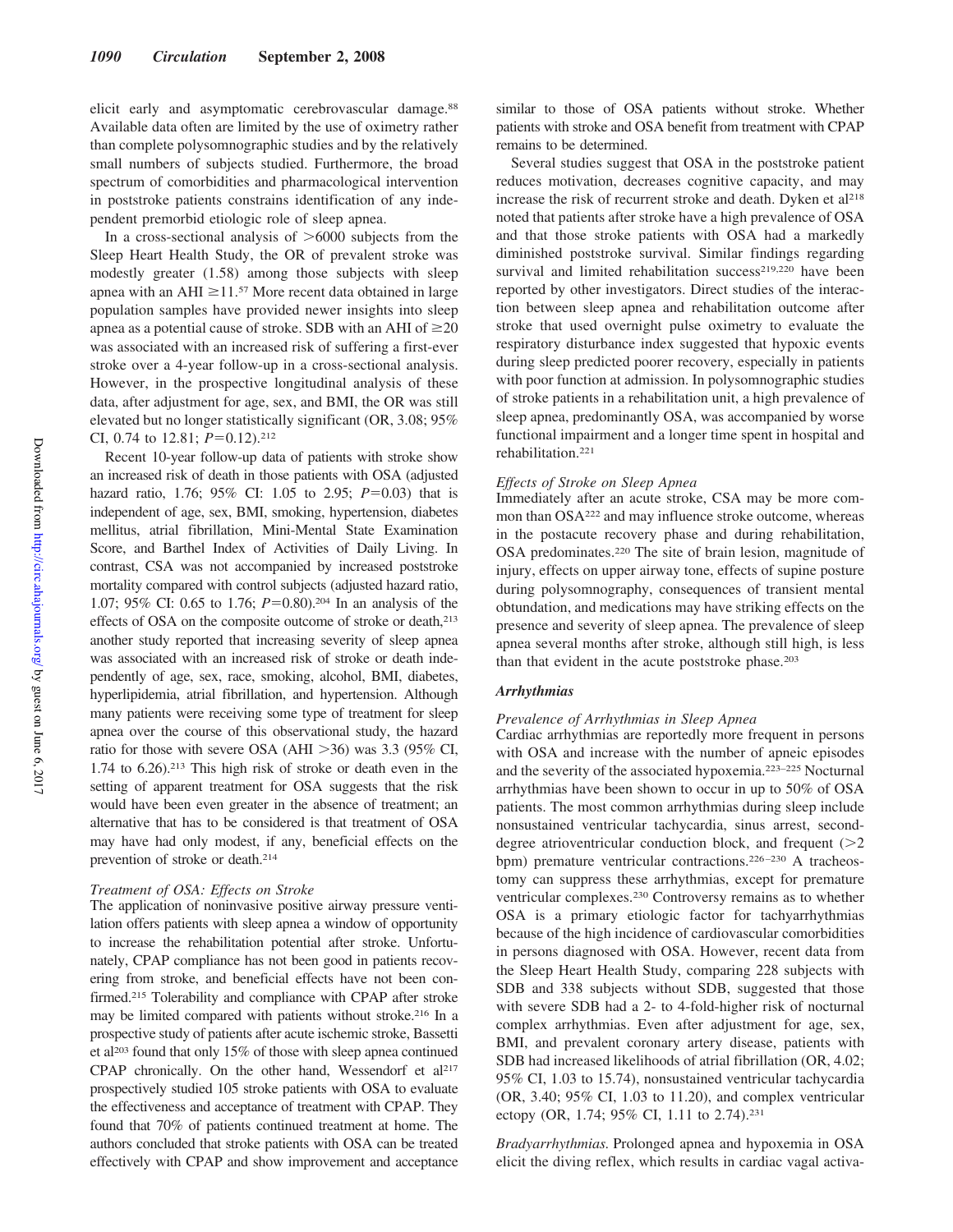elicit early and asymptomatic cerebrovascular damage.[88] Available data often are limited by the use of oximetry rather than complete polysomnographic studies and by the relatively small numbers of subjects studied. Furthermore, the broad spectrum of comorbidities and pharmacological intervention in poststroke patients constrains identification of any independent premorbid etiologic role of sleep apnea.

In a cross-sectional analysis of >6000 subjects from the Sleep Heart Health Study, the OR of prevalent stroke was modestly greater (1.58) among those subjects with sleep apnea with an AHI ≥11.[57] More recent data obtained in large population samples have provided newer insights into sleep apnea as a potential cause of stroke. SDB with an AHI of ≥20 was associated with an increased risk of suffering a first-ever stroke over a 4-year follow-up in a cross-sectional analysis. However, in the prospective longitudinal analysis of these data, after adjustment for age, sex, and BMI, the OR was still elevated but no longer statistically significant (OR, 3.08; 95% CI, 0.74 to 12.81; $P=0.12$).[212]

Recent 10-year follow-up data of patients with stroke show an increased risk of death in those patients with OSA (adjusted hazard ratio, 1.76; 95% CI: 1.05 to 2.95; $P=0.03$) that is independent of age, sex, BMI, smoking, hypertension, diabetes mellitus, atrial fibrillation, Mini-Mental State Examination Score, and Barthel Index of Activities of Daily Living. In contrast, CSA was not accompanied by increased poststroke mortality compared with control subjects (adjusted hazard ratio, 1.07; 95% CI: 0.65 to 1.76; $P=0.80$).[204] In an analysis of the effects of OSA on the composite outcome of stroke or death,[213] another study reported that increasing severity of sleep apnea was associated with an increased risk of stroke or death independently of age, sex, race, smoking, alcohol, BMI, diabetes, hyperlipidemia, atrial fibrillation, and hypertension. Although many patients were receiving some type of treatment for sleep apnea over the course of this observational study, the hazard ratio for those with severe OSA (AHI >36) was 3.3 (95% CI, 1.74 to 6.26).[213] This high risk of stroke or death even in the setting of apparent treatment for OSA suggests that the risk would have been even greater in the absence of treatment; an alternative that has to be considered is that treatment of OSA may have had only modest, if any, beneficial effects on the prevention of stroke or death.[214]

*Treatment of OSA: Effects on Stroke*

The application of noninvasive positive airway pressure ventilation offers patients with sleep apnea a window of opportunity to increase the rehabilitation potential after stroke. Unfortunately, CPAP compliance has not been good in patients recovering from stroke, and beneficial effects have not been confirmed.[215] Tolerability and compliance with CPAP after stroke may be limited compared with patients without stroke.[216] In a prospective study of patients after acute ischemic stroke, Bassetti et al[203] found that only 15% of those with sleep apnea continued CPAP chronically. On the other hand, Wessendorf et al[217] prospectively studied 105 stroke patients with OSA to evaluate the effectiveness and acceptance of treatment with CPAP. They found that 70% of patients continued treatment at home. The authors concluded that stroke patients with OSA can be treated effectively with CPAP and show improvement and acceptance similar to those of OSA patients without stroke. Whether patients with stroke and OSA benefit from treatment with CPAP remains to be determined.

Several studies suggest that OSA in the poststroke patient reduces motivation, decreases cognitive capacity, and may increase the risk of recurrent stroke and death. Dyken et al[218] noted that patients after stroke have a high prevalence of OSA and that those stroke patients with OSA had a markedly diminished poststroke survival. Similar findings regarding survival and limited rehabilitation success[219,220] have been reported by other investigators. Direct studies of the interaction between sleep apnea and rehabilitation outcome after stroke that used overnight pulse oximetry to evaluate the respiratory disturbance index suggested that hypoxic events during sleep predicted poorer recovery, especially in patients with poor function at admission. In polysomnographic studies of stroke patients in a rehabilitation unit, a high prevalence of sleep apnea, predominantly OSA, was accompanied by worse functional impairment and a longer time spent in hospital and rehabilitation.[221]

*Effects of Stroke on Sleep Apnea*

Immediately after an acute stroke, CSA may be more common than OSA[222] and may influence stroke outcome, whereas in the postacute recovery phase and during rehabilitation, OSA predominates.[220] The site of brain lesion, magnitude of injury, effects on upper airway tone, effects of supine posture during polysomnography, consequences of transient mental obtundation, and medications may have striking effects on the presence and severity of sleep apnea. The prevalence of sleep apnea several months after stroke, although still high, is less than that evident in the acute poststroke phase.[203]

### *Arrhythmias*

*Prevalence of Arrhythmias in Sleep Apnea*

Cardiac arrhythmias are reportedly more frequent in persons with OSA and increase with the number of apneic episodes and the severity of the associated hypoxemia.[223–225] Nocturnal arrhythmias have been shown to occur in up to 50% of OSA patients. The most common arrhythmias during sleep include nonsustained ventricular tachycardia, sinus arrest, second-degree atrioventricular conduction block, and frequent (>2 bpm) premature ventricular contractions.[226–230] A tracheostomy can suppress these arrhythmias, except for premature ventricular complexes.[230] Controversy remains as to whether OSA is a primary etiologic factor for tachyarrhythmias because of the high incidence of cardiovascular comorbidities in persons diagnosed with OSA. However, recent data from the Sleep Heart Health Study, comparing 228 subjects with SDB and 338 subjects without SDB, suggested that those with severe SDB had a 2- to 4-fold-higher risk of nocturnal complex arrhythmias. Even after adjustment for age, sex, BMI, and prevalent coronary artery disease, patients with SDB had increased likelihoods of atrial fibrillation (OR, 4.02; 95% CI, 1.03 to 15.74), nonsustained ventricular tachycardia (OR, 3.40; 95% CI, 1.03 to 11.20), and complex ventricular ectopy (OR, 1.74; 95% CI, 1.11 to 2.74).[231]

*Bradyarrhythmias.* Prolonged apnea and hypoxemia in OSA elicit the diving reflex, which results in cardiac vagal activa-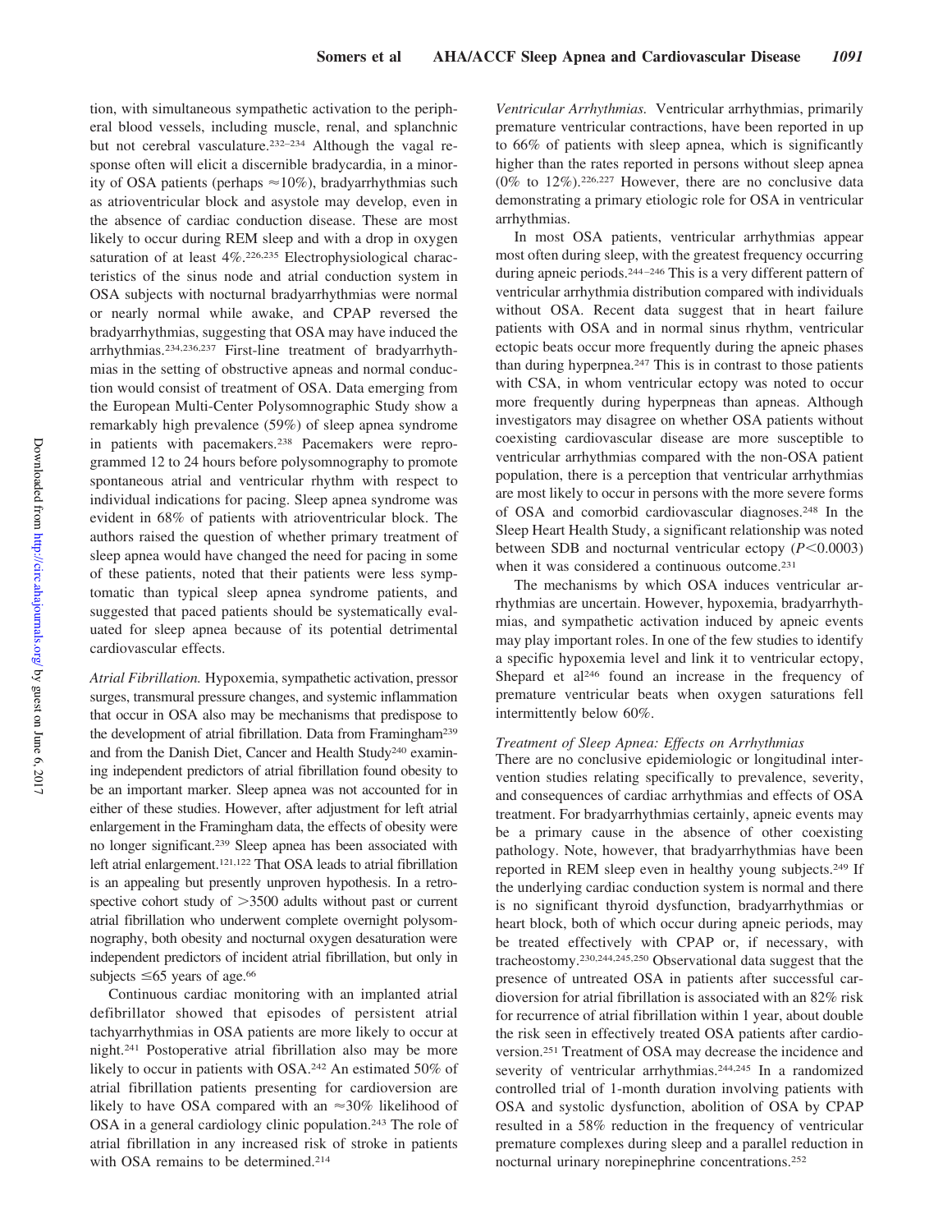tion, with simultaneous sympathetic activation to the peripheral blood vessels, including muscle, renal, and splanchnic but not cerebral vasculature.[232–234] Although the vagal response often will elicit a discernible bradycardia, in a minority of OSA patients (perhaps ≈10%), bradyarrhythmias such as atrioventricular block and asystole may develop, even in the absence of cardiac conduction disease. These are most likely to occur during REM sleep and with a drop in oxygen saturation of at least 4%.[226,235] Electrophysiological characteristics of the sinus node and atrial conduction system in OSA subjects with nocturnal bradyarrhythmias were normal or nearly normal while awake, and CPAP reversed the bradyarrhythmias, suggesting that OSA may have induced the arrhythmias.[234,236,237] First-line treatment of bradyarrhythmias in the setting of obstructive apneas and normal conduction would consist of treatment of OSA. Data emerging from the European Multi-Center Polysomnographic Study show a remarkably high prevalence (59%) of sleep apnea syndrome in patients with pacemakers.[238] Pacemakers were reprogrammed 12 to 24 hours before polysomnography to promote spontaneous atrial and ventricular rhythm with respect to individual indications for pacing. Sleep apnea syndrome was evident in 68% of patients with atrioventricular block. The authors raised the question of whether primary treatment of sleep apnea would have changed the need for pacing in some of these patients, noted that their patients were less symptomatic than typical sleep apnea syndrome patients, and suggested that paced patients should be systematically evaluated for sleep apnea because of its potential detrimental cardiovascular effects.

*Atrial Fibrillation.* Hypoxemia, sympathetic activation, pressor surges, transmural pressure changes, and systemic inflammation that occur in OSA also may be mechanisms that predispose to the development of atrial fibrillation. Data from Framingham[239] and from the Danish Diet, Cancer and Health Study[240] examining independent predictors of atrial fibrillation found obesity to be an important marker. Sleep apnea was not accounted for in either of these studies. However, after adjustment for left atrial enlargement in the Framingham data, the effects of obesity were no longer significant.[239] Sleep apnea has been associated with left atrial enlargement.[121,122] That OSA leads to atrial fibrillation is an appealing but presently unproven hypothesis. In a retrospective cohort study of >3500 adults without past or current atrial fibrillation who underwent complete overnight polysomnography, both obesity and nocturnal oxygen desaturation were independent predictors of incident atrial fibrillation, but only in subjects ≤65 years of age.[66]

Continuous cardiac monitoring with an implanted atrial defibrillator showed that episodes of persistent atrial tachyarrhythmias in OSA patients are more likely to occur at night.[241] Postoperative atrial fibrillation also may be more likely to occur in patients with OSA.[242] An estimated 50% of atrial fibrillation patients presenting for cardioversion are likely to have OSA compared with an ≈30% likelihood of OSA in a general cardiology clinic population.[243] The role of atrial fibrillation in any increased risk of stroke in patients with OSA remains to be determined.[214]

*Ventricular Arrhythmias.* Ventricular arrhythmias, primarily premature ventricular contractions, have been reported in up to 66% of patients with sleep apnea, which is significantly higher than the rates reported in persons without sleep apnea (0% to 12%).[226,227] However, there are no conclusive data demonstrating a primary etiologic role for OSA in ventricular arrhythmias.

In most OSA patients, ventricular arrhythmias appear most often during sleep, with the greatest frequency occurring during apneic periods.[244–246] This is a very different pattern of ventricular arrhythmia distribution compared with individuals without OSA. Recent data suggest that in heart failure patients with OSA and in normal sinus rhythm, ventricular ectopic beats occur more frequently during the apneic phases than during hyperpnea.[247] This is in contrast to those patients with CSA, in whom ventricular ectopy was noted to occur more frequently during hyperpneas than apneas. Although investigators may disagree on whether OSA patients without coexisting cardiovascular disease are more susceptible to ventricular arrhythmias compared with the non-OSA patient population, there is a perception that ventricular arrhythmias are most likely to occur in persons with the more severe forms of OSA and comorbid cardiovascular diagnoses.[248] In the Sleep Heart Health Study, a significant relationship was noted between SDB and nocturnal ventricular ectopy ($P<0.0003$) when it was considered a continuous outcome.[231]

The mechanisms by which OSA induces ventricular arrhythmias are uncertain. However, hypoxemia, bradyarrhythmias, and sympathetic activation induced by apneic events may play important roles. In one of the few studies to identify a specific hypoxemia level and link it to ventricular ectopy, Shepard et al[246] found an increase in the frequency of premature ventricular beats when oxygen saturations fell intermittently below 60%.

*Treatment of Sleep Apnea: Effects on Arrhythmias*

There are no conclusive epidemiologic or longitudinal intervention studies relating specifically to prevalence, severity, and consequences of cardiac arrhythmias and effects of OSA treatment. For bradyarrhythmias certainly, apneic events may be a primary cause in the absence of other coexisting pathology. Note, however, that bradyarrhythmias have been reported in REM sleep even in healthy young subjects.[249] If the underlying cardiac conduction system is normal and there is no significant thyroid dysfunction, bradyarrhythmias or heart block, both of which occur during apneic periods, may be treated effectively with CPAP or, if necessary, with tracheostomy.[230,244,245,250] Observational data suggest that the presence of untreated OSA in patients after successful cardioversion for atrial fibrillation is associated with an 82% risk for recurrence of atrial fibrillation within 1 year, about double the risk seen in effectively treated OSA patients after cardioversion.[251] Treatment of OSA may decrease the incidence and severity of ventricular arrhythmias.[244,245] In a randomized controlled trial of 1-month duration involving patients with OSA and systolic dysfunction, abolition of OSA by CPAP resulted in a 58% reduction in the frequency of ventricular premature complexes during sleep and a parallel reduction in nocturnal urinary norepinephrine concentrations.[252]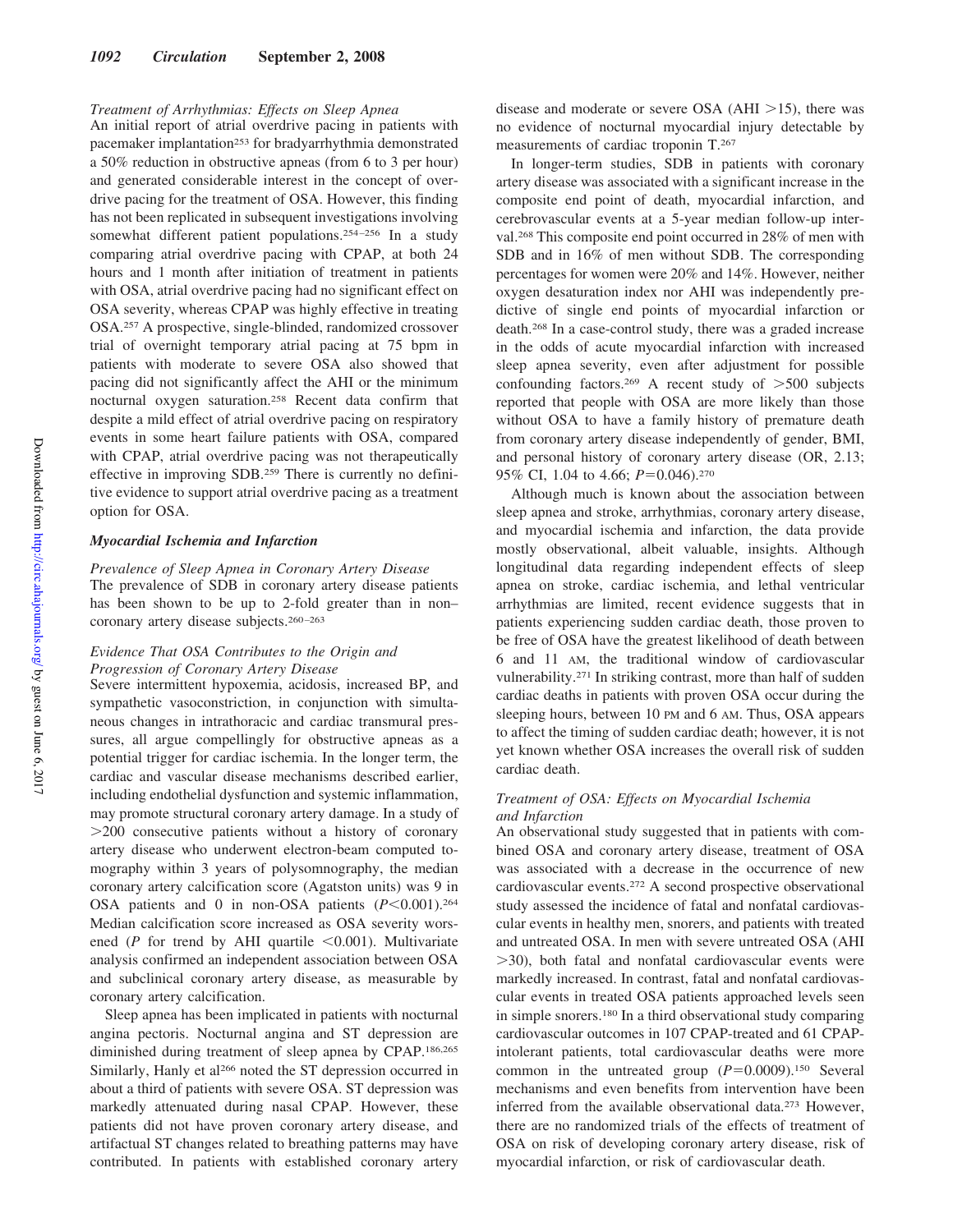*Treatment of Arrhythmias: Effects on Sleep Apnea*

An initial report of atrial overdrive pacing in patients with pacemaker implantation[253] for bradyarrhythmia demonstrated a 50% reduction in obstructive apneas (from 6 to 3 per hour) and generated considerable interest in the concept of overdrive pacing for the treatment of OSA. However, this finding has not been replicated in subsequent investigations involving somewhat different patient populations.[254–256] In a study comparing atrial overdrive pacing with CPAP, at both 24 hours and 1 month after initiation of treatment in patients with OSA, atrial overdrive pacing had no significant effect on OSA severity, whereas CPAP was highly effective in treating OSA.[257] A prospective, single-blinded, randomized crossover trial of overnight temporary atrial pacing at 75 bpm in patients with moderate to severe OSA also showed that pacing did not significantly affect the AHI or the minimum nocturnal oxygen saturation.[258] Recent data confirm that despite a mild effect of atrial overdrive pacing on respiratory events in some heart failure patients with OSA, compared with CPAP, atrial overdrive pacing was not therapeutically effective in improving SDB.[259] There is currently no definitive evidence to support atrial overdrive pacing as a treatment option for OSA.

### *Myocardial Ischemia and Infarction*

*Prevalence of Sleep Apnea in Coronary Artery Disease*

The prevalence of SDB in coronary artery disease patients has been shown to be up to 2-fold greater than in non–coronary artery disease subjects.[260–263]

*Evidence That OSA Contributes to the Origin and Progression of Coronary Artery Disease*

Severe intermittent hypoxemia, acidosis, increased BP, and sympathetic vasoconstriction, in conjunction with simultaneous changes in intrathoracic and cardiac transmural pressures, all argue compellingly for obstructive apneas as a potential trigger for cardiac ischemia. In the longer term, the cardiac and vascular disease mechanisms described earlier, including endothelial dysfunction and systemic inflammation, may promote structural coronary artery damage. In a study of >200 consecutive patients without a history of coronary artery disease who underwent electron-beam computed tomography within 3 years of polysomnography, the median coronary artery calcification score (Agatston units) was 9 in OSA patients and 0 in non-OSA patients ($P<0.001$).[264] Median calcification score increased as OSA severity worsened ($P$ for trend by AHI quartile $<0.001$). Multivariate analysis confirmed an independent association between OSA and subclinical coronary artery disease, as measurable by coronary artery calcification.

Sleep apnea has been implicated in patients with nocturnal angina pectoris. Nocturnal angina and ST depression are diminished during treatment of sleep apnea by CPAP.[186,265] Similarly, Hanly et al[266] noted the ST depression occurred in about a third of patients with severe OSA. ST depression was markedly attenuated during nasal CPAP. However, these patients did not have proven coronary artery disease, and artifactual ST changes related to breathing patterns may have contributed. In patients with established coronary artery disease and moderate or severe OSA (AHI >15), there was no evidence of nocturnal myocardial injury detectable by measurements of cardiac troponin T.[267]

In longer-term studies, SDB in patients with coronary artery disease was associated with a significant increase in the composite end point of death, myocardial infarction, and cerebrovascular events at a 5-year median follow-up interval.[268] This composite end point occurred in 28% of men with SDB and in 16% of men without SDB. The corresponding percentages for women were 20% and 14%. However, neither oxygen desaturation index nor AHI was independently predictive of single end points of myocardial infarction or death.[268] In a case-control study, there was a graded increase in the odds of acute myocardial infarction with increased sleep apnea severity, even after adjustment for possible confounding factors.[269] A recent study of >500 subjects reported that people with OSA are more likely than those without OSA to have a family history of premature death from coronary artery disease independently of gender, BMI, and personal history of coronary artery disease (OR, 2.13; 95% CI, 1.04 to 4.66; $P=0.046$).[270]

Although much is known about the association between sleep apnea and stroke, arrhythmias, coronary artery disease, and myocardial ischemia and infarction, the data provide mostly observational, albeit valuable, insights. Although longitudinal data regarding independent effects of sleep apnea on stroke, cardiac ischemia, and lethal ventricular arrhythmias are limited, recent evidence suggests that in patients experiencing sudden cardiac death, those proven to be free of OSA have the greatest likelihood of death between 6 and 11 AM, the traditional window of cardiovascular vulnerability.[271] In striking contrast, more than half of sudden cardiac deaths in patients with proven OSA occur during the sleeping hours, between 10 PM and 6 AM. Thus, OSA appears to affect the timing of sudden cardiac death; however, it is not yet known whether OSA increases the overall risk of sudden cardiac death.

*Treatment of OSA: Effects on Myocardial Ischemia and Infarction*

An observational study suggested that in patients with combined OSA and coronary artery disease, treatment of OSA was associated with a decrease in the occurrence of new cardiovascular events.[272] A second prospective observational study assessed the incidence of fatal and nonfatal cardiovascular events in healthy men, snorers, and patients with treated and untreated OSA. In men with severe untreated OSA (AHI >30), both fatal and nonfatal cardiovascular events were markedly increased. In contrast, fatal and nonfatal cardiovascular events in treated OSA patients approached levels seen in simple snorers.[180] In a third observational study comparing cardiovascular outcomes in 107 CPAP-treated and 61 CPAP-intolerant patients, total cardiovascular deaths were more common in the untreated group ($P=0.0009$).[150] Several mechanisms and even benefits from intervention have been inferred from the available observational data.[273] However, there are no randomized trials of the effects of treatment of OSA on risk of developing coronary artery disease, risk of myocardial infarction, or risk of cardiovascular death.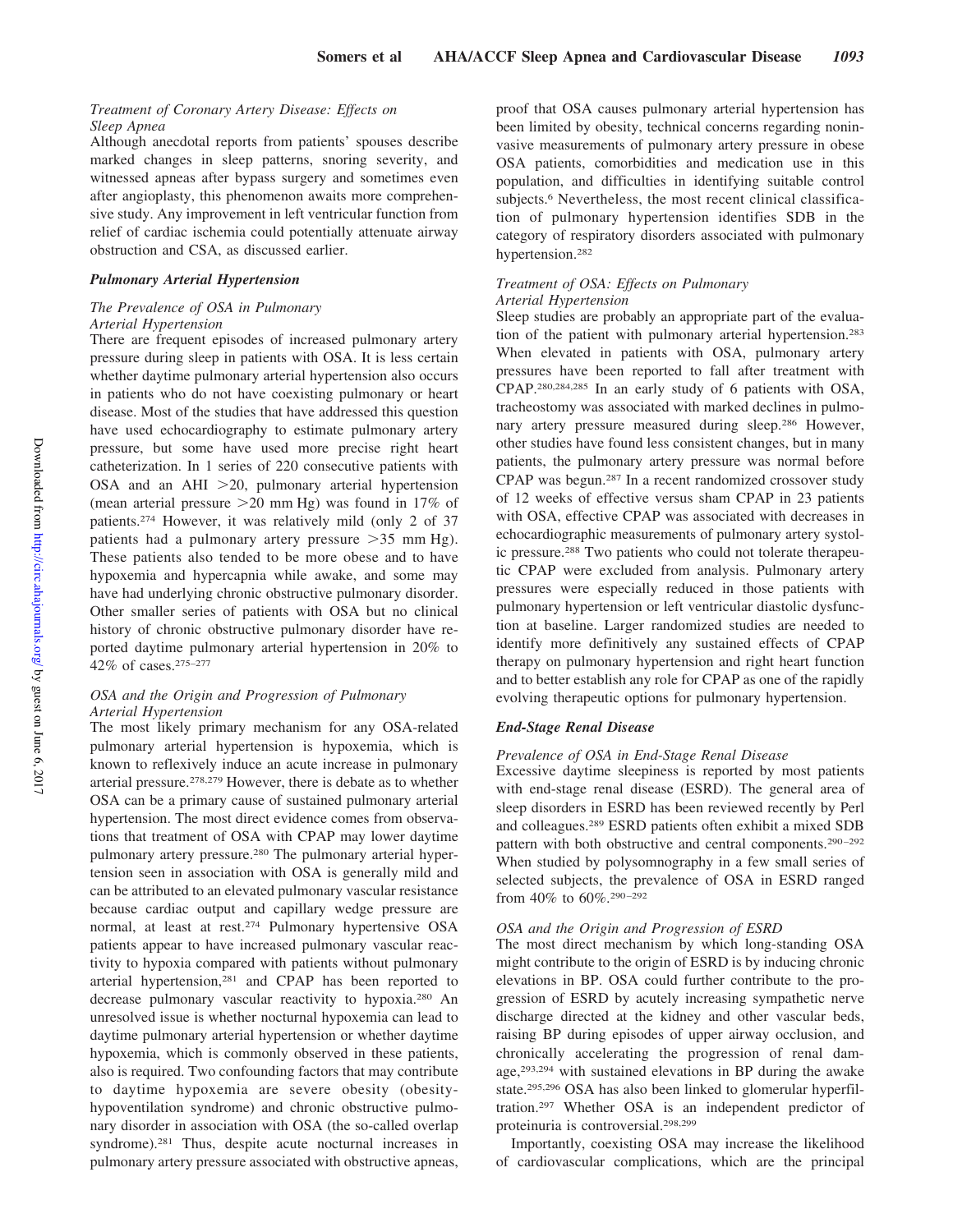#### *Treatment of Coronary Artery Disease: Effects on Sleep Apnea*

Although anecdotal reports from patients' spouses describe marked changes in sleep patterns, snoring severity, and witnessed apneas after bypass surgery and sometimes even after angioplasty, this phenomenon awaits more comprehensive study. Any improvement in left ventricular function from relief of cardiac ischemia could potentially attenuate airway obstruction and CSA, as discussed earlier.

### *Pulmonary Arterial Hypertension*

#### *The Prevalence of OSA in Pulmonary Arterial Hypertension*

There are frequent episodes of increased pulmonary artery pressure during sleep in patients with OSA. It is less certain whether daytime pulmonary arterial hypertension also occurs in patients who do not have coexisting pulmonary or heart disease. Most of the studies that have addressed this question have used echocardiography to estimate pulmonary artery pressure, but some have used more precise right heart catheterization. In 1 series of 220 consecutive patients with OSA and an AHI >20, pulmonary arterial hypertension (mean arterial pressure >20 mm Hg) was found in 17% of patients.[274] However, it was relatively mild (only 2 of 37 patients had a pulmonary artery pressure >35 mm Hg). These patients also tended to be more obese and to have hypoxemia and hypercapnia while awake, and some may have had underlying chronic obstructive pulmonary disorder. Other smaller series of patients with OSA but no clinical history of chronic obstructive pulmonary disorder have reported daytime pulmonary arterial hypertension in 20% to 42% of cases.[275–277]

#### *OSA and the Origin and Progression of Pulmonary Arterial Hypertension*

The most likely primary mechanism for any OSA-related pulmonary arterial hypertension is hypoxemia, which is known to reflexively induce an acute increase in pulmonary arterial pressure.[278,279] However, there is debate as to whether OSA can be a primary cause of sustained pulmonary arterial hypertension. The most direct evidence comes from observations that treatment of OSA with CPAP may lower daytime pulmonary artery pressure.[280] The pulmonary arterial hypertension seen in association with OSA is generally mild and can be attributed to an elevated pulmonary vascular resistance because cardiac output and capillary wedge pressure are normal, at least at rest.[274] Pulmonary hypertensive OSA patients appear to have increased pulmonary vascular reactivity to hypoxia compared with patients without pulmonary arterial hypertension,[281] and CPAP has been reported to decrease pulmonary vascular reactivity to hypoxia.[280] An unresolved issue is whether nocturnal hypoxemia can lead to daytime pulmonary arterial hypertension or whether daytime hypoxemia, which is commonly observed in these patients, also is required. Two confounding factors that may contribute to daytime hypoxemia are severe obesity (obesity-hypoventilation syndrome) and chronic obstructive pulmonary disorder in association with OSA (the so-called overlap syndrome).[281] Thus, despite acute nocturnal increases in pulmonary artery pressure associated with obstructive apneas, proof that OSA causes pulmonary arterial hypertension has been limited by obesity, technical concerns regarding noninvasive measurements of pulmonary artery pressure in obese OSA patients, comorbidities and medication use in this population, and difficulties in identifying suitable control subjects.[6] Nevertheless, the most recent clinical classification of pulmonary hypertension identifies SDB in the category of respiratory disorders associated with pulmonary hypertension.[282]

#### *Treatment of OSA: Effects on Pulmonary Arterial Hypertension*

Sleep studies are probably an appropriate part of the evaluation of the patient with pulmonary arterial hypertension.[283] When elevated in patients with OSA, pulmonary artery pressures have been reported to fall after treatment with CPAP.[280,284,285] In an early study of 6 patients with OSA, tracheostomy was associated with marked declines in pulmonary artery pressure measured during sleep.[286] However, other studies have found less consistent changes, but in many patients, the pulmonary artery pressure was normal before CPAP was begun.[287] In a recent randomized crossover study of 12 weeks of effective versus sham CPAP in 23 patients with OSA, effective CPAP was associated with decreases in echocardiographic measurements of pulmonary artery systolic pressure.[288] Two patients who could not tolerate therapeutic CPAP were excluded from analysis. Pulmonary artery pressures were especially reduced in those patients with pulmonary hypertension or left ventricular diastolic dysfunction at baseline. Larger randomized studies are needed to identify more definitively any sustained effects of CPAP therapy on pulmonary hypertension and right heart function and to better establish any role for CPAP as one of the rapidly evolving therapeutic options for pulmonary hypertension.

### *End-Stage Renal Disease*

#### *Prevalence of OSA in End-Stage Renal Disease*

Excessive daytime sleepiness is reported by most patients with end-stage renal disease (ESRD). The general area of sleep disorders in ESRD has been reviewed recently by Perl and colleagues.[289] ESRD patients often exhibit a mixed SDB pattern with both obstructive and central components.[290–292] When studied by polysomnography in a few small series of selected subjects, the prevalence of OSA in ESRD ranged from 40% to 60%.[290–292]

#### *OSA and the Origin and Progression of ESRD*

The most direct mechanism by which long-standing OSA might contribute to the origin of ESRD is by inducing chronic elevations in BP. OSA could further contribute to the progression of ESRD by acutely increasing sympathetic nerve discharge directed at the kidney and other vascular beds, raising BP during episodes of upper airway occlusion, and chronically accelerating the progression of renal damage,[293,294] with sustained elevations in BP during the awake state.[295,296] OSA has also been linked to glomerular hyperfiltration.[297] Whether OSA is an independent predictor of proteinuria is controversial.[298,299]

Importantly, coexisting OSA may increase the likelihood of cardiovascular complications, which are the principal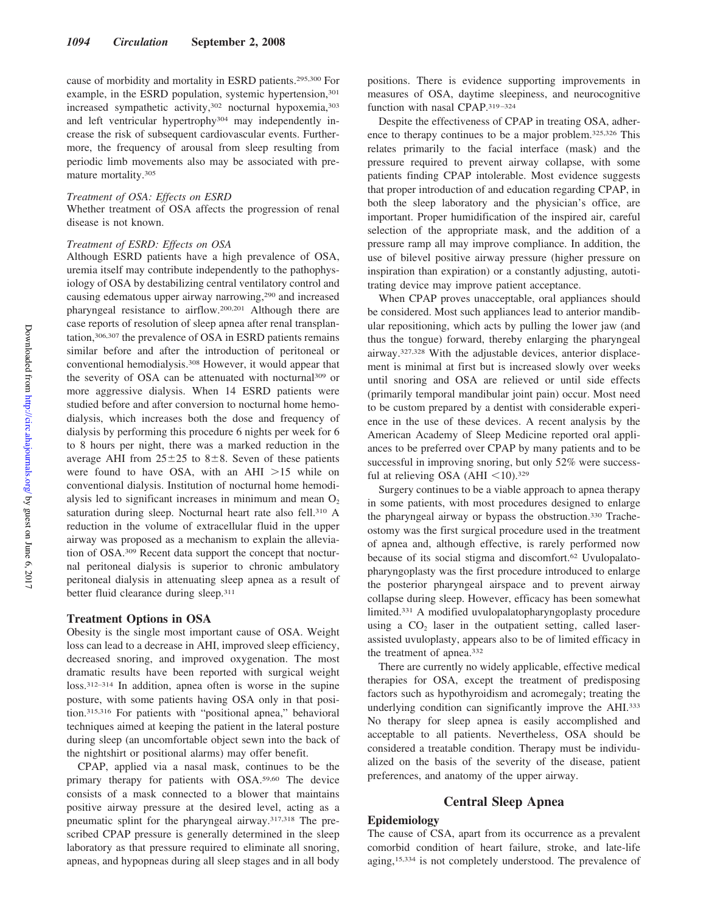cause of morbidity and mortality in ESRD patients.[295,300] For example, in the ESRD population, systemic hypertension,[301] increased sympathetic activity,[302] nocturnal hypoxemia,[303] and left ventricular hypertrophy[304] may independently increase the risk of subsequent cardiovascular events. Furthermore, the frequency of arousal from sleep resulting from periodic limb movements also may be associated with premature mortality.[305]

#### *Treatment of OSA: Effects on ESRD*

Whether treatment of OSA affects the progression of renal disease is not known.

#### *Treatment of ESRD: Effects on OSA*

Although ESRD patients have a high prevalence of OSA, uremia itself may contribute independently to the pathophysiology of OSA by destabilizing central ventilatory control and causing edematous upper airway narrowing,[290] and increased pharyngeal resistance to airflow.[200,201] Although there are case reports of resolution of sleep apnea after renal transplantation,[306,307] the prevalence of OSA in ESRD patients remains similar before and after the introduction of peritoneal or conventional hemodialysis.[308] However, it would appear that the severity of OSA can be attenuated with nocturnal[309] or more aggressive dialysis. When 14 ESRD patients were studied before and after conversion to nocturnal home hemodialysis, which increases both the dose and frequency of dialysis by performing this procedure 6 nights per week for 6 to 8 hours per night, there was a marked reduction in the average AHI from 25±25 to 8±8. Seven of these patients were found to have OSA, with an AHI >15 while on conventional dialysis. Institution of nocturnal home hemodialysis led to significant increases in minimum and mean $O_2$ saturation during sleep. Nocturnal heart rate also fell.[310] A reduction in the volume of extracellular fluid in the upper airway was proposed as a mechanism to explain the alleviation of OSA.[309] Recent data support the concept that nocturnal peritoneal dialysis is superior to chronic ambulatory peritoneal dialysis in attenuating sleep apnea as a result of better fluid clearance during sleep.[311]

### Treatment Options in OSA

Obesity is the single most important cause of OSA. Weight loss can lead to a decrease in AHI, improved sleep efficiency, decreased snoring, and improved oxygenation. The most dramatic results have been reported with surgical weight loss.[312–314] In addition, apnea often is worse in the supine posture, with some patients having OSA only in that position.[315,316] For patients with "positional apnea," behavioral techniques aimed at keeping the patient in the lateral posture during sleep (an uncomfortable object sewn into the back of the nightshirt or positional alarms) may offer benefit.

CPAP, applied via a nasal mask, continues to be the primary therapy for patients with OSA.[59,60] The device consists of a mask connected to a blower that maintains positive airway pressure at the desired level, acting as a pneumatic splint for the pharyngeal airway.[317,318] The prescribed CPAP pressure is generally determined in the sleep laboratory as that pressure required to eliminate all snoring, apneas, and hypopneas during all sleep stages and in all body positions. There is evidence supporting improvements in measures of OSA, daytime sleepiness, and neurocognitive function with nasal CPAP.[319–324]

Despite the effectiveness of CPAP in treating OSA, adherence to therapy continues to be a major problem.[325,326] This relates primarily to the facial interface (mask) and the pressure required to prevent airway collapse, with some patients finding CPAP intolerable. Most evidence suggests that proper introduction of and education regarding CPAP, in both the sleep laboratory and the physician's office, are important. Proper humidification of the inspired air, careful selection of the appropriate mask, and the addition of a pressure ramp all may improve compliance. In addition, the use of bilevel positive airway pressure (higher pressure on inspiration than expiration) or a constantly adjusting, autotitrating device may improve patient acceptance.

When CPAP proves unacceptable, oral appliances should be considered. Most such appliances lead to anterior mandibular repositioning, which acts by pulling the lower jaw (and thus the tongue) forward, thereby enlarging the pharyngeal airway.[327,328] With the adjustable devices, anterior displacement is minimal at first but is increased slowly over weeks until snoring and OSA are relieved or until side effects (primarily temporal mandibular joint pain) occur. Most need to be custom prepared by a dentist with considerable experience in the use of these devices. A recent analysis by the American Academy of Sleep Medicine reported oral appliances to be preferred over CPAP by many patients and to be successful in improving snoring, but only 52% were successful at relieving OSA (AHI <10).[329]

Surgery continues to be a viable approach to apnea therapy in some patients, with most procedures designed to enlarge the pharyngeal airway or bypass the obstruction.[330] Tracheostomy was the first surgical procedure used in the treatment of apnea and, although effective, is rarely performed now because of its social stigma and discomfort.[62] Uvulopalatopharyngoplasty was the first procedure introduced to enlarge the posterior pharyngeal airspace and to prevent airway collapse during sleep. However, efficacy has been somewhat limited.[331] A modified uvulopalatopharyngoplasty procedure using a $CO_2$ laser in the outpatient setting, called laser-assisted uvuloplasty, appears also to be of limited efficacy in the treatment of apnea.[332]

There are currently no widely applicable, effective medical therapies for OSA, except the treatment of predisposing factors such as hypothyroidism and acromegaly; treating the underlying condition can significantly improve the AHI.[333] No therapy for sleep apnea is easily accomplished and acceptable to all patients. Nevertheless, OSA should be considered a treatable condition. Therapy must be individualized on the basis of the severity of the disease, patient preferences, and anatomy of the upper airway.

## Central Sleep Apnea

### Epidemiology

The cause of CSA, apart from its occurrence as a prevalent comorbid condition of heart failure, stroke, and late-life aging,[15,334] is not completely understood. The prevalence of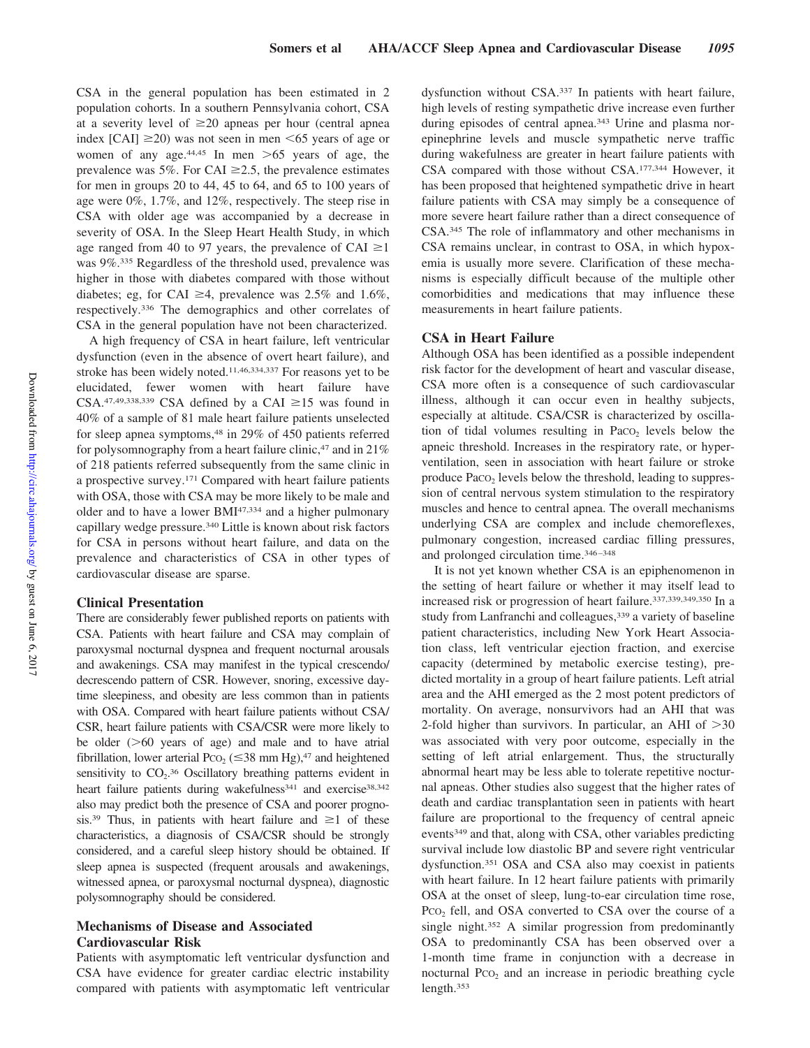CSA in the general population has been estimated in 2 population cohorts. In a southern Pennsylvania cohort, CSA at a severity level of ≥20 apneas per hour (central apnea index [CAI] ≥20) was not seen in men <65 years of age or women of any age.[44,45] In men >65 years of age, the prevalence was 5%. For CAI ≥2.5, the prevalence estimates for men in groups 20 to 44, 45 to 64, and 65 to 100 years of age were 0%, 1.7%, and 12%, respectively. The steep rise in CSA with older age was accompanied by a decrease in severity of OSA. In the Sleep Heart Health Study, in which age ranged from 40 to 97 years, the prevalence of CAI ≥1 was 9%.[335] Regardless of the threshold used, prevalence was higher in those with diabetes compared with those without diabetes; eg, for CAI ≥4, prevalence was 2.5% and 1.6%, respectively.[336] The demographics and other correlates of CSA in the general population have not been characterized.

A high frequency of CSA in heart failure, left ventricular dysfunction (even in the absence of overt heart failure), and stroke has been widely noted.[11,46,334,337] For reasons yet to be elucidated, fewer women with heart failure have CSA.[47,49,338,339] CSA defined by a CAI ≥15 was found in 40% of a sample of 81 male heart failure patients unselected for sleep apnea symptoms,[48] in 29% of 450 patients referred for polysomnography from a heart failure clinic,[47] and in 21% of 218 patients referred subsequently from the same clinic in a prospective survey.[171] Compared with heart failure patients with OSA, those with CSA may be more likely to be male and older and to have a lower BMI[47,334] and a higher pulmonary capillary wedge pressure.[340] Little is known about risk factors for CSA in persons without heart failure, and data on the prevalence and characteristics of CSA in other types of cardiovascular disease are sparse.

### Clinical Presentation

There are considerably fewer published reports on patients with CSA. Patients with heart failure and CSA may complain of paroxysmal nocturnal dyspnea and frequent nocturnal arousals and awakenings. CSA may manifest in the typical crescendo/decrescendo pattern of CSR. However, snoring, excessive daytime sleepiness, and obesity are less common than in patients with OSA. Compared with heart failure patients without CSA/CSR, heart failure patients with CSA/CSR were more likely to be older (>60 years of age) and male and to have atrial fibrillation, lower arterial $P_{CO_2}$ (≤38 mm Hg),[47] and heightened sensitivity to $CO_2$.[36] Oscillatory breathing patterns evident in heart failure patients during wakefulness[341] and exercise[38,342] also may predict both the presence of CSA and poorer prognosis.[39] Thus, in patients with heart failure and ≥1 of these characteristics, a diagnosis of CSA/CSR should be strongly considered, and a careful sleep history should be obtained. If sleep apnea is suspected (frequent arousals and awakenings, witnessed apnea, or paroxysmal nocturnal dyspnea), diagnostic polysomnography should be considered.

### Mechanisms of Disease and Associated Cardiovascular Risk

Patients with asymptomatic left ventricular dysfunction and CSA have evidence for greater cardiac electric instability compared with patients with asymptomatic left ventricular dysfunction without CSA.[337] In patients with heart failure, high levels of resting sympathetic drive increase even further during episodes of central apnea.[343] Urine and plasma norepinephrine levels and muscle sympathetic nerve traffic during wakefulness are greater in heart failure patients with CSA compared with those without CSA.[177,344] However, it has been proposed that heightened sympathetic drive in heart failure patients with CSA may simply be a consequence of more severe heart failure rather than a direct consequence of CSA.[345] The role of inflammatory and other mechanisms in CSA remains unclear, in contrast to OSA, in which hypoxemia is usually more severe. Clarification of these mechanisms is especially difficult because of the multiple other comorbidities and medications that may influence these measurements in heart failure patients.

### CSA in Heart Failure

Although OSA has been identified as a possible independent risk factor for the development of heart and vascular disease, CSA more often is a consequence of such cardiovascular illness, although it can occur even in healthy subjects, especially at altitude. CSA/CSR is characterized by oscillation of tidal volumes resulting in $Pa_{CO_2}$ levels below the apneic threshold. Increases in the respiratory rate, or hyperventilation, seen in association with heart failure or stroke produce $Pa_{CO_2}$ levels below the threshold, leading to suppression of central nervous system stimulation to the respiratory muscles and hence to central apnea. The overall mechanisms underlying CSA are complex and include chemoreflexes, pulmonary congestion, increased cardiac filling pressures, and prolonged circulation time.[346–348]

It is not yet known whether CSA is an epiphenomenon in the setting of heart failure or whether it may itself lead to increased risk or progression of heart failure.[337,339,349,350] In a study from Lanfranchi and colleagues,[339] a variety of baseline patient characteristics, including New York Heart Association class, left ventricular ejection fraction, and exercise capacity (determined by metabolic exercise testing), predicted mortality in a group of heart failure patients. Left atrial area and the AHI emerged as the 2 most potent predictors of mortality. On average, nonsurvivors had an AHI that was 2-fold higher than survivors. In particular, an AHI of >30 was associated with very poor outcome, especially in the setting of left atrial enlargement. Thus, the structurally abnormal heart may be less able to tolerate repetitive nocturnal apneas. Other studies also suggest that the higher rates of death and cardiac transplantation seen in patients with heart failure are proportional to the frequency of central apneic events[349] and that, along with CSA, other variables predicting survival include low diastolic BP and severe right ventricular dysfunction.[351] OSA and CSA also may coexist in patients with heart failure. In 12 heart failure patients with primarily OSA at the onset of sleep, lung-to-ear circulation time rose, $P_{CO_2}$ fell, and OSA converted to CSA over the course of a single night.[352] A similar progression from predominantly OSA to predominantly CSA has been observed over a 1-month time frame in conjunction with a decrease in nocturnal $P_{CO_2}$ and an increase in periodic breathing cycle length.[353]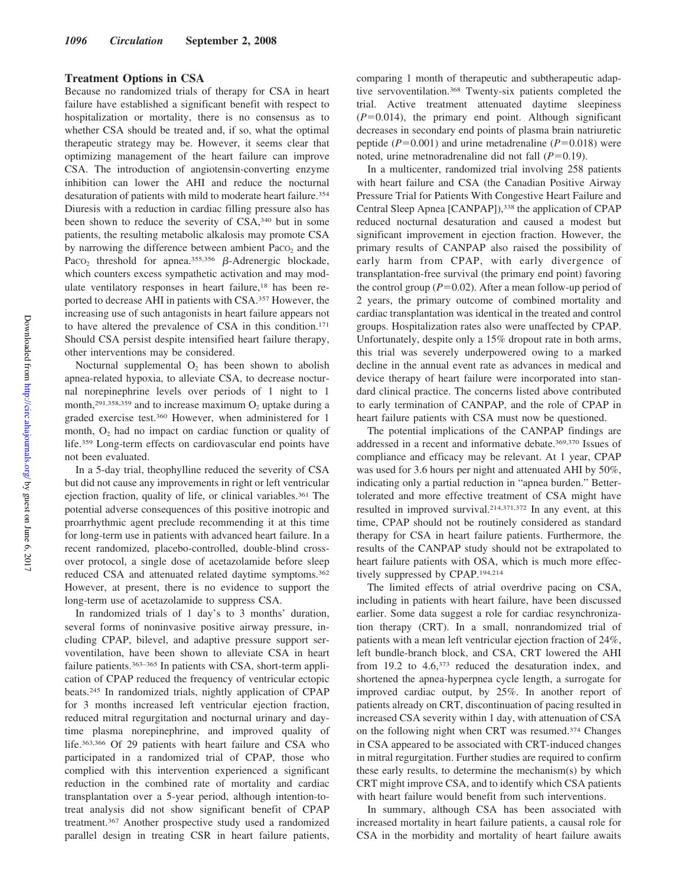### Treatment Options in CSA

Because no randomized trials of therapy for CSA in heart failure have established a significant benefit with respect to hospitalization or mortality, there is no consensus as to whether CSA should be treated and, if so, what the optimal therapeutic strategy may be. However, it seems clear that optimizing management of the heart failure can improve CSA. The introduction of angiotensin-converting enzyme inhibition can lower the AHI and reduce the nocturnal desaturation of patients with mild to moderate heart failure.[354] Diuresis with a reduction in cardiac filling pressure also has been shown to reduce the severity of CSA,[340] but in some patients, the resulting metabolic alkalosis may promote CSA by narrowing the difference between ambient $Pa_{CO_2}$ and the $Pa_{CO_2}$ threshold for apnea.[355,356] β-Adrenergic blockade, which counters excess sympathetic activation and may modulate ventilatory responses in heart failure,[18] has been reported to decrease AHI in patients with CSA.[357] However, the increasing use of such antagonists in heart failure appears not to have altered the prevalence of CSA in this condition.[171] Should CSA persist despite intensified heart failure therapy, other interventions may be considered.

Nocturnal supplemental $O_2$ has been shown to abolish apnea-related hypoxia, to alleviate CSA, to decrease nocturnal norepinephrine levels over periods of 1 night to 1 month,[291,358,359] and to increase maximum $O_2$ uptake during a graded exercise test.[360] However, when administered for 1 month, $O_2$ had no impact on cardiac function or quality of life.[359] Long-term effects on cardiovascular end points have not been evaluated.

In a 5-day trial, theophylline reduced the severity of CSA but did not cause any improvements in right or left ventricular ejection fraction, quality of life, or clinical variables.[361] The potential adverse consequences of this positive inotropic and proarrhythmic agent preclude recommending it at this time for long-term use in patients with advanced heart failure. In a recent randomized, placebo-controlled, double-blind crossover protocol, a single dose of acetazolamide before sleep reduced CSA and attenuated related daytime symptoms.[362] However, at present, there is no evidence to support the long-term use of acetazolamide to suppress CSA.

In randomized trials of 1 day's to 3 months' duration, several forms of noninvasive positive airway pressure, including CPAP, bilevel, and adaptive pressure support servoventilation, have been shown to alleviate CSA in heart failure patients.[363–365] In patients with CSA, short-term application of CPAP reduced the frequency of ventricular ectopic beats.[245] In randomized trials, nightly application of CPAP for 3 months increased left ventricular ejection fraction, reduced mitral regurgitation and nocturnal urinary and daytime plasma norepinephrine, and improved quality of life.[363,366] Of 29 patients with heart failure and CSA who participated in a randomized trial of CPAP, those who complied with this intervention experienced a significant reduction in the combined rate of mortality and cardiac transplantation over a 5-year period, although intention-to-treat analysis did not show significant benefit of CPAP treatment.[367] Another prospective study used a randomized parallel design in treating CSR in heart failure patients, comparing 1 month of therapeutic and subtherapeutic adaptive servoventilation.[368] Twenty-six patients completed the trial. Active treatment attenuated daytime sleepiness ($P=0.014$), the primary end point. Although significant decreases in secondary end points of plasma brain natriuretic peptide ($P=0.001$) and urine metadrenaline ($P=0.018$) were noted, urine metnoradrenaline did not fall ($P=0.19$).

In a multicenter, randomized trial involving 258 patients with heart failure and CSA (the Canadian Positive Airway Pressure Trial for Patients With Congestive Heart Failure and Central Sleep Apnea [CANPAP]),[338] the application of CPAP reduced nocturnal desaturation and caused a modest but significant improvement in ejection fraction. However, the primary results of CANPAP also raised the possibility of early harm from CPAP, with early divergence of transplantation-free survival (the primary end point) favoring the control group ($P=0.02$). After a mean follow-up period of 2 years, the primary outcome of combined mortality and cardiac transplantation was identical in the treated and control groups. Hospitalization rates also were unaffected by CPAP. Unfortunately, despite only a 15% dropout rate in both arms, this trial was severely underpowered owing to a marked decline in the annual event rate as advances in medical and device therapy of heart failure were incorporated into standard clinical practice. The concerns listed above contributed to early termination of CANPAP, and the role of CPAP in heart failure patients with CSA must now be questioned.

The potential implications of the CANPAP findings are addressed in a recent and informative debate.[369,370] Issues of compliance and efficacy may be relevant. At 1 year, CPAP was used for 3.6 hours per night and attenuated AHI by 50%, indicating only a partial reduction in "apnea burden." Better-tolerated and more effective treatment of CSA might have resulted in improved survival.[214,371,372] In any event, at this time, CPAP should not be routinely considered as standard therapy for CSA in heart failure patients. Furthermore, the results of the CANPAP study should not be extrapolated to heart failure patients with OSA, which is much more effectively suppressed by CPAP.[194,214]

The limited effects of atrial overdrive pacing on CSA, including in patients with heart failure, have been discussed earlier. Some data suggest a role for cardiac resynchronization therapy (CRT). In a small, nonrandomized trial of patients with a mean left ventricular ejection fraction of 24%, left bundle-branch block, and CSA, CRT lowered the AHI from 19.2 to 4.6,[373] reduced the desaturation index, and shortened the apnea-hyperpnea cycle length, a surrogate for improved cardiac output, by 25%. In another report of patients already on CRT, discontinuation of pacing resulted in increased CSA severity within 1 day, with attenuation of CSA on the following night when CRT was resumed.[374] Changes in CSA appeared to be associated with CRT-induced changes in mitral regurgitation. Further studies are required to confirm these early results, to determine the mechanism(s) by which CRT might improve CSA, and to identify which CSA patients with heart failure would benefit from such interventions.

In summary, although CSA has been associated with increased mortality in heart failure patients, a causal role for CSA in the morbidity and mortality of heart failure awaits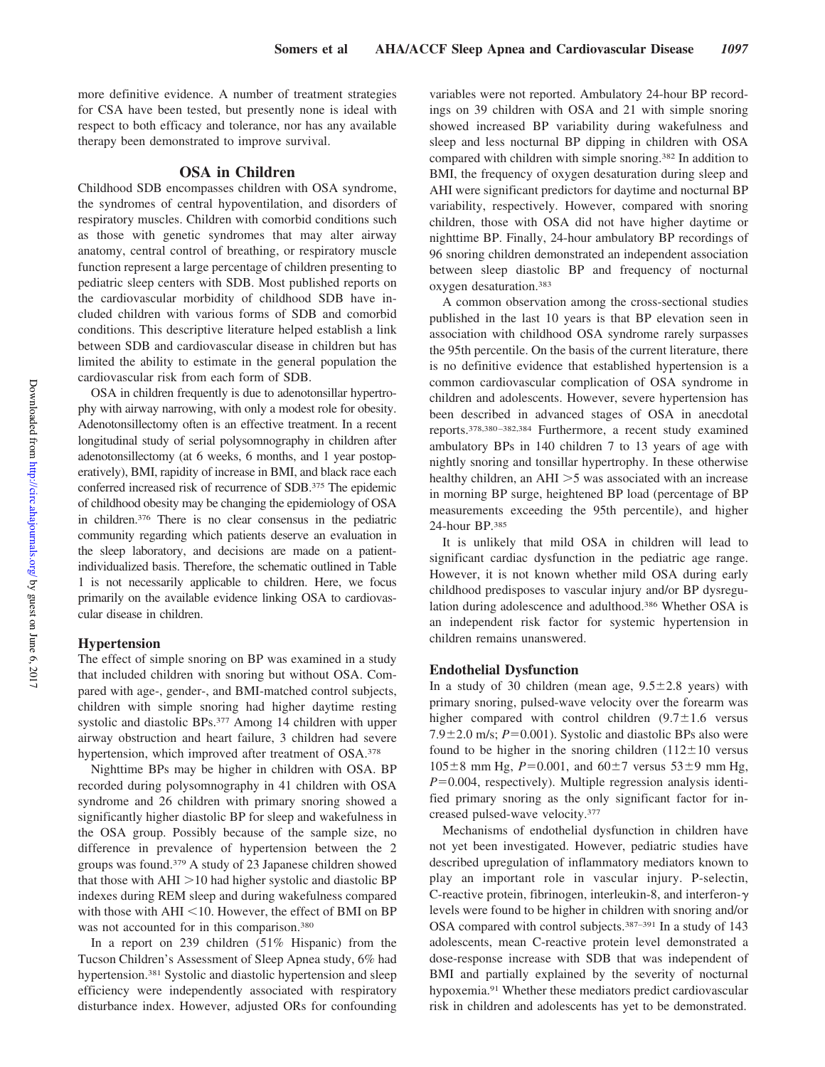more definitive evidence. A number of treatment strategies for CSA have been tested, but presently none is ideal with respect to both efficacy and tolerance, nor has any available therapy been demonstrated to improve survival.

## OSA in Children

Childhood SDB encompasses children with OSA syndrome, the syndromes of central hypoventilation, and disorders of respiratory muscles. Children with comorbid conditions such as those with genetic syndromes that may alter airway anatomy, central control of breathing, or respiratory muscle function represent a large percentage of children presenting to pediatric sleep centers with SDB. Most published reports on the cardiovascular morbidity of childhood SDB have included children with various forms of SDB and comorbid conditions. This descriptive literature helped establish a link between SDB and cardiovascular disease in children but has limited the ability to estimate in the general population the cardiovascular risk from each form of SDB.

OSA in children frequently is due to adenotonsillar hypertrophy with airway narrowing, with only a modest role for obesity. Adenotonsillectomy often is an effective treatment. In a recent longitudinal study of serial polysomnography in children after adenotonsillectomy (at 6 weeks, 6 months, and 1 year postoperatively), BMI, rapidity of increase in BMI, and black race each conferred increased risk of recurrence of SDB.[375] The epidemic of childhood obesity may be changing the epidemiology of OSA in children.[376] There is no clear consensus in the pediatric community regarding which patients deserve an evaluation in the sleep laboratory, and decisions are made on a patient-individualized basis. Therefore, the schematic outlined in Table 1 is not necessarily applicable to children. Here, we focus primarily on the available evidence linking OSA to cardiovascular disease in children.

### Hypertension

The effect of simple snoring on BP was examined in a study that included children with snoring but without OSA. Compared with age-, gender-, and BMI-matched control subjects, children with simple snoring had higher daytime resting systolic and diastolic BPs.[377] Among 14 children with upper airway obstruction and heart failure, 3 children had severe hypertension, which improved after treatment of OSA.[378]

Nighttime BPs may be higher in children with OSA. BP recorded during polysomnography in 41 children with OSA syndrome and 26 children with primary snoring showed a significantly higher diastolic BP for sleep and wakefulness in the OSA group. Possibly because of the sample size, no difference in prevalence of hypertension between the 2 groups was found.[379] A study of 23 Japanese children showed that those with AHI >10 had higher systolic and diastolic BP indexes during REM sleep and during wakefulness compared with those with AHI <10. However, the effect of BMI on BP was not accounted for in this comparison.[380]

In a report on 239 children (51% Hispanic) from the Tucson Children's Assessment of Sleep Apnea study, 6% had hypertension.[381] Systolic and diastolic hypertension and sleep efficiency were independently associated with respiratory disturbance index. However, adjusted ORs for confounding variables were not reported. Ambulatory 24-hour BP recordings on 39 children with OSA and 21 with simple snoring showed increased BP variability during wakefulness and sleep and less nocturnal BP dipping in children with OSA compared with children with simple snoring.[382] In addition to BMI, the frequency of oxygen desaturation during sleep and AHI were significant predictors for daytime and nocturnal BP variability, respectively. However, compared with snoring children, those with OSA did not have higher daytime or nighttime BP. Finally, 24-hour ambulatory BP recordings of 96 snoring children demonstrated an independent association between sleep diastolic BP and frequency of nocturnal oxygen desaturation.[383]

A common observation among the cross-sectional studies published in the last 10 years is that BP elevation seen in association with childhood OSA syndrome rarely surpasses the 95th percentile. On the basis of the current literature, there is no definitive evidence that established hypertension is a common cardiovascular complication of OSA syndrome in children and adolescents. However, severe hypertension has been described in advanced stages of OSA in anecdotal reports.[378,380–382,384] Furthermore, a recent study examined ambulatory BPs in 140 children 7 to 13 years of age with nightly snoring and tonsillar hypertrophy. In these otherwise healthy children, an AHI >5 was associated with an increase in morning BP surge, heightened BP load (percentage of BP measurements exceeding the 95th percentile), and higher 24-hour BP.[385]

It is unlikely that mild OSA in children will lead to significant cardiac dysfunction in the pediatric age range. However, it is not known whether mild OSA during early childhood predisposes to vascular injury and/or BP dysregulation during adolescence and adulthood.[386] Whether OSA is an independent risk factor for systemic hypertension in children remains unanswered.

### Endothelial Dysfunction

In a study of 30 children (mean age, 9.5±2.8 years) with primary snoring, pulsed-wave velocity over the forearm was higher compared with control children (9.7±1.6 versus 7.9±2.0 m/s; $P$=0.001). Systolic and diastolic BPs also were found to be higher in the snoring children (112±10 versus 105±8 mm Hg, $P$=0.001, and 60±7 versus 53±9 mm Hg, $P$=0.004, respectively). Multiple regression analysis identified primary snoring as the only significant factor for increased pulsed-wave velocity.[377]

Mechanisms of endothelial dysfunction in children have not yet been investigated. However, pediatric studies have described upregulation of inflammatory mediators known to play an important role in vascular injury. P-selectin, C-reactive protein, fibrinogen, interleukin-8, and interferon-γ levels were found to be higher in children with snoring and/or OSA compared with control subjects.[387–391] In a study of 143 adolescents, mean C-reactive protein level demonstrated a dose-response increase with SDB that was independent of BMI and partially explained by the severity of nocturnal hypoxemia.[91] Whether these mediators predict cardiovascular risk in children and adolescents has yet to be demonstrated.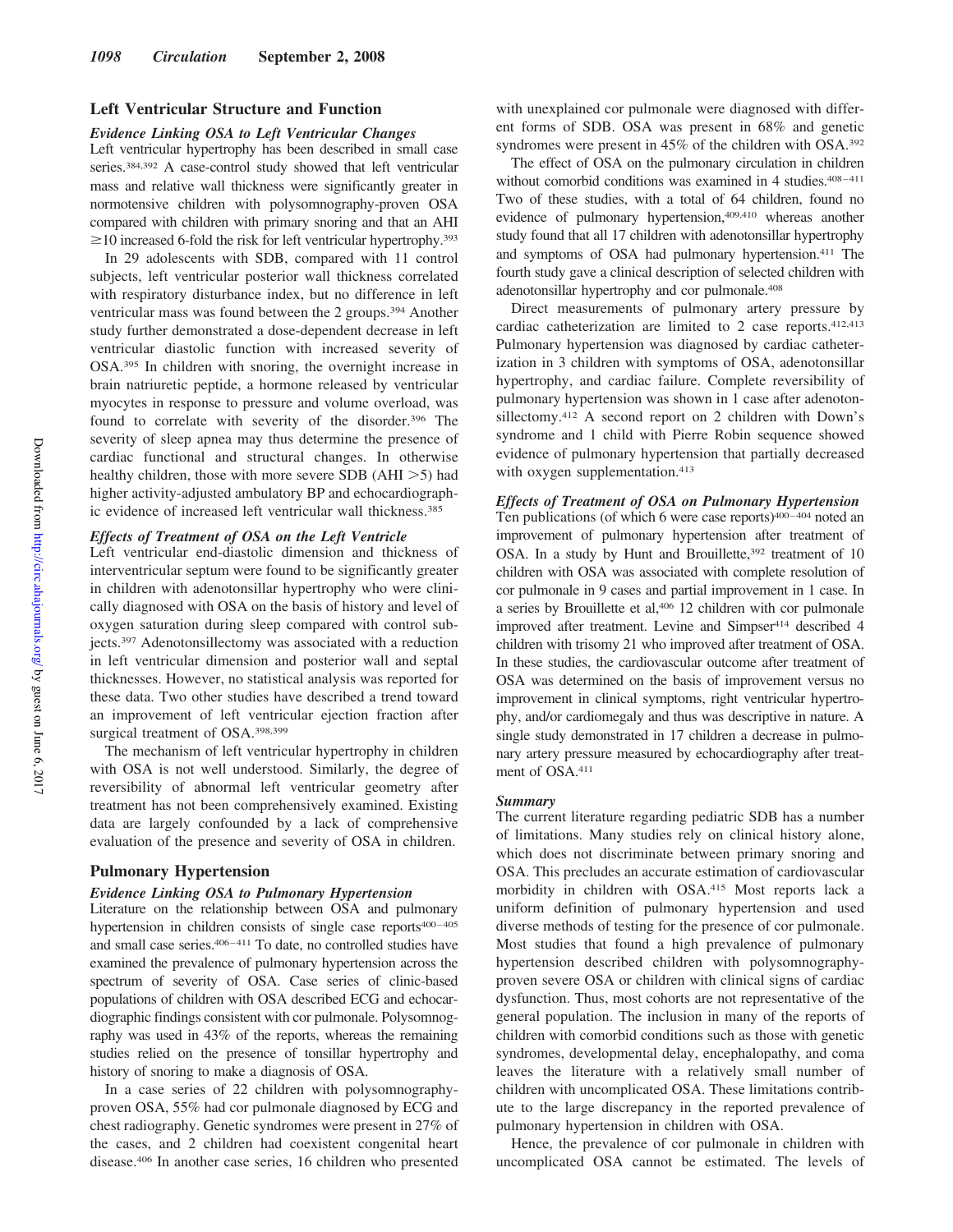## Left Ventricular Structure and Function

### *Evidence Linking OSA to Left Ventricular Changes*

Left ventricular hypertrophy has been described in small case series.[384,392] A case-control study showed that left ventricular mass and relative wall thickness were significantly greater in normotensive children with polysomnography-proven OSA compared with children with primary snoring and that an AHI ≥10 increased 6-fold the risk for left ventricular hypertrophy.[393]

In 29 adolescents with SDB, compared with 11 control subjects, left ventricular posterior wall thickness correlated with respiratory disturbance index, but no difference in left ventricular mass was found between the 2 groups.[394] Another study further demonstrated a dose-dependent decrease in left ventricular diastolic function with increased severity of OSA.[395] In children with snoring, the overnight increase in brain natriuretic peptide, a hormone released by ventricular myocytes in response to pressure and volume overload, was found to correlate with severity of the disorder.[396] The severity of sleep apnea may thus determine the presence of cardiac functional and structural changes. In otherwise healthy children, those with more severe SDB (AHI >5) had higher activity-adjusted ambulatory BP and echocardiographic evidence of increased left ventricular wall thickness.[385]

### *Effects of Treatment of OSA on the Left Ventricle*

Left ventricular end-diastolic dimension and thickness of interventricular septum were found to be significantly greater in children with adenotonsillar hypertrophy who were clinically diagnosed with OSA on the basis of history and level of oxygen saturation during sleep compared with control subjects.[397] Adenotonsillectomy was associated with a reduction in left ventricular dimension and posterior wall and septal thicknesses. However, no statistical analysis was reported for these data. Two other studies have described a trend toward an improvement of left ventricular ejection fraction after surgical treatment of OSA.[398,399]

The mechanism of left ventricular hypertrophy in children with OSA is not well understood. Similarly, the degree of reversibility of abnormal left ventricular geometry after treatment has not been comprehensively examined. Existing data are largely confounded by a lack of comprehensive evaluation of the presence and severity of OSA in children.

## Pulmonary Hypertension

### *Evidence Linking OSA to Pulmonary Hypertension*

Literature on the relationship between OSA and pulmonary hypertension in children consists of single case reports[400–405] and small case series.[406–411] To date, no controlled studies have examined the prevalence of pulmonary hypertension across the spectrum of severity of OSA. Case series of clinic-based populations of children with OSA described ECG and echocardiographic findings consistent with cor pulmonale. Polysomnography was used in 43% of the reports, whereas the remaining studies relied on the presence of tonsillar hypertrophy and history of snoring to make a diagnosis of OSA.

In a case series of 22 children with polysomnography-proven OSA, 55% had cor pulmonale diagnosed by ECG and chest radiography. Genetic syndromes were present in 27% of the cases, and 2 children had coexistent congenital heart disease.[406] In another case series, 16 children who presented with unexplained cor pulmonale were diagnosed with different forms of SDB. OSA was present in 68% and genetic syndromes were present in 45% of the children with OSA.[392]

The effect of OSA on the pulmonary circulation in children without comorbid conditions was examined in 4 studies.[408–411] Two of these studies, with a total of 64 children, found no evidence of pulmonary hypertension,[409,410] whereas another study found that all 17 children with adenotonsillar hypertrophy and symptoms of OSA had pulmonary hypertension.[411] The fourth study gave a clinical description of selected children with adenotonsillar hypertrophy and cor pulmonale.[408]

Direct measurements of pulmonary artery pressure by cardiac catheterization are limited to 2 case reports.[412,413] Pulmonary hypertension was diagnosed by cardiac catheterization in 3 children with symptoms of OSA, adenotonsillar hypertrophy, and cardiac failure. Complete reversibility of pulmonary hypertension was shown in 1 case after adenotonsillectomy.[412] A second report on 2 children with Down's syndrome and 1 child with Pierre Robin sequence showed evidence of pulmonary hypertension that partially decreased with oxygen supplementation.[413]

### *Effects of Treatment of OSA on Pulmonary Hypertension*

Ten publications (of which 6 were case reports)[400–404] noted an improvement of pulmonary hypertension after treatment of OSA. In a study by Hunt and Brouillette,[392] treatment of 10 children with OSA was associated with complete resolution of cor pulmonale in 9 cases and partial improvement in 1 case. In a series by Brouillette et al,[406] 12 children with cor pulmonale improved after treatment. Levine and Simpser[414] described 4 children with trisomy 21 who improved after treatment of OSA. In these studies, the cardiovascular outcome after treatment of OSA was determined on the basis of improvement versus no improvement in clinical symptoms, right ventricular hypertrophy, and/or cardiomegaly and thus was descriptive in nature. A single study demonstrated in 17 children a decrease in pulmonary artery pressure measured by echocardiography after treatment of OSA.[411]

### *Summary*

The current literature regarding pediatric SDB has a number of limitations. Many studies rely on clinical history alone, which does not discriminate between primary snoring and OSA. This precludes an accurate estimation of cardiovascular morbidity in children with OSA.[415] Most reports lack a uniform definition of pulmonary hypertension and used diverse methods of testing for the presence of cor pulmonale. Most studies that found a high prevalence of pulmonary hypertension described children with polysomnography-proven severe OSA or children with clinical signs of cardiac dysfunction. Thus, most cohorts are not representative of the general population. The inclusion in many of the reports of children with comorbid conditions such as those with genetic syndromes, developmental delay, encephalopathy, and coma leaves the literature with a relatively small number of children with uncomplicated OSA. These limitations contribute to the large discrepancy in the reported prevalence of pulmonary hypertension in children with OSA.

Hence, the prevalence of cor pulmonale in children with uncomplicated OSA cannot be estimated. The levels of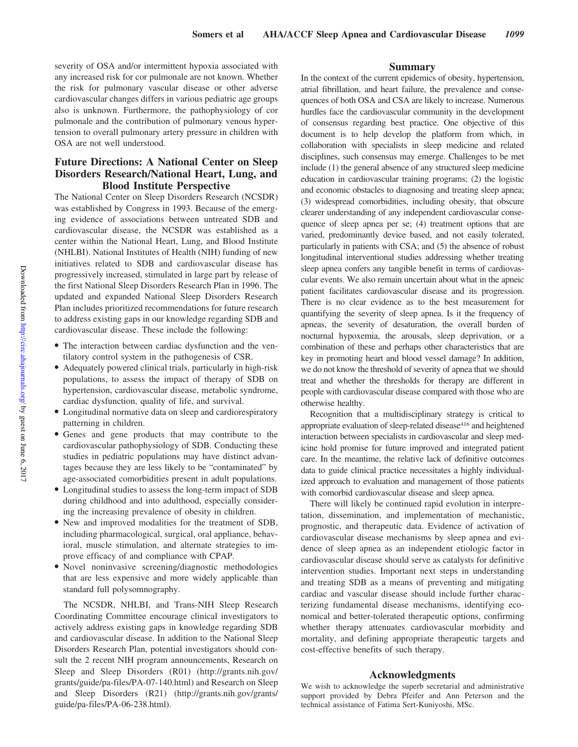severity of OSA and/or intermittent hypoxia associated with any increased risk for cor pulmonale are not known. Whether the risk for pulmonary vascular disease or other adverse cardiovascular changes differs in various pediatric age groups also is unknown. Furthermore, the pathophysiology of cor pulmonale and the contribution of pulmonary venous hypertension to overall pulmonary artery pressure in children with OSA are not well understood.

## Future Directions: A National Center on Sleep Disorders Research/National Heart, Lung, and Blood Institute Perspective

The National Center on Sleep Disorders Research (NCSDR) was established by Congress in 1993. Because of the emerging evidence of associations between untreated SDB and cardiovascular disease, the NCSDR was established as a center within the National Heart, Lung, and Blood Institute (NHLBI). National Institutes of Health (NIH) funding of new initiatives related to SDB and cardiovascular disease has progressively increased, stimulated in large part by release of the first National Sleep Disorders Research Plan in 1996. The updated and expanded National Sleep Disorders Research Plan includes prioritized recommendations for future research to address existing gaps in our knowledge regarding SDB and cardiovascular disease. These include the following:

- The interaction between cardiac dysfunction and the ventilatory control system in the pathogenesis of CSR.
- Adequately powered clinical trials, particularly in high-risk populations, to assess the impact of therapy of SDB on hypertension, cardiovascular disease, metabolic syndrome, cardiac dysfunction, quality of life, and survival.
- Longitudinal normative data on sleep and cardiorespiratory patterning in children.
- Genes and gene products that may contribute to the cardiovascular pathophysiology of SDB. Conducting these studies in pediatric populations may have distinct advantages because they are less likely to be "contaminated" by age-associated comorbidities present in adult populations.
- Longitudinal studies to assess the long-term impact of SDB during childhood and into adulthood, especially considering the increasing prevalence of obesity in children.
- New and improved modalities for the treatment of SDB, including pharmacological, surgical, oral appliance, behavioral, muscle stimulation, and alternate strategies to improve efficacy of and compliance with CPAP.
- Novel noninvasive screening/diagnostic methodologies that are less expensive and more widely applicable than standard full polysomnography.

The NCSDR, NHLBI, and Trans-NIH Sleep Research Coordinating Committee encourage clinical investigators to actively address existing gaps in knowledge regarding SDB and cardiovascular disease. In addition to the National Sleep Disorders Research Plan, potential investigators should consult the 2 recent NIH program announcements, Research on Sleep and Sleep Disorders (R01) (http://grants.nih.gov/grants/guide/pa-files/PA-07-140.html) and Research on Sleep and Sleep Disorders (R21) (http://grants.nih.gov/grants/guide/pa-files/PA-06-238.html).

## Summary

In the context of the current epidemics of obesity, hypertension, atrial fibrillation, and heart failure, the prevalence and consequences of both OSA and CSA are likely to increase. Numerous hurdles face the cardiovascular community in the development of consensus regarding best practice. One objective of this document is to help develop the platform from which, in collaboration with specialists in sleep medicine and related disciplines, such consensus may emerge. Challenges to be met include (1) the general absence of any structured sleep medicine education in cardiovascular training programs; (2) the logistic and economic obstacles to diagnosing and treating sleep apnea; (3) widespread comorbidities, including obesity, that obscure clearer understanding of any independent cardiovascular consequence of sleep apnea per se; (4) treatment options that are varied, predominantly device based, and not easily tolerated, particularly in patients with CSA; and (5) the absence of robust longitudinal interventional studies addressing whether treating sleep apnea confers any tangible benefit in terms of cardiovascular events. We also remain uncertain about what in the apneic patient facilitates cardiovascular disease and its progression. There is no clear evidence as to the best measurement for quantifying the severity of sleep apnea. Is it the frequency of apneas, the severity of desaturation, the overall burden of nocturnal hypoxemia, the arousals, sleep deprivation, or a combination of these and perhaps other characteristics that are key in promoting heart and blood vessel damage? In addition, we do not know the threshold of severity of apnea that we should treat and whether the thresholds for therapy are different in people with cardiovascular disease compared with those who are otherwise healthy.

Recognition that a multidisciplinary strategy is critical to appropriate evaluation of sleep-related disease[416] and heightened interaction between specialists in cardiovascular and sleep medicine hold promise for future improved and integrated patient care. In the meantime, the relative lack of definitive outcomes data to guide clinical practice necessitates a highly individualized approach to evaluation and management of those patients with comorbid cardiovascular disease and sleep apnea.

There will likely be continued rapid evolution in interpretation, dissemination, and implementation of mechanistic, prognostic, and therapeutic data. Evidence of activation of cardiovascular disease mechanisms by sleep apnea and evidence of sleep apnea as an independent etiologic factor in cardiovascular disease should serve as catalysts for definitive intervention studies. Important next steps in understanding and treating SDB as a means of preventing and mitigating cardiac and vascular disease should include further characterizing fundamental disease mechanisms, identifying economical and better-tolerated therapeutic options, confirming whether therapy attenuates cardiovascular morbidity and mortality, and defining appropriate therapeutic targets and cost-effective benefits of such therapy.

## Acknowledgments

We wish to acknowledge the superb secretarial and administrative support provided by Debra Pfeifer and Ann Peterson and the technical assistance of Fatima Sert-Kuniyoshi, MSc.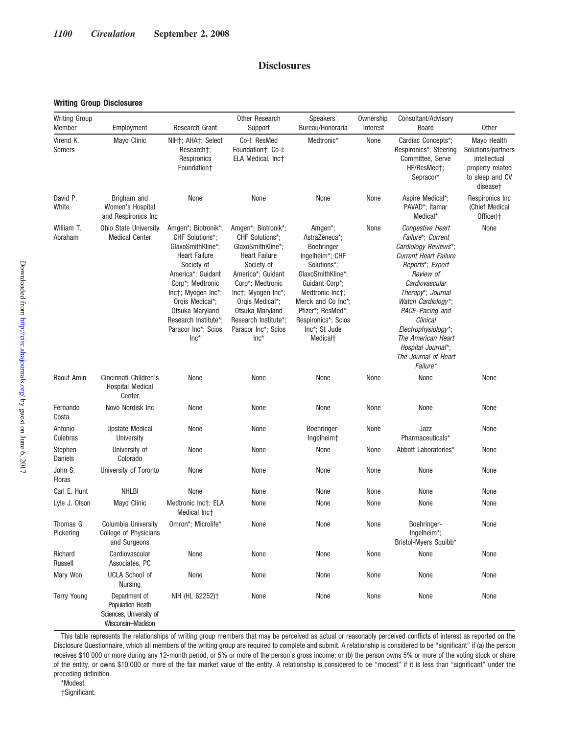# Disclosures

### Writing Group Disclosures

| Writing Group Member | Employment | Research Grant | Other Research Support | Speakers' Bureau/Honoraria | Ownership Interest | Consultant/Advisory Board | Other |
|---|---|---|---|---|---|---|---|
| Virend K. Somers | Mayo Clinic | NIH†; AHA†; Select Research†; Respironics Foundation† | Co-I: ResMed Foundation†; Co-I: ELA Medical, Inc† | Medtronic* | None | Cardiac Concepts*; Respironics*; Steering Committee, Serve HF/ResMed†; Sepracor* | Mayo Health Solutions/partners intellectual property related to sleep and CV disease† |
| David P. White | Brigham and Women's Hospital and Respironics Inc | None | None | None | None | Aspire Medical*; PAVAD*; Itamar Medical* | Respironics Inc (Chief Medical Officer)† |
| William T. Abraham | Ohio State University Medical Center | Amgen*; Biotronik*; CHF Solutions*; GlaxoSmithKline*; Heart Failure Society of America*; Guidant Corp*; Medtronic Inc†; Myogen Inc*; Orqis Medical*; Otsuka Maryland Research Institute*; Paracor Inc*; Scios Inc* | Amgen*; Biotronik*; CHF Solutions*; GlaxoSmithKline*; Heart Failure Society of America*; Guidant Corp*; Medtronic Inc†; Myogen Inc*; Orqis Medical*; Otsuka Maryland Research Institute*; Paracor Inc*; Scios Inc* | Amgen*; AstraZeneca*; Boehringer Ingelheim*; CHF Solutions*; GlaxoSmithKline*; Guidant Corp*; Medtronic Inc†; Merck and Co Inc*; Pfizer*; ResMed*; Respironics*; Scios Inc*; St Jude Medical† | None | *Congestive Heart Failure**; *Current Cardiology Reviews**; *Current Heart Failure Reports**; *Expert Review of Cardiovascular Therapy**; *Journal Watch Cardiology**; *PACE–Pacing and Clinical Electrophysiology**; *The American Heart Hospital Journal**; *The Journal of Heart Failure** | None |
| Raouf Amin | Cincinnati Children's Hospital Medical Center | None | None | None | None | None | None |
| Fernando Costa | Novo Nordisk Inc | None | None | None | None | None | None |
| Antonio Culebras | Upstate Medical University | None | None | Boehringer-Ingelheim† | None | Jazz Pharmaceuticals* | None |
| Stephen Daniels | University of Colorado | None | None | None | None | Abbott Laboratories* | None |
| John S. Floras | University of Toronto | None | None | None | None | None | None |
| Carl E. Hunt | NHLBI | None | None | None | None | None | None |
| Lyle J. Olson | Mayo Clinic | Medtronic Inc†; ELA Medical Inc† | None | None | None | None | None |
| Thomas G. Pickering | Columbia University College of Physicians and Surgeons | Omron*; Microlife* | None | None | None | Boehringer-Ingelheim*; Bristol-Myers Squibb* | None |
| Richard Russell | Cardiovascular Associates, PC | None | None | None | None | None | None |
| Mary Woo | UCLA School of Nursing | None | None | None | None | None | None |
| Terry Young | Department of Population Heath Sciences, University of Wisconsin–Madison | NIH (HL 62252)† | None | None | None | None | None |

This table represents the relationships of writing group members that may be perceived as actual or reasonably perceived conflicts of interest as reported on the Disclosure Questionnaire, which all members of the writing group are required to complete and submit. A relationship is considered to be "significant" if (a) the person receives $10 000 or more during any 12-month period, or 5% or more of the person's gross income; or (b) the person owns 5% or more of the voting stock or share of the entity, or owns $10 000 or more of the fair market value of the entity. A relationship is considered to be "modest" if it is less than "significant" under the preceding definition.

*Modest.

†Significant.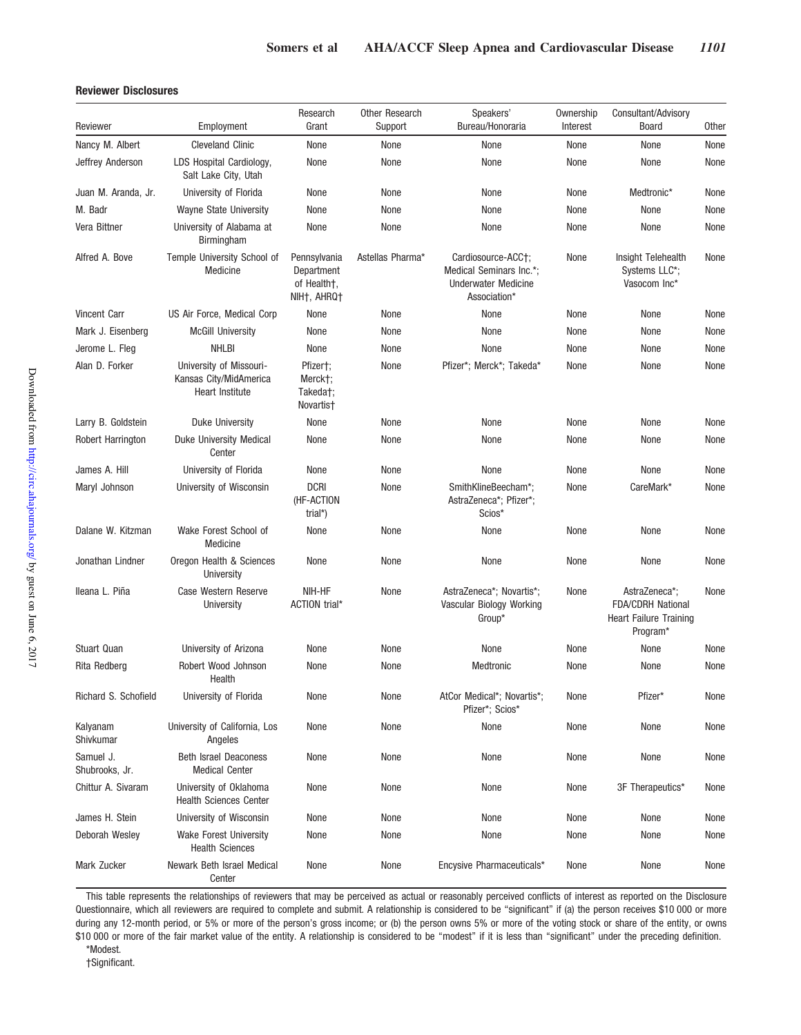**Reviewer Disclosures**

| Reviewer | Employment | Research Grant | Other Research Support | Speakers' Bureau/Honoraria | Ownership Interest | Consultant/Advisory Board | Other |
|---|---|---|---|---|---|---|---|
| Nancy M. Albert | Cleveland Clinic | None | None | None | None | None | None |
| Jeffrey Anderson | LDS Hospital Cardiology, Salt Lake City, Utah | None | None | None | None | None | None |
| Juan M. Aranda, Jr. | University of Florida | None | None | None | None | Medtronic* | None |
| M. Badr | Wayne State University | None | None | None | None | None | None |
| Vera Bittner | University of Alabama at Birmingham | None | None | None | None | None | None |
| Alfred A. Bove | Temple University School of Medicine | Pennsylvania Department of Health†, NIH†, AHRQ† | Astellas Pharma* | Cardiosource-ACC†; Medical Seminars Inc.*; Underwater Medicine Association* | None | Insight Telehealth Systems LLC*; Vasocom Inc* | None |
| Vincent Carr | US Air Force, Medical Corp | None | None | None | None | None | None |
| Mark J. Eisenberg | McGill University | None | None | None | None | None | None |
| Jerome L. Fleg | NHLBI | None | None | None | None | None | None |
| Alan D. Forker | University of Missouri-Kansas City/MidAmerica Heart Institute | Pfizer†; Merck†; Takeda†; Novartis† | None | Pfizer*; Merck*; Takeda* | None | None | None |
| Larry B. Goldstein | Duke University | None | None | None | None | None | None |
| Robert Harrington | Duke University Medical Center | None | None | None | None | None | None |
| James A. Hill | University of Florida | None | None | None | None | None | None |
| Maryl Johnson | University of Wisconsin | DCRI (HF-ACTION trial*) | None | SmithKlineBeecham*; AstraZeneca*; Pfizer*; Scios* | None | CareMark* | None |
| Dalane W. Kitzman | Wake Forest School of Medicine | None | None | None | None | None | None |
| Jonathan Lindner | Oregon Health & Sciences University | None | None | None | None | None | None |
| Ileana L. Piña | Case Western Reserve University | NIH-HF ACTION trial* | None | AstraZeneca*; Novartis*; Vascular Biology Working Group* | None | AstraZeneca*; FDA/CDRH National Heart Failure Training Program* | None |
| Stuart Quan | University of Arizona | None | None | None | None | None | None |
| Rita Redberg | Robert Wood Johnson Health | None | None | Medtronic | None | None | None |
| Richard S. Schofield | University of Florida | None | None | AtCor Medical*; Novartis*; Pfizer*; Scios* | None | Pfizer* | None |
| Kalyanam Shivkumar | University of California, Los Angeles | None | None | None | None | None | None |
| Samuel J. Shubrooks, Jr. | Beth Israel Deaconess Medical Center | None | None | None | None | None | None |
| Chittur A. Sivaram | University of Oklahoma Health Sciences Center | None | None | None | None | 3F Therapeutics* | None |
| James H. Stein | University of Wisconsin | None | None | None | None | None | None |
| Deborah Wesley | Wake Forest University Health Sciences | None | None | None | None | None | None |
| Mark Zucker | Newark Beth Israel Medical Center | None | None | Encysive Pharmaceuticals* | None | None | None |

This table represents the relationships of reviewers that may be perceived as actual or reasonably perceived conflicts of interest as reported on the Disclosure Questionnaire, which all reviewers are required to complete and submit. A relationship is considered to be "significant" if (a) the person receives $10 000 or more during any 12-month period, or 5% or more of the person's gross income; or (b) the person owns 5% or more of the voting stock or share of the entity, or owns $10 000 or more of the fair market value of the entity. A relationship is considered to be "modest" if it is less than "significant" under the preceding definition.

*Modest.

†Significant.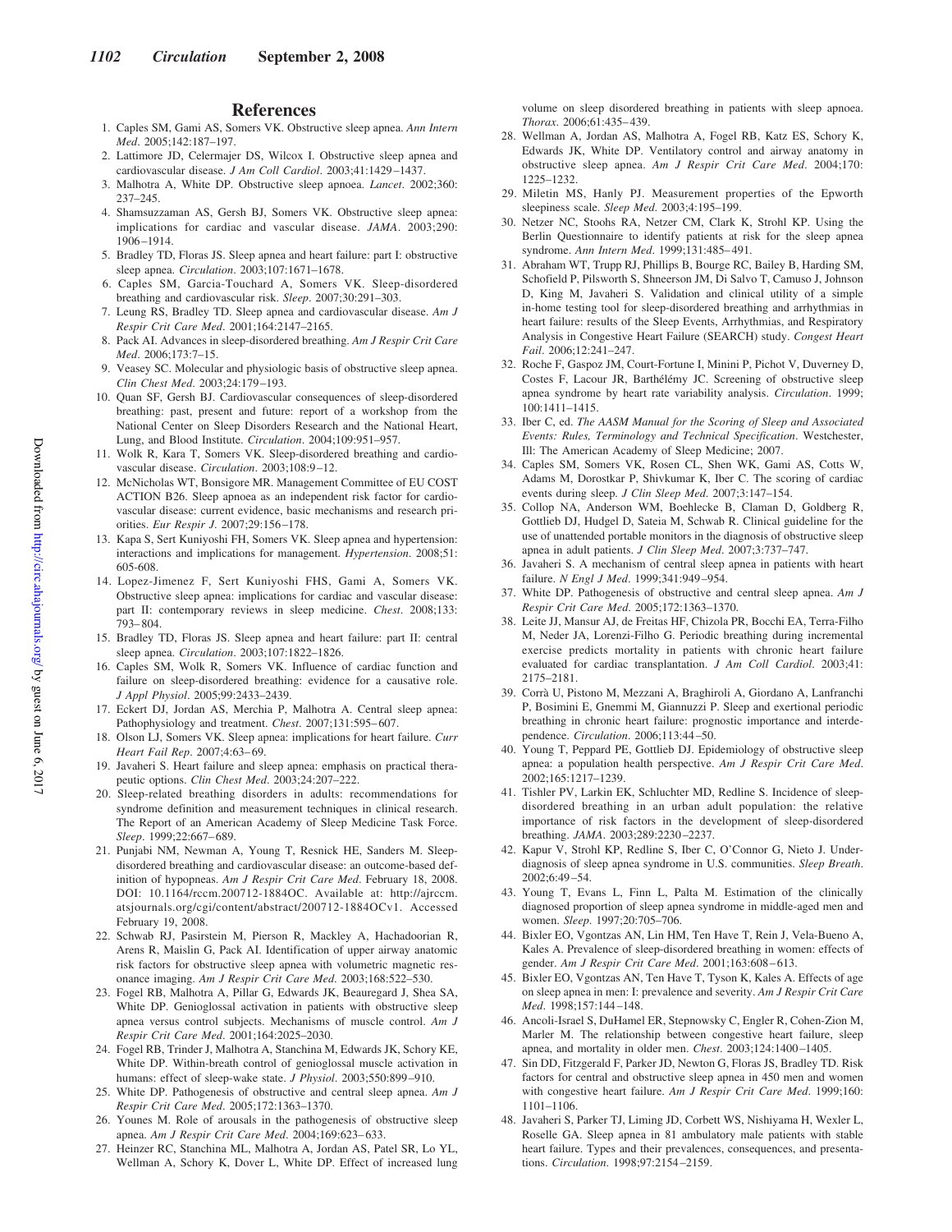## References

1. Caples SM, Gami AS, Somers VK. Obstructive sleep apnea. *Ann Intern Med*. 2005;142:187–197.
2. Lattimore JD, Celermajer DS, Wilcox I. Obstructive sleep apnea and cardiovascular disease. *J Am Coll Cardiol*. 2003;41:1429–1437.
3. Malhotra A, White DP. Obstructive sleep apnoea. *Lancet*. 2002;360: 237–245.
4. Shamsuzzaman AS, Gersh BJ, Somers VK. Obstructive sleep apnea: implications for cardiac and vascular disease. *JAMA*. 2003;290: 1906–1914.
5. Bradley TD, Floras JS. Sleep apnea and heart failure: part I: obstructive sleep apnea. *Circulation*. 2003;107:1671–1678.
6. Caples SM, Garcia-Touchard A, Somers VK. Sleep-disordered breathing and cardiovascular risk. *Sleep*. 2007;30:291–303.
7. Leung RS, Bradley TD. Sleep apnea and cardiovascular disease. *Am J Respir Crit Care Med*. 2001;164:2147–2165.
8. Pack AI. Advances in sleep-disordered breathing. *Am J Respir Crit Care Med*. 2006;173:7–15.
9. Veasey SC. Molecular and physiologic basis of obstructive sleep apnea. *Clin Chest Med*. 2003;24:179–193.
10. Quan SF, Gersh BJ. Cardiovascular consequences of sleep-disordered breathing: past, present and future: report of a workshop from the National Center on Sleep Disorders Research and the National Heart, Lung, and Blood Institute. *Circulation*. 2004;109:951–957.
11. Wolk R, Kara T, Somers VK. Sleep-disordered breathing and cardiovascular disease. *Circulation*. 2003;108:9–12.
12. McNicholas WT, Bonsigore MR. Management Committee of EU COST ACTION B26. Sleep apnoea as an independent risk factor for cardiovascular disease: current evidence, basic mechanisms and research priorities. *Eur Respir J*. 2007;29:156–178.
13. Kapa S, Sert Kuniyoshi FH, Somers VK. Sleep apnea and hypertension: interactions and implications for management. *Hypertension*. 2008;51: 605-608.
14. Lopez-Jimenez F, Sert Kuniyoshi FHS, Gami A, Somers VK. Obstructive sleep apnea: implications for cardiac and vascular disease: part II: contemporary reviews in sleep medicine. *Chest*. 2008;133: 793–804.
15. Bradley TD, Floras JS. Sleep apnea and heart failure: part II: central sleep apnea. *Circulation*. 2003;107:1822–1826.
16. Caples SM, Wolk R, Somers VK. Influence of cardiac function and failure on sleep-disordered breathing: evidence for a causative role. *J Appl Physiol*. 2005;99:2433–2439.
17. Eckert DJ, Jordan AS, Merchia P, Malhotra A. Central sleep apnea: Pathophysiology and treatment. *Chest*. 2007;131:595–607.
18. Olson LJ, Somers VK. Sleep apnea: implications for heart failure. *Curr Heart Fail Rep*. 2007;4:63–69.
19. Javaheri S. Heart failure and sleep apnea: emphasis on practical therapeutic options. *Clin Chest Med*. 2003;24:207–222.
20. Sleep-related breathing disorders in adults: recommendations for syndrome definition and measurement techniques in clinical research. The Report of an American Academy of Sleep Medicine Task Force. *Sleep*. 1999;22:667–689.
21. Punjabi NM, Newman A, Young T, Resnick HE, Sanders M. Sleep-disordered breathing and cardiovascular disease: an outcome-based definition of hypopneas. *Am J Respir Crit Care Med*. February 18, 2008. DOI: 10.1164/rccm.200712-1884OC. Available at: http://ajrccm.atsjournals.org/cgi/content/abstract/200712-1884OCv1. Accessed February 19, 2008.
22. Schwab RJ, Pasirstein M, Pierson R, Mackley A, Hachadoorian R, Arens R, Maislin G, Pack AI. Identification of upper airway anatomic risk factors for obstructive sleep apnea with volumetric magnetic resonance imaging. *Am J Respir Crit Care Med*. 2003;168:522–530.
23. Fogel RB, Malhotra A, Pillar G, Edwards JK, Beauregard J, Shea SA, White DP. Genioglossal activation in patients with obstructive sleep apnea versus control subjects. Mechanisms of muscle control. *Am J Respir Crit Care Med*. 2001;164:2025–2030.
24. Fogel RB, Trinder J, Malhotra A, Stanchina M, Edwards JK, Schory KE, White DP. Within-breath control of genioglossal muscle activation in humans: effect of sleep-wake state. *J Physiol*. 2003;550:899–910.
25. White DP. Pathogenesis of obstructive and central sleep apnea. *Am J Respir Crit Care Med*. 2005;172:1363–1370.
26. Younes M. Role of arousals in the pathogenesis of obstructive sleep apnea. *Am J Respir Crit Care Med*. 2004;169:623–633.
27. Heinzer RC, Stanchina ML, Malhotra A, Jordan AS, Patel SR, Lo YL, Wellman A, Schory K, Dover L, White DP. Effect of increased lung volume on sleep disordered breathing in patients with sleep apnoea. *Thorax*. 2006;61:435–439.
28. Wellman A, Jordan AS, Malhotra A, Fogel RB, Katz ES, Schory K, Edwards JK, White DP. Ventilatory control and airway anatomy in obstructive sleep apnea. *Am J Respir Crit Care Med*. 2004;170: 1225–1232.
29. Miletin MS, Hanly PJ. Measurement properties of the Epworth sleepiness scale. *Sleep Med*. 2003;4:195–199.
30. Netzer NC, Stoohs RA, Netzer CM, Clark K, Strohl KP. Using the Berlin Questionnaire to identify patients at risk for the sleep apnea syndrome. *Ann Intern Med*. 1999;131:485–491.
31. Abraham WT, Trupp RJ, Phillips B, Bourge RC, Bailey B, Harding SM, Schofield P, Pilsworth S, Shneerson JM, Di Salvo T, Camuso J, Johnson D, King M, Javaheri S. Validation and clinical utility of a simple in-home testing tool for sleep-disordered breathing and arrhythmias in heart failure: results of the Sleep Events, Arrhythmias, and Respiratory Analysis in Congestive Heart Failure (SEARCH) study. *Congest Heart Fail*. 2006;12:241–247.
32. Roche F, Gaspoz JM, Court-Fortune I, Minini P, Pichot V, Duverney D, Costes F, Lacour JR, Barthélémy JC. Screening of obstructive sleep apnea syndrome by heart rate variability analysis. *Circulation*. 1999; 100:1411–1415.
33. Iber C, ed. *The AASM Manual for the Scoring of Sleep and Associated Events: Rules, Terminology and Technical Specification*. Westchester, Ill: The American Academy of Sleep Medicine; 2007.
34. Caples SM, Somers VK, Rosen CL, Shen WK, Gami AS, Cotts W, Adams M, Dorostkar P, Shivkumar K, Iber C. The scoring of cardiac events during sleep. *J Clin Sleep Med*. 2007;3:147–154.
35. Collop NA, Anderson WM, Boehlecke B, Claman D, Goldberg R, Gottlieb DJ, Hudgel D, Sateia M, Schwab R. Clinical guideline for the use of unattended portable monitors in the diagnosis of obstructive sleep apnea in adult patients. *J Clin Sleep Med*. 2007;3:737–747.
36. Javaheri S. A mechanism of central sleep apnea in patients with heart failure. *N Engl J Med*. 1999;341:949–954.
37. White DP. Pathogenesis of obstructive and central sleep apnea. *Am J Respir Crit Care Med*. 2005;172:1363–1370.
38. Leite JJ, Mansur AJ, de Freitas HF, Chizola PR, Bocchi EA, Terra-Filho M, Neder JA, Lorenzi-Filho G. Periodic breathing during incremental exercise predicts mortality in patients with chronic heart failure evaluated for cardiac transplantation. *J Am Coll Cardiol*. 2003;41: 2175–2181.
39. Corrà U, Pistono M, Mezzani A, Braghiroli A, Giordano A, Lanfranchi P, Bosimini E, Gnemmi M, Giannuzzi P. Sleep and exertional periodic breathing in chronic heart failure: prognostic importance and interdependence. *Circulation*. 2006;113:44–50.
40. Young T, Peppard PE, Gottlieb DJ. Epidemiology of obstructive sleep apnea: a population health perspective. *Am J Respir Crit Care Med*. 2002;165:1217–1239.
41. Tishler PV, Larkin EK, Schluchter MD, Redline S. Incidence of sleep-disordered breathing in an urban adult population: the relative importance of risk factors in the development of sleep-disordered breathing. *JAMA*. 2003;289:2230–2237.
42. Kapur V, Strohl KP, Redline S, Iber C, O'Connor G, Nieto J. Underdiagnosis of sleep apnea syndrome in U.S. communities. *Sleep Breath*. 2002;6:49–54.
43. Young T, Evans L, Finn L, Palta M. Estimation of the clinically diagnosed proportion of sleep apnea syndrome in middle-aged men and women. *Sleep*. 1997;20:705–706.
44. Bixler EO, Vgontzas AN, Lin HM, Ten Have T, Rein J, Vela-Bueno A, Kales A. Prevalence of sleep-disordered breathing in women: effects of gender. *Am J Respir Crit Care Med*. 2001;163:608–613.
45. Bixler EO, Vgontzas AN, Ten Have T, Tyson K, Kales A. Effects of age on sleep apnea in men: I: prevalence and severity. *Am J Respir Crit Care Med*. 1998;157:144–148.
46. Ancoli-Israel S, DuHamel ER, Stepnowsky C, Engler R, Cohen-Zion M, Marler M. The relationship between congestive heart failure, sleep apnea, and mortality in older men. *Chest*. 2003;124:1400–1405.
47. Sin DD, Fitzgerald F, Parker JD, Newton G, Floras JS, Bradley TD. Risk factors for central and obstructive sleep apnea in 450 men and women with congestive heart failure. *Am J Respir Crit Care Med*. 1999;160: 1101–1106.
48. Javaheri S, Parker TJ, Liming JD, Corbett WS, Nishiyama H, Wexler L, Roselle GA. Sleep apnea in 81 ambulatory male patients with stable heart failure. Types and their prevalences, consequences, and presentations. *Circulation*. 1998;97:2154–2159.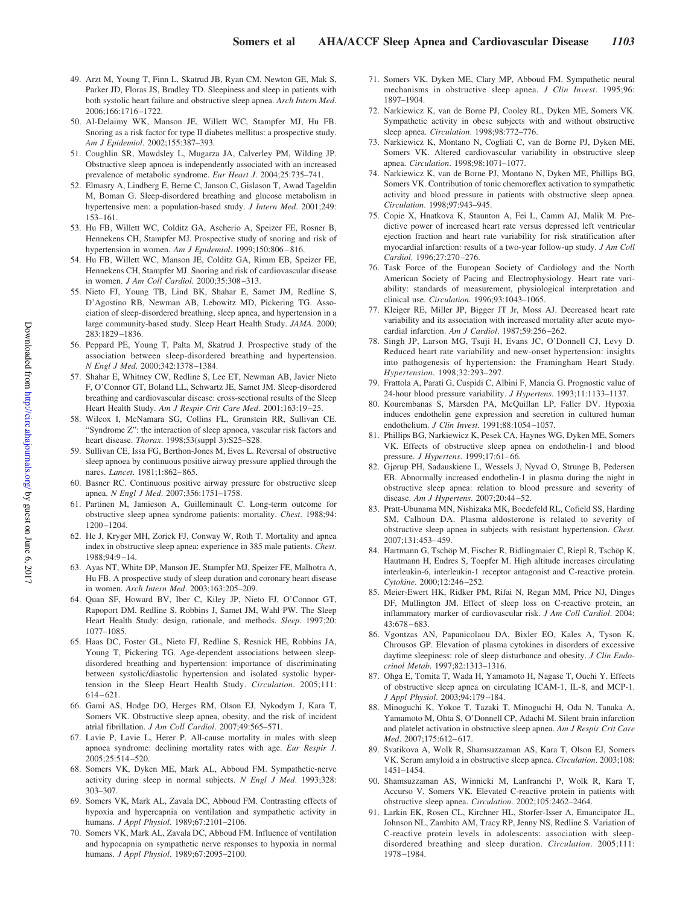49. Arzt M, Young T, Finn L, Skatrud JB, Ryan CM, Newton GE, Mak S, Parker JD, Floras JS, Bradley TD. Sleepiness and sleep in patients with both systolic heart failure and obstructive sleep apnea. *Arch Intern Med*. 2006;166:1716–1722.
50. Al-Delaimy WK, Manson JE, Willett WC, Stampfer MJ, Hu FB. Snoring as a risk factor for type II diabetes mellitus: a prospective study. *Am J Epidemiol*. 2002;155:387–393.
51. Coughlin SR, Mawdsley L, Mugarza JA, Calverley PM, Wilding JP. Obstructive sleep apnoea is independently associated with an increased prevalence of metabolic syndrome. *Eur Heart J*. 2004;25:735–741.
52. Elmasry A, Lindberg E, Berne C, Janson C, Gislason T, Awad Tageldin M, Boman G. Sleep-disordered breathing and glucose metabolism in hypertensive men: a population-based study. *J Intern Med*. 2001;249: 153–161.
53. Hu FB, Willett WC, Colditz GA, Ascherio A, Speizer FE, Rosner B, Hennekens CH, Stampfer MJ. Prospective study of snoring and risk of hypertension in women. *Am J Epidemiol*. 1999;150:806–816.
54. Hu FB, Willett WC, Manson JE, Colditz GA, Rimm EB, Speizer FE, Hennekens CH, Stampfer MJ. Snoring and risk of cardiovascular disease in women. *J Am Coll Cardiol*. 2000;35:308–313.
55. Nieto FJ, Young TB, Lind BK, Shahar E, Samet JM, Redline S, D'Agostino RB, Newman AB, Lebowitz MD, Pickering TG. Association of sleep-disordered breathing, sleep apnea, and hypertension in a large community-based study. Sleep Heart Health Study. *JAMA*. 2000; 283:1829–1836.
56. Peppard PE, Young T, Palta M, Skatrud J. Prospective study of the association between sleep-disordered breathing and hypertension. *N Engl J Med*. 2000;342:1378–1384.
57. Shahar E, Whitney CW, Redline S, Lee ET, Newman AB, Javier Nieto F, O'Connor GT, Boland LL, Schwartz JE, Samet JM. Sleep-disordered breathing and cardiovascular disease: cross-sectional results of the Sleep Heart Health Study. *Am J Respir Crit Care Med*. 2001;163:19–25.
58. Wilcox I, McNamara SG, Collins FL, Grunstein RR, Sullivan CE. "Syndrome Z": the interaction of sleep apnoea, vascular risk factors and heart disease. *Thorax*. 1998;53(suppl 3):S25–S28.
59. Sullivan CE, Issa FG, Berthon-Jones M, Eves L. Reversal of obstructive sleep apnoea by continuous positive airway pressure applied through the nares. *Lancet*. 1981;1:862–865.
60. Basner RC. Continuous positive airway pressure for obstructive sleep apnea. *N Engl J Med*. 2007;356:1751–1758.
61. Partinen M, Jamieson A, Guilleminault C. Long-term outcome for obstructive sleep apnea syndrome patients: mortality. *Chest*. 1988;94: 1200–1204.
62. He J, Kryger MH, Zorick FJ, Conway W, Roth T. Mortality and apnea index in obstructive sleep apnea: experience in 385 male patients. *Chest*. 1988;94:9–14.
63. Ayas NT, White DP, Manson JE, Stampfer MJ, Speizer FE, Malhotra A, Hu FB. A prospective study of sleep duration and coronary heart disease in women. *Arch Intern Med*. 2003;163:205–209.
64. Quan SF, Howard BV, Iber C, Kiley JP, Nieto FJ, O'Connor GT, Rapoport DM, Redline S, Robbins J, Samet JM, Wahl PW. The Sleep Heart Health Study: design, rationale, and methods. *Sleep*. 1997;20: 1077–1085.
65. Haas DC, Foster GL, Nieto FJ, Redline S, Resnick HE, Robbins JA, Young T, Pickering TG. Age-dependent associations between sleep-disordered breathing and hypertension: importance of discriminating between systolic/diastolic hypertension and isolated systolic hypertension in the Sleep Heart Health Study. *Circulation*. 2005;111: 614–621.
66. Gami AS, Hodge DO, Herges RM, Olson EJ, Nykodym J, Kara T, Somers VK. Obstructive sleep apnea, obesity, and the risk of incident atrial fibrillation. *J Am Coll Cardiol*. 2007;49:565–571.
67. Lavie P, Lavie L, Herer P. All-cause mortality in males with sleep apnoea syndrome: declining mortality rates with age. *Eur Respir J*. 2005;25:514–520.
68. Somers VK, Dyken ME, Mark AL, Abboud FM. Sympathetic-nerve activity during sleep in normal subjects. *N Engl J Med*. 1993;328: 303–307.
69. Somers VK, Mark AL, Zavala DC, Abboud FM. Contrasting effects of hypoxia and hypercapnia on ventilation and sympathetic activity in humans. *J Appl Physiol*. 1989;67:2101–2106.
70. Somers VK, Mark AL, Zavala DC, Abboud FM. Influence of ventilation and hypocapnia on sympathetic nerve responses to hypoxia in normal humans. *J Appl Physiol*. 1989;67:2095–2100.
71. Somers VK, Dyken ME, Clary MP, Abboud FM. Sympathetic neural mechanisms in obstructive sleep apnea. *J Clin Invest*. 1995;96: 1897–1904.
72. Narkiewicz K, van de Borne PJ, Cooley RL, Dyken ME, Somers VK. Sympathetic activity in obese subjects with and without obstructive sleep apnea. *Circulation*. 1998;98:772–776.
73. Narkiewicz K, Montano N, Cogliati C, van de Borne PJ, Dyken ME, Somers VK. Altered cardiovascular variability in obstructive sleep apnea. *Circulation*. 1998;98:1071–1077.
74. Narkiewicz K, van de Borne PJ, Montano N, Dyken ME, Phillips BG, Somers VK. Contribution of tonic chemoreflex activation to sympathetic activity and blood pressure in patients with obstructive sleep apnea. *Circulation*. 1998;97:943–945.
75. Copie X, Hnatkova K, Staunton A, Fei L, Camm AJ, Malik M. Predictive power of increased heart rate versus depressed left ventricular ejection fraction and heart rate variability for risk stratification after myocardial infarction: results of a two-year follow-up study. *J Am Coll Cardiol*. 1996;27:270–276.
76. Task Force of the European Society of Cardiology and the North American Society of Pacing and Electrophysiology. Heart rate variability: standards of measurement, physiological interpretation and clinical use. *Circulation*. 1996;93:1043–1065.
77. Kleiger RE, Miller JP, Bigger JT Jr, Moss AJ. Decreased heart rate variability and its association with increased mortality after acute myocardial infarction. *Am J Cardiol*. 1987;59:256–262.
78. Singh JP, Larson MG, Tsuji H, Evans JC, O'Donnell CJ, Levy D. Reduced heart rate variability and new-onset hypertension: insights into pathogenesis of hypertension: the Framingham Heart Study. *Hypertension*. 1998;32:293–297.
79. Frattola A, Parati G, Cuspidi C, Albini F, Mancia G. Prognostic value of 24-hour blood pressure variability. *J Hypertens*. 1993;11:1133–1137.
80. Kourembanas S, Marsden PA, McQuillan LP, Faller DV. Hypoxia induces endothelin gene expression and secretion in cultured human endothelium. *J Clin Invest*. 1991;88:1054–1057.
81. Phillips BG, Narkiewicz K, Pesek CA, Haynes WG, Dyken ME, Somers VK. Effects of obstructive sleep apnea on endothelin-1 and blood pressure. *J Hypertens*. 1999;17:61–66.
82. Gjørup PH, Sadauskiene L, Wessels J, Nyvad O, Strunge B, Pedersen EB. Abnormally increased endothelin-1 in plasma during the night in obstructive sleep apnea: relation to blood pressure and severity of disease. *Am J Hypertens*. 2007;20:44–52.
83. Pratt-Ubunama MN, Nishizaka MK, Boedefeld RL, Cofield SS, Harding SM, Calhoun DA. Plasma aldosterone is related to severity of obstructive sleep apnea in subjects with resistant hypertension. *Chest*. 2007;131:453–459.
84. Hartmann G, Tschöp M, Fischer R, Bidlingmaier C, Riepl R, Tschöp K, Hautmann H, Endres S, Toepfer M. High altitude increases circulating interleukin-6, interleukin-1 receptor antagonist and C-reactive protein. *Cytokine*. 2000;12:246–252.
85. Meier-Ewert HK, Ridker PM, Rifai N, Regan MM, Price NJ, Dinges DF, Mullington JM. Effect of sleep loss on C-reactive protein, an inflammatory marker of cardiovascular risk. *J Am Coll Cardiol*. 2004; 43:678–683.
86. Vgontzas AN, Papanicolaou DA, Bixler EO, Kales A, Tyson K, Chrousos GP. Elevation of plasma cytokines in disorders of excessive daytime sleepiness: role of sleep disturbance and obesity. *J Clin Endocrinol Metab*. 1997;82:1313–1316.
87. Ohga E, Tomita T, Wada H, Yamamoto H, Nagase T, Ouchi Y. Effects of obstructive sleep apnea on circulating ICAM-1, IL-8, and MCP-1. *J Appl Physiol*. 2003;94:179–184.
88. Minoguchi K, Yokoe T, Tazaki T, Minoguchi H, Oda N, Tanaka A, Yamamoto M, Ohta S, O'Donnell CP, Adachi M. Silent brain infarction and platelet activation in obstructive sleep apnea. *Am J Respir Crit Care Med*. 2007;175:612–617.
89. Svatikova A, Wolk R, Shamsuzzaman AS, Kara T, Olson EJ, Somers VK. Serum amyloid a in obstructive sleep apnea. *Circulation*. 2003;108: 1451–1454.
90. Shamsuzzaman AS, Winnicki M, Lanfranchi P, Wolk R, Kara T, Accurso V, Somers VK. Elevated C-reactive protein in patients with obstructive sleep apnea. *Circulation*. 2002;105:2462–2464.
91. Larkin EK, Rosen CL, Kirchner HL, Storfer-Isser A, Emancipator JL, Johnson NL, Zambito AM, Tracy RP, Jenny NS, Redline S. Variation of C-reactive protein levels in adolescents: association with sleep-disordered breathing and sleep duration. *Circulation*. 2005;111: 1978–1984.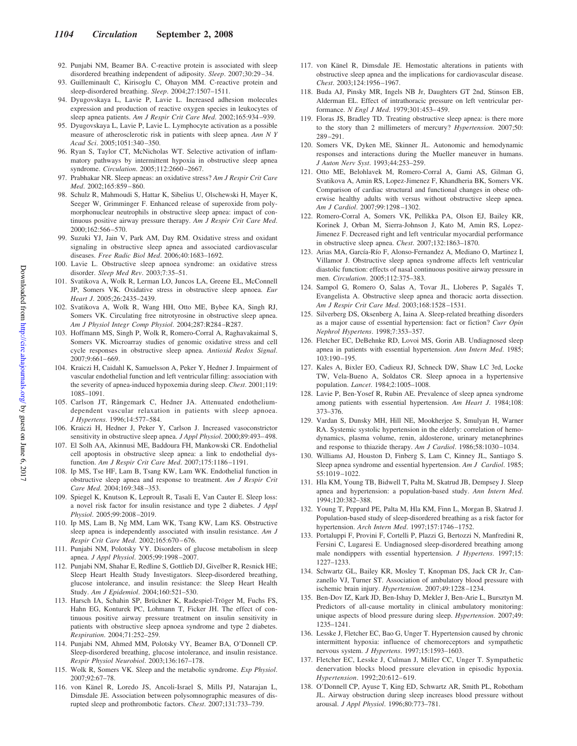92. Punjabi NM, Beamer BA. C-reactive protein is associated with sleep disordered breathing independent of adiposity. *Sleep*. 2007;30:29–34.
93. Guilleminault C, Kirisoglu C, Ohayon MM. C-reactive protein and sleep-disordered breathing. *Sleep*. 2004;27:1507–1511.
94. Dyugovskaya L, Lavie P, Lavie L. Increased adhesion molecules expression and production of reactive oxygen species in leukocytes of sleep apnea patients. *Am J Respir Crit Care Med*. 2002;165:934–939.
95. Dyugovskaya L, Lavie P, Lavie L. Lymphocyte activation as a possible measure of atherosclerotic risk in patients with sleep apnea. *Ann N Y Acad Sci*. 2005;1051:340–350.
96. Ryan S, Taylor CT, McNicholas WT. Selective activation of inflammatory pathways by intermittent hypoxia in obstructive sleep apnea syndrome. *Circulation*. 2005;112:2660–2667.
97. Prabhakar NR. Sleep apneas: an oxidative stress? *Am J Respir Crit Care Med*. 2002;165:859–860.
98. Schulz R, Mahmoudi S, Hattar K, Sibelius U, Olschewski H, Mayer K, Seeger W, Grimminger F. Enhanced release of superoxide from polymorphonuclear neutrophils in obstructive sleep apnea: impact of continuous positive airway pressure therapy. *Am J Respir Crit Care Med*. 2000;162:566–570.
99. Suzuki YJ, Jain V, Park AM, Day RM. Oxidative stress and oxidant signaling in obstructive sleep apnea and associated cardiovascular diseases. *Free Radic Biol Med*. 2006;40:1683–1692.
100. Lavie L. Obstructive sleep apnoea syndrome: an oxidative stress disorder. *Sleep Med Rev*. 2003;7:35–51.
101. Svatikova A, Wolk R, Lerman LO, Juncos LA, Greene EL, McConnell JP, Somers VK. Oxidative stress in obstructive sleep apnoea. *Eur Heart J*. 2005;26:2435–2439.
102. Svatikova A, Wolk R, Wang HH, Otto ME, Bybee KA, Singh RJ, Somers VK. Circulating free nitrotyrosine in obstructive sleep apnea. *Am J Physiol Integr Comp Physiol*. 2004;287:R284–R287.
103. Hoffmann MS, Singh P, Wolk R, Romero-Corral A, Raghavakaimal S, Somers VK. Microarray studies of genomic oxidative stress and cell cycle responses in obstructive sleep apnea. *Antioxid Redox Signal*. 2007;9:661–669.
104. Kraiczi H, Caidahl K, Samuelsson A, Peker Y, Hedner J. Impairment of vascular endothelial function and left ventricular filling: association with the severity of apnea-induced hypoxemia during sleep. *Chest*. 2001;119:1085–1091.
105. Carlson JT, Rångemark C, Hedner JA. Attenuated endothelium-dependent vascular relaxation in patients with sleep apnoea. *J Hypertens*. 1996;14:577–584.
106. Kraiczi H, Hedner J, Peker Y, Carlson J. Increased vasoconstrictor sensitivity in obstructive sleep apnea. *J Appl Physiol*. 2000;89:493–498.
107. El Solh AA, Akinnusi ME, Baddoura FH, Mankowski CR. Endothelial cell apoptosis in obstructive sleep apnea: a link to endothelial dysfunction. *Am J Respir Crit Care Med*. 2007;175:1186–1191.
108. Ip MS, Tse HF, Lam B, Tsang KW, Lam WK. Endothelial function in obstructive sleep apnea and response to treatment. *Am J Respir Crit Care Med*. 2004;169:348–353.
109. Spiegel K, Knutson K, Leproult R, Tasali E, Van Cauter E. Sleep loss: a novel risk factor for insulin resistance and type 2 diabetes. *J Appl Physiol*. 2005;99:2008–2019.
110. Ip MS, Lam B, Ng MM, Lam WK, Tsang KW, Lam KS. Obstructive sleep apnea is independently associated with insulin resistance. *Am J Respir Crit Care Med*. 2002;165:670–676.
111. Punjabi NM, Polotsky VY. Disorders of glucose metabolism in sleep apnea. *J Appl Physiol*. 2005;99:1998–2007.
112. Punjabi NM, Shahar E, Redline S, Gottlieb DJ, Givelber R, Resnick HE; Sleep Heart Health Study Investigators. Sleep-disordered breathing, glucose intolerance, and insulin resistance: the Sleep Heart Health Study. *Am J Epidemiol*. 2004;160:521–530.
113. Harsch IA, Schahin SP, Brückner K, Radespiel-Tröger M, Fuchs FS, Hahn EG, Konturek PC, Lohmann T, Ficker JH. The effect of continuous positive airway pressure treatment on insulin sensitivity in patients with obstructive sleep apnoea syndrome and type 2 diabetes. *Respiration*. 2004;71:252–259.
114. Punjabi NM, Ahmed MM, Polotsky VY, Beamer BA, O'Donnell CP. Sleep-disordered breathing, glucose intolerance, and insulin resistance. *Respir Physiol Neurobiol*. 2003;136:167–178.
115. Wolk R, Somers VK. Sleep and the metabolic syndrome. *Exp Physiol*. 2007;92:67–78.
116. von Känel R, Loredo JS, Ancoli-Israel S, Mills PJ, Natarajan L, Dimsdale JE. Association between polysomnographic measures of disrupted sleep and prothrombotic factors. *Chest*. 2007;131:733–739.
117. von Känel R, Dimsdale JE. Hemostatic alterations in patients with obstructive sleep apnea and the implications for cardiovascular disease. *Chest*. 2003;124:1956–1967.
118. Buda AJ, Pinsky MR, Ingels NB Jr, Daughters GT 2nd, Stinson EB, Alderman EL. Effect of intrathoracic pressure on left ventricular performance. *N Engl J Med*. 1979;301:453–459.
119. Floras JS, Bradley TD. Treating obstructive sleep apnea: is there more to the story than 2 millimeters of mercury? *Hypertension*. 2007;50:289–291.
120. Somers VK, Dyken ME, Skinner JL. Autonomic and hemodynamic responses and interactions during the Mueller maneuver in humans. *J Auton Nerv Syst*. 1993;44:253–259.
121. Otto ME, Belohlavek M, Romero-Corral A, Gami AS, Gilman G, Svatikova A, Amin RS, Lopez-Jimenez F, Khandheria BK, Somers VK. Comparison of cardiac structural and functional changes in obese otherwise healthy adults with versus without obstructive sleep apnea. *Am J Cardiol*. 2007;99:1298–1302.
122. Romero-Corral A, Somers VK, Pellikka PA, Olson EJ, Bailey KR, Korinek J, Orban M, Sierra-Johnson J, Kato M, Amin RS, Lopez-Jimenez F. Decreased right and left ventricular myocardial performance in obstructive sleep apnea. *Chest*. 2007;132:1863–1870.
123. Arias MA, García-Río F, Alonso-Fernandez A, Mediano O, Martinez I, Villamor J. Obstructive sleep apnea syndrome affects left ventricular diastolic function: effects of nasal continuous positive airway pressure in men. *Circulation*. 2005;112:375–383.
124. Sampol G, Romero O, Salas A, Tovar JL, Lloberes P, Sagalés T, Evangelista A. Obstructive sleep apnea and thoracic aorta dissection. *Am J Respir Crit Care Med*. 2003;168:1528–1531.
125. Silverberg DS, Oksenberg A, Iaina A. Sleep-related breathing disorders as a major cause of essential hypertension: fact or fiction? *Curr Opin Nephrol Hypertens*. 1998;7:353–357.
126. Fletcher EC, DeBehnke RD, Lovoi MS, Gorin AB. Undiagnosed sleep apnea in patients with essential hypertension. *Ann Intern Med*. 1985;103:190–195.
127. Kales A, Bixler EO, Cadieux RJ, Schneck DW, Shaw LC 3rd, Locke TW, Vela-Bueno A, Soldatos CR. Sleep apnoea in a hypertensive population. *Lancet*. 1984;2:1005–1008.
128. Lavie P, Ben-Yosef R, Rubin AE. Prevalence of sleep apnea syndrome among patients with essential hypertension. *Am Heart J*. 1984;108:373–376.
129. Vardan S, Dunsky MH, Hill NE, Mookherjee S, Smulyan H, Warner RA. Systemic systolic hypertension in the elderly: correlation of hemodynamics, plasma volume, renin, aldosterone, urinary metanephrines and response to thiazide therapy. *Am J Cardiol*. 1986;58:1030–1034.
130. Williams AJ, Houston D, Finberg S, Lam C, Kinney JL, Santiago S. Sleep apnea syndrome and essential hypertension. *Am J Cardiol*. 1985;55:1019–1022.
131. Hla KM, Young TB, Bidwell T, Palta M, Skatrud JB, Dempsey J. Sleep apnea and hypertension: a population-based study. *Ann Intern Med*. 1994;120:382–388.
132. Young T, Peppard PE, Palta M, Hla KM, Finn L, Morgan B, Skatrud J. Population-based study of sleep-disordered breathing as a risk factor for hypertension. *Arch Intern Med*. 1997;157:1746–1752.
133. Portaluppi F, Provini F, Cortelli P, Plazzi G, Bertozzi N, Manfredini R, Fersini C, Lugaresi E. Undiagnosed sleep-disordered breathing among male nondippers with essential hypertension. *J Hypertens*. 1997;15:1227–1233.
134. Schwartz GL, Bailey KR, Mosley T, Knopman DS, Jack CR Jr, Canzanello VJ, Turner ST. Association of ambulatory blood pressure with ischemic brain injury. *Hypertension*. 2007;49:1228–1234.
135. Ben-Dov IZ, Kark JD, Ben-Ishay D, Mekler J, Ben-Arie L, Bursztyn M. Predictors of all-cause mortality in clinical ambulatory monitoring: unique aspects of blood pressure during sleep. *Hypertension*. 2007;49:1235–1241.
136. Lesske J, Fletcher EC, Bao G, Unger T. Hypertension caused by chronic intermittent hypoxia: influence of chemoreceptors and sympathetic nervous system. *J Hypertens*. 1997;15:1593–1603.
137. Fletcher EC, Lesske J, Culman J, Miller CC, Unger T. Sympathetic denervation blocks blood pressure elevation in episodic hypoxia. *Hypertension*. 1992;20:612–619.
138. O'Donnell CP, Ayuse T, King ED, Schwartz AR, Smith PL, Robotham JL. Airway obstruction during sleep increases blood pressure without arousal. *J Appl Physiol*. 1996;80:773–781.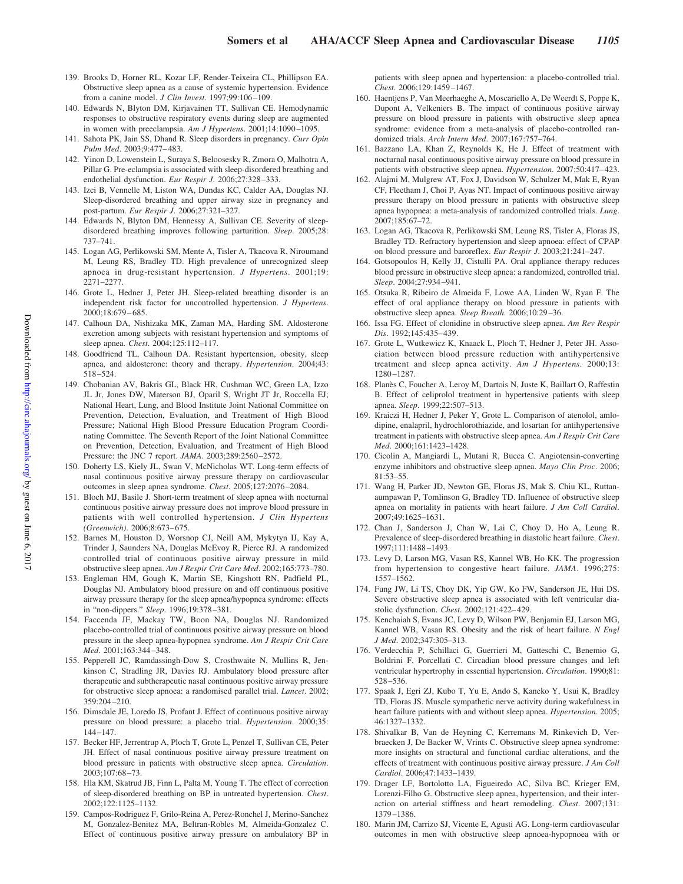139. Brooks D, Horner RL, Kozar LF, Render-Teixeira CL, Phillipson EA. Obstructive sleep apnea as a cause of systemic hypertension. Evidence from a canine model. *J Clin Invest*. 1997;99:106–109.
140. Edwards N, Blyton DM, Kirjavainen TT, Sullivan CE. Hemodynamic responses to obstructive respiratory events during sleep are augmented in women with preeclampsia. *Am J Hypertens*. 2001;14:1090–1095.
141. Sahota PK, Jain SS, Dhand R. Sleep disorders in pregnancy. *Curr Opin Pulm Med*. 2003;9:477–483.
142. Yinon D, Lowenstein L, Suraya S, Beloosesky R, Zmora O, Malhotra A, Pillar G. Pre-eclampsia is associated with sleep-disordered breathing and endothelial dysfunction. *Eur Respir J*. 2006;27:328–333.
143. Izci B, Vennelle M, Liston WA, Dundas KC, Calder AA, Douglas NJ. Sleep-disordered breathing and upper airway size in pregnancy and post-partum. *Eur Respir J*. 2006;27:321–327.
144. Edwards N, Blyton DM, Hennessy A, Sullivan CE. Severity of sleep-disordered breathing improves following parturition. *Sleep*. 2005;28: 737–741.
145. Logan AG, Perlikowski SM, Mente A, Tisler A, Tkacova R, Niroumand M, Leung RS, Bradley TD. High prevalence of unrecognized sleep apnoea in drug-resistant hypertension. *J Hypertens*. 2001;19: 2271–2277.
146. Grote L, Hedner J, Peter JH. Sleep-related breathing disorder is an independent risk factor for uncontrolled hypertension. *J Hypertens*. 2000;18:679–685.
147. Calhoun DA, Nishizaka MK, Zaman MA, Harding SM. Aldosterone excretion among subjects with resistant hypertension and symptoms of sleep apnea. *Chest*. 2004;125:112–117.
148. Goodfriend TL, Calhoun DA. Resistant hypertension, obesity, sleep apnea, and aldosterone: theory and therapy. *Hypertension*. 2004;43: 518–524.
149. Chobanian AV, Bakris GL, Black HR, Cushman WC, Green LA, Izzo JL Jr, Jones DW, Materson BJ, Oparil S, Wright JT Jr, Roccella EJ; National Heart, Lung, and Blood Institute Joint National Committee on Prevention, Detection, Evaluation, and Treatment of High Blood Pressure; National High Blood Pressure Education Program Coordinating Committee. The Seventh Report of the Joint National Committee on Prevention, Detection, Evaluation, and Treatment of High Blood Pressure: the JNC 7 report. *JAMA*. 2003;289:2560–2572.
150. Doherty LS, Kiely JL, Swan V, McNicholas WT. Long-term effects of nasal continuous positive airway pressure therapy on cardiovascular outcomes in sleep apnea syndrome. *Chest*. 2005;127:2076–2084.
151. Bloch MJ, Basile J. Short-term treatment of sleep apnea with nocturnal continuous positive airway pressure does not improve blood pressure in patients with well controlled hypertension. *J Clin Hypertens (Greenwich)*. 2006;8:673–675.
152. Barnes M, Houston D, Worsnop CJ, Neill AM, Mykytyn IJ, Kay A, Trinder J, Saunders NA, Douglas McEvoy R, Pierce RJ. A randomized controlled trial of continuous positive airway pressure in mild obstructive sleep apnea. *Am J Respir Crit Care Med*. 2002;165:773–780.
153. Engleman HM, Gough K, Martin SE, Kingshott RN, Padfield PL, Douglas NJ. Ambulatory blood pressure on and off continuous positive airway pressure therapy for the sleep apnea/hypopnea syndrome: effects in "non-dippers." *Sleep*. 1996;19:378–381.
154. Faccenda JF, Mackay TW, Boon NA, Douglas NJ. Randomized placebo-controlled trial of continuous positive airway pressure on blood pressure in the sleep apnea-hypopnea syndrome. *Am J Respir Crit Care Med*. 2001;163:344–348.
155. Pepperell JC, Ramdassingh-Dow S, Crosthwaite N, Mullins R, Jenkinson C, Stradling JR, Davies RJ. Ambulatory blood pressure after therapeutic and subtherapeutic nasal continuous positive airway pressure for obstructive sleep apnoea: a randomised parallel trial. *Lancet*. 2002; 359:204–210.
156. Dimsdale JE, Loredo JS, Profant J. Effect of continuous positive airway pressure on blood pressure: a placebo trial. *Hypertension*. 2000;35: 144–147.
157. Becker HF, Jerrentrup A, Ploch T, Grote L, Penzel T, Sullivan CE, Peter JH. Effect of nasal continuous positive airway pressure treatment on blood pressure in patients with obstructive sleep apnea. *Circulation*. 2003;107:68–73.
158. Hla KM, Skatrud JB, Finn L, Palta M, Young T. The effect of correction of sleep-disordered breathing on BP in untreated hypertension. *Chest*. 2002;122:1125–1132.
159. Campos-Rodriguez F, Grilo-Reina A, Perez-Ronchel J, Merino-Sanchez M, Gonzalez-Benitez MA, Beltran-Robles M, Almeida-Gonzalez C. Effect of continuous positive airway pressure on ambulatory BP in patients with sleep apnea and hypertension: a placebo-controlled trial. *Chest*. 2006;129:1459–1467.
160. Haentjens P, Van Meerhaeghe A, Moscariello A, De Weerdt S, Poppe K, Dupont A, Velkeniers B. The impact of continuous positive airway pressure on blood pressure in patients with obstructive sleep apnea syndrome: evidence from a meta-analysis of placebo-controlled randomized trials. *Arch Intern Med*. 2007;167:757–764.
161. Bazzano LA, Khan Z, Reynolds K, He J. Effect of treatment with nocturnal nasal continuous positive airway pressure on blood pressure in patients with obstructive sleep apnea. *Hypertension*. 2007;50:417–423.
162. Alajmi M, Mulgrew AT, Fox J, Davidson W, Schulzer M, Mak E, Ryan CF, Fleetham J, Choi P, Ayas NT. Impact of continuous positive airway pressure therapy on blood pressure in patients with obstructive sleep apnea hypopnea: a meta-analysis of randomized controlled trials. *Lung*. 2007;185:67–72.
163. Logan AG, Tkacova R, Perlikowski SM, Leung RS, Tisler A, Floras JS, Bradley TD. Refractory hypertension and sleep apnoea: effect of CPAP on blood pressure and baroreflex. *Eur Respir J*. 2003;21:241–247.
164. Gotsopoulos H, Kelly JJ, Cistulli PA. Oral appliance therapy reduces blood pressure in obstructive sleep apnea: a randomized, controlled trial. *Sleep*. 2004;27:934–941.
165. Otsuka R, Ribeiro de Almeida F, Lowe AA, Linden W, Ryan F. The effect of oral appliance therapy on blood pressure in patients with obstructive sleep apnea. *Sleep Breath*. 2006;10:29–36.
166. Issa FG. Effect of clonidine in obstructive sleep apnea. *Am Rev Respir Dis*. 1992;145:435–439.
167. Grote L, Wutkewicz K, Knaack L, Ploch T, Hedner J, Peter JH. Association between blood pressure reduction with antihypertensive treatment and sleep apnea activity. *Am J Hypertens*. 2000;13: 1280–1287.
168. Planès C, Foucher A, Leroy M, Dartois N, Juste K, Baillart O, Raffestin B. Effect of celiprolol treatment in hypertensive patients with sleep apnea. *Sleep*. 1999;22:507–513.
169. Kraiczi H, Hedner J, Peker Y, Grote L. Comparison of atenolol, amlodipine, enalapril, hydrochlorothiazide, and losartan for antihypertensive treatment in patients with obstructive sleep apnea. *Am J Respir Crit Care Med*. 2000;161:1423–1428.
170. Cicolin A, Mangiardi L, Mutani R, Bucca C. Angiotensin-converting enzyme inhibitors and obstructive sleep apnea. *Mayo Clin Proc*. 2006; 81:53–55.
171. Wang H, Parker JD, Newton GE, Floras JS, Mak S, Chiu KL, Ruttanaumpawan P, Tomlinson G, Bradley TD. Influence of obstructive sleep apnea on mortality in patients with heart failure. *J Am Coll Cardiol*. 2007;49:1625–1631.
172. Chan J, Sanderson J, Chan W, Lai C, Choy D, Ho A, Leung R. Prevalence of sleep-disordered breathing in diastolic heart failure. *Chest*. 1997;111:1488–1493.
173. Levy D, Larson MG, Vasan RS, Kannel WB, Ho KK. The progression from hypertension to congestive heart failure. *JAMA*. 1996;275: 1557–1562.
174. Fung JW, Li TS, Choy DK, Yip GW, Ko FW, Sanderson JE, Hui DS. Severe obstructive sleep apnea is associated with left ventricular diastolic dysfunction. *Chest*. 2002;121:422–429.
175. Kenchaiah S, Evans JC, Levy D, Wilson PW, Benjamin EJ, Larson MG, Kannel WB, Vasan RS. Obesity and the risk of heart failure. *N Engl J Med*. 2002;347:305–313.
176. Verdecchia P, Schillaci G, Guerrieri M, Gatteschi C, Benemio G, Boldrini F, Porcellati C. Circadian blood pressure changes and left ventricular hypertrophy in essential hypertension. *Circulation*. 1990;81: 528–536.
177. Spaak J, Egri ZJ, Kubo T, Yu E, Ando S, Kaneko Y, Usui K, Bradley TD, Floras JS. Muscle sympathetic nerve activity during wakefulness in heart failure patients with and without sleep apnea. *Hypertension*. 2005; 46:1327–1332.
178. Shivalkar B, Van de Heyning C, Kerremans M, Rinkevich D, Verbraecken J, De Backer W, Vrints C. Obstructive sleep apnea syndrome: more insights on structural and functional cardiac alterations, and the effects of treatment with continuous positive airway pressure. *J Am Coll Cardiol*. 2006;47:1433–1439.
179. Drager LF, Bortolotto LA, Figueiredo AC, Silva BC, Krieger EM, Lorenzi-Filho G. Obstructive sleep apnea, hypertension, and their interaction on arterial stiffness and heart remodeling. *Chest*. 2007;131: 1379–1386.
180. Marin JM, Carrizo SJ, Vicente E, Agusti AG. Long-term cardiovascular outcomes in men with obstructive sleep apnoea-hypopnoea with or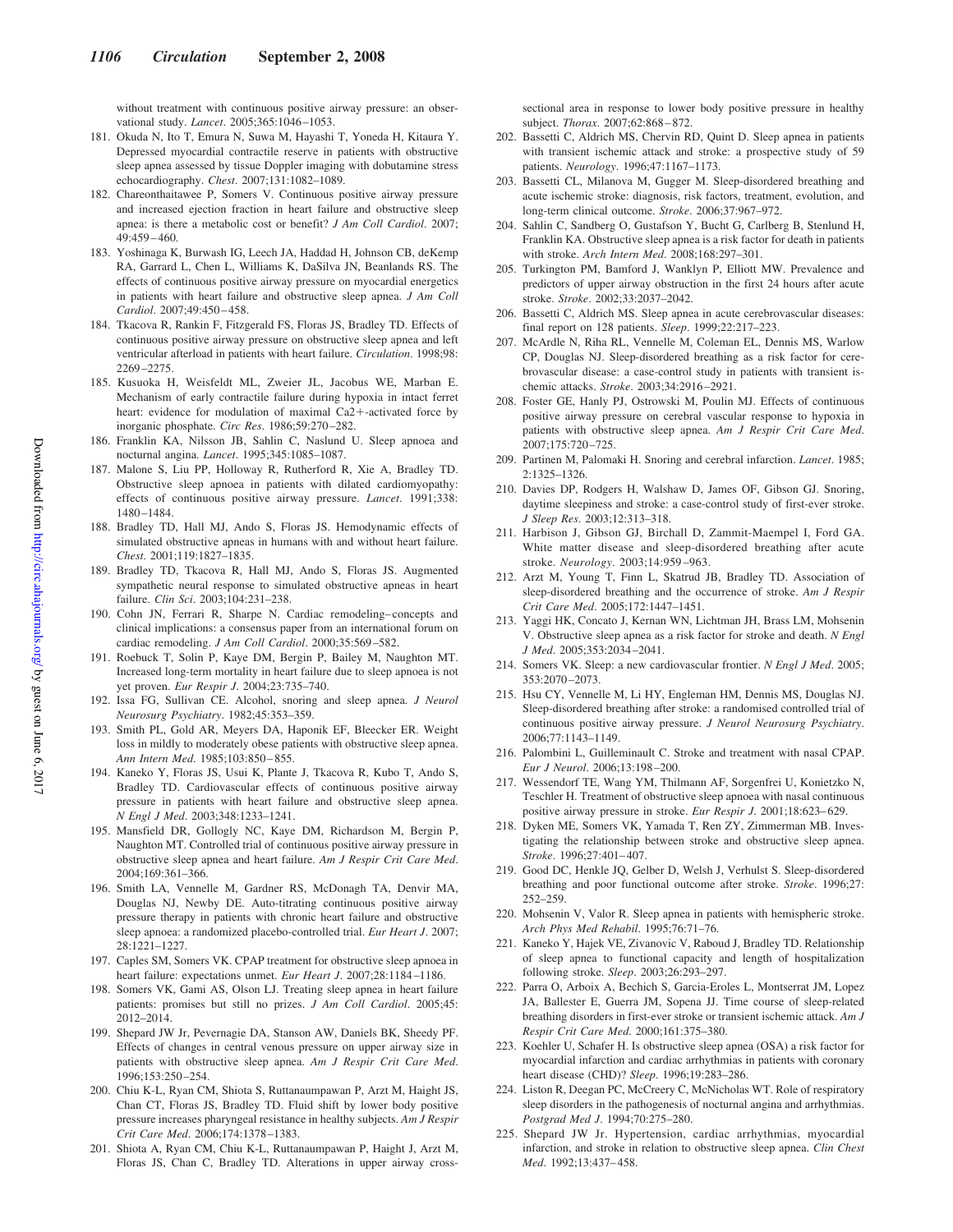without treatment with continuous positive airway pressure: an observational study. *Lancet*. 2005;365:1046–1053.

181. Okuda N, Ito T, Emura N, Suwa M, Hayashi T, Yoneda H, Kitaura Y. Depressed myocardial contractile reserve in patients with obstructive sleep apnea assessed by tissue Doppler imaging with dobutamine stress echocardiography. *Chest*. 2007;131:1082–1089.
182. Chareonthaitawee P, Somers V. Continuous positive airway pressure and increased ejection fraction in heart failure and obstructive sleep apnea: is there a metabolic cost or benefit? *J Am Coll Cardiol*. 2007; 49:459–460.
183. Yoshinaga K, Burwash IG, Leech JA, Haddad H, Johnson CB, deKemp RA, Garrard L, Chen L, Williams K, DaSilva JN, Beanlands RS. The effects of continuous positive airway pressure on myocardial energetics in patients with heart failure and obstructive sleep apnea. *J Am Coll Cardiol*. 2007;49:450–458.
184. Tkacova R, Rankin F, Fitzgerald FS, Floras JS, Bradley TD. Effects of continuous positive airway pressure on obstructive sleep apnea and left ventricular afterload in patients with heart failure. *Circulation*. 1998;98: 2269–2275.
185. Kusuoka H, Weisfeldt ML, Zweier JL, Jacobus WE, Marban E. Mechanism of early contractile failure during hypoxia in intact ferret heart: evidence for modulation of maximal Ca2+-activated force by inorganic phosphate. *Circ Res*. 1986;59:270–282.
186. Franklin KA, Nilsson JB, Sahlin C, Naslund U. Sleep apnoea and nocturnal angina. *Lancet*. 1995;345:1085–1087.
187. Malone S, Liu PP, Holloway R, Rutherford R, Xie A, Bradley TD. Obstructive sleep apnoea in patients with dilated cardiomyopathy: effects of continuous positive airway pressure. *Lancet*. 1991;338: 1480–1484.
188. Bradley TD, Hall MJ, Ando S, Floras JS. Hemodynamic effects of simulated obstructive apneas in humans with and without heart failure. *Chest*. 2001;119:1827–1835.
189. Bradley TD, Tkacova R, Hall MJ, Ando S, Floras JS. Augmented sympathetic neural response to simulated obstructive apneas in heart failure. *Clin Sci*. 2003;104:231–238.
190. Cohn JN, Ferrari R, Sharpe N. Cardiac remodeling–concepts and clinical implications: a consensus paper from an international forum on cardiac remodeling. *J Am Coll Cardiol*. 2000;35:569–582.
191. Roebuck T, Solin P, Kaye DM, Bergin P, Bailey M, Naughton MT. Increased long-term mortality in heart failure due to sleep apnoea is not yet proven. *Eur Respir J*. 2004;23:735–740.
192. Issa FG, Sullivan CE. Alcohol, snoring and sleep apnea. *J Neurol Neurosurg Psychiatry*. 1982;45:353–359.
193. Smith PL, Gold AR, Meyers DA, Haponik EF, Bleecker ER. Weight loss in mildly to moderately obese patients with obstructive sleep apnea. *Ann Intern Med*. 1985;103:850–855.
194. Kaneko Y, Floras JS, Usui K, Plante J, Tkacova R, Kubo T, Ando S, Bradley TD. Cardiovascular effects of continuous positive airway pressure in patients with heart failure and obstructive sleep apnea. *N Engl J Med*. 2003;348:1233–1241.
195. Mansfield DR, Gollogly NC, Kaye DM, Richardson M, Bergin P, Naughton MT. Controlled trial of continuous positive airway pressure in obstructive sleep apnea and heart failure. *Am J Respir Crit Care Med*. 2004;169:361–366.
196. Smith LA, Vennelle M, Gardner RS, McDonagh TA, Denvir MA, Douglas NJ, Newby DE. Auto-titrating continuous positive airway pressure therapy in patients with chronic heart failure and obstructive sleep apnoea: a randomized placebo-controlled trial. *Eur Heart J*. 2007; 28:1221–1227.
197. Caples SM, Somers VK. CPAP treatment for obstructive sleep apnoea in heart failure: expectations unmet. *Eur Heart J*. 2007;28:1184–1186.
198. Somers VK, Gami AS, Olson LJ. Treating sleep apnea in heart failure patients: promises but still no prizes. *J Am Coll Cardiol*. 2005;45: 2012–2014.
199. Shepard JW Jr, Pevernagie DA, Stanson AW, Daniels BK, Sheedy PF. Effects of changes in central venous pressure on upper airway size in patients with obstructive sleep apnea. *Am J Respir Crit Care Med*. 1996;153:250–254.
200. Chiu K-L, Ryan CM, Shiota S, Ruttanaumpawan P, Arzt M, Haight JS, Chan CT, Floras JS, Bradley TD. Fluid shift by lower body positive pressure increases pharyngeal resistance in healthy subjects. *Am J Respir Crit Care Med*. 2006;174:1378–1383.
201. Shiota A, Ryan CM, Chiu K-L, Ruttanaumpawan P, Haight J, Arzt M, Floras JS, Chan C, Bradley TD. Alterations in upper airway cross-sectional area in response to lower body positive pressure in healthy subject. *Thorax*. 2007;62:868–872.
202. Bassetti C, Aldrich MS, Chervin RD, Quint D. Sleep apnea in patients with transient ischemic attack and stroke: a prospective study of 59 patients. *Neurology*. 1996;47:1167–1173.
203. Bassetti CL, Milanova M, Gugger M. Sleep-disordered breathing and acute ischemic stroke: diagnosis, risk factors, treatment, evolution, and long-term clinical outcome. *Stroke*. 2006;37:967–972.
204. Sahlin C, Sandberg O, Gustafson Y, Bucht G, Carlberg B, Stenlund H, Franklin KA. Obstructive sleep apnea is a risk factor for death in patients with stroke. *Arch Intern Med*. 2008;168:297–301.
205. Turkington PM, Bamford J, Wanklyn P, Elliott MW. Prevalence and predictors of upper airway obstruction in the first 24 hours after acute stroke. *Stroke*. 2002;33:2037–2042.
206. Bassetti C, Aldrich MS. Sleep apnea in acute cerebrovascular diseases: final report on 128 patients. *Sleep*. 1999;22:217–223.
207. McArdle N, Riha RL, Vennelle M, Coleman EL, Dennis MS, Warlow CP, Douglas NJ. Sleep-disordered breathing as a risk factor for cerebrovascular disease: a case-control study in patients with transient ischemic attacks. *Stroke*. 2003;34:2916–2921.
208. Foster GE, Hanly PJ, Ostrowski M, Poulin MJ. Effects of continuous positive airway pressure on cerebral vascular response to hypoxia in patients with obstructive sleep apnea. *Am J Respir Crit Care Med*. 2007;175:720–725.
209. Partinen M, Palomaki H. Snoring and cerebral infarction. *Lancet*. 1985; 2:1325–1326.
210. Davies DP, Rodgers H, Walshaw D, James OF, Gibson GJ. Snoring, daytime sleepiness and stroke: a case-control study of first-ever stroke. *J Sleep Res*. 2003;12:313–318.
211. Harbison J, Gibson GJ, Birchall D, Zammit-Maempel I, Ford GA. White matter disease and sleep-disordered breathing after acute stroke. *Neurology*. 2003;14:959–963.
212. Arzt M, Young T, Finn L, Skatrud JB, Bradley TD. Association of sleep-disordered breathing and the occurrence of stroke. *Am J Respir Crit Care Med*. 2005;172:1447–1451.
213. Yaggi HK, Concato J, Kernan WN, Lichtman JH, Brass LM, Mohsenin V. Obstructive sleep apnea as a risk factor for stroke and death. *N Engl J Med*. 2005;353:2034–2041.
214. Somers VK. Sleep: a new cardiovascular frontier. *N Engl J Med*. 2005; 353:2070–2073.
215. Hsu CY, Vennelle M, Li HY, Engleman HM, Dennis MS, Douglas NJ. Sleep-disordered breathing after stroke: a randomised controlled trial of continuous positive airway pressure. *J Neurol Neurosurg Psychiatry*. 2006;77:1143–1149.
216. Palombini L, Guilleminault C. Stroke and treatment with nasal CPAP. *Eur J Neurol*. 2006;13:198–200.
217. Wessendorf TE, Wang YM, Thilmann AF, Sorgenfrei U, Konietzko N, Teschler H. Treatment of obstructive sleep apnoea with nasal continuous positive airway pressure in stroke. *Eur Respir J*. 2001;18:623–629.
218. Dyken ME, Somers VK, Yamada T, Ren ZY, Zimmerman MB. Investigating the relationship between stroke and obstructive sleep apnea. *Stroke*. 1996;27:401–407.
219. Good DC, Henkle JQ, Gelber D, Welsh J, Verhulst S. Sleep-disordered breathing and poor functional outcome after stroke. *Stroke*. 1996;27: 252–259.
220. Mohsenin V, Valor R. Sleep apnea in patients with hemispheric stroke. *Arch Phys Med Rehabil*. 1995;76:71–76.
221. Kaneko Y, Hajek VE, Zivanovic V, Raboud J, Bradley TD. Relationship of sleep apnea to functional capacity and length of hospitalization following stroke. *Sleep*. 2003;26:293–297.
222. Parra O, Arboix A, Bechich S, Garcia-Eroles L, Montserrat JM, Lopez JA, Ballester E, Guerra JM, Sopena JJ. Time course of sleep-related breathing disorders in first-ever stroke or transient ischemic attack. *Am J Respir Crit Care Med*. 2000;161:375–380.
223. Koehler U, Schafer H. Is obstructive sleep apnea (OSA) a risk factor for myocardial infarction and cardiac arrhythmias in patients with coronary heart disease (CHD)? *Sleep*. 1996;19:283–286.
224. Liston R, Deegan PC, McCreery C, McNicholas WT. Role of respiratory sleep disorders in the pathogenesis of nocturnal angina and arrhythmias. *Postgrad Med J*. 1994;70:275–280.
225. Shepard JW Jr. Hypertension, cardiac arrhythmias, myocardial infarction, and stroke in relation to obstructive sleep apnea. *Clin Chest Med*. 1992;13:437–458.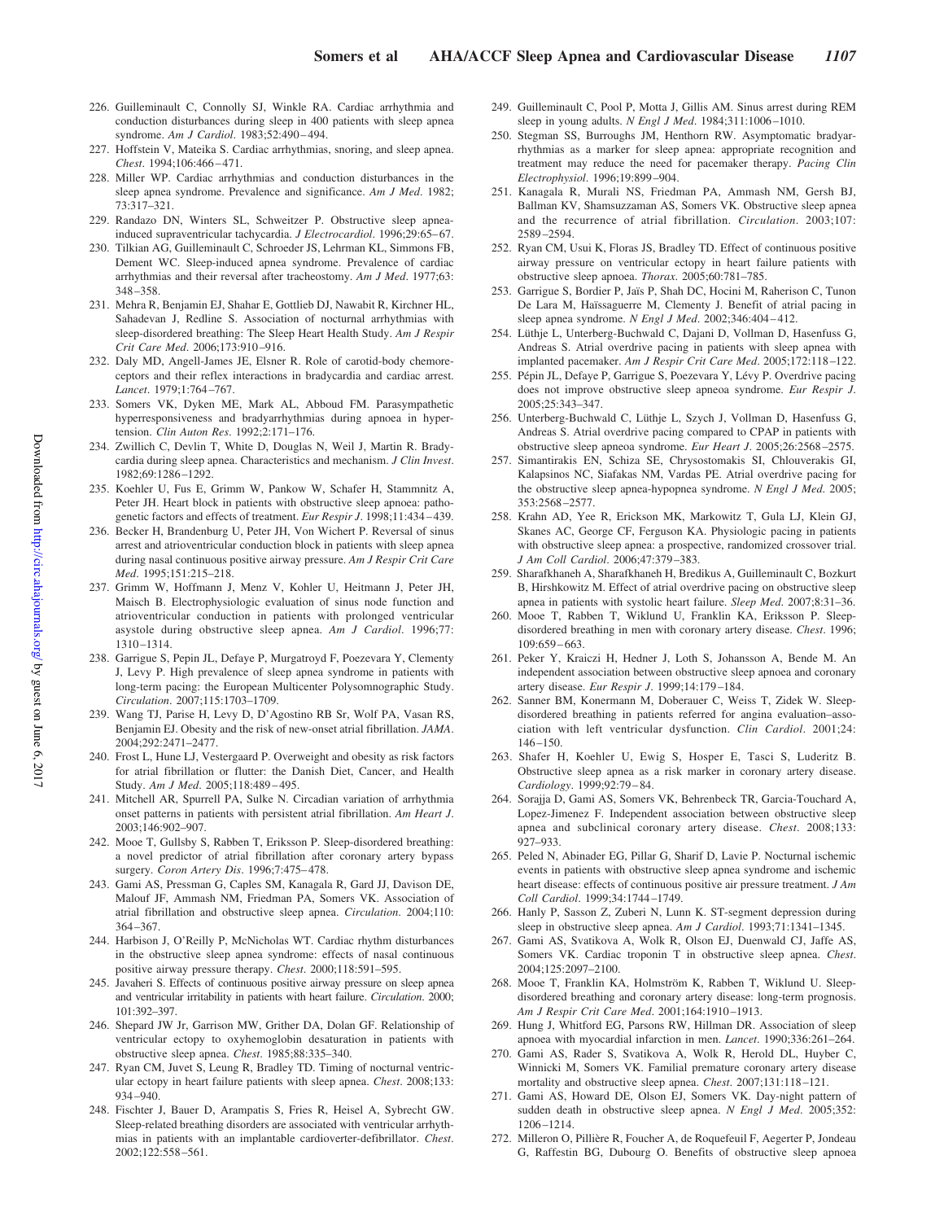226. Guilleminault C, Connolly SJ, Winkle RA. Cardiac arrhythmia and conduction disturbances during sleep in 400 patients with sleep apnea syndrome. *Am J Cardiol*. 1983;52:490–494.
227. Hoffstein V, Mateika S. Cardiac arrhythmias, snoring, and sleep apnea. *Chest*. 1994;106:466–471.
228. Miller WP. Cardiac arrhythmias and conduction disturbances in the sleep apnea syndrome. Prevalence and significance. *Am J Med*. 1982; 73:317–321.
229. Randazo DN, Winters SL, Schweitzer P. Obstructive sleep apnea-induced supraventricular tachycardia. *J Electrocardiol*. 1996;29:65–67.
230. Tilkian AG, Guilleminault C, Schroeder JS, Lehrman KL, Simmons FB, Dement WC. Sleep-induced apnea syndrome. Prevalence of cardiac arrhythmias and their reversal after tracheostomy. *Am J Med*. 1977;63: 348–358.
231. Mehra R, Benjamin EJ, Shahar E, Gottlieb DJ, Nawabit R, Kirchner HL, Sahadevan J, Redline S. Association of nocturnal arrhythmias with sleep-disordered breathing: The Sleep Heart Health Study. *Am J Respir Crit Care Med*. 2006;173:910–916.
232. Daly MD, Angell-James JE, Elsner R. Role of carotid-body chemoreceptors and their reflex interactions in bradycardia and cardiac arrest. *Lancet*. 1979;1:764–767.
233. Somers VK, Dyken ME, Mark AL, Abboud FM. Parasympathetic hyperresponsiveness and bradyarrhythmias during apnoea in hypertension. *Clin Auton Res*. 1992;2:171–176.
234. Zwillich C, Devlin T, White D, Douglas N, Weil J, Martin R. Bradycardia during sleep apnea. Characteristics and mechanism. *J Clin Invest*. 1982;69:1286–1292.
235. Koehler U, Fus E, Grimm W, Pankow W, Schafer H, Stammnitz A, Peter JH. Heart block in patients with obstructive sleep apnoea: pathogenetic factors and effects of treatment. *Eur Respir J*. 1998;11:434–439.
236. Becker H, Brandenburg U, Peter JH, Von Wichert P. Reversal of sinus arrest and atrioventricular conduction block in patients with sleep apnea during nasal continuous positive airway pressure. *Am J Respir Crit Care Med*. 1995;151:215–218.
237. Grimm W, Hoffmann J, Menz V, Kohler U, Heitmann J, Peter JH, Maisch B. Electrophysiologic evaluation of sinus node function and atrioventricular conduction in patients with prolonged ventricular asystole during obstructive sleep apnea. *Am J Cardiol*. 1996;77: 1310–1314.
238. Garrigue S, Pepin JL, Defaye P, Murgatroyd F, Poezevara Y, Clementy J, Levy P. High prevalence of sleep apnea syndrome in patients with long-term pacing: the European Multicenter Polysomnographic Study. *Circulation*. 2007;115:1703–1709.
239. Wang TJ, Parise H, Levy D, D'Agostino RB Sr, Wolf PA, Vasan RS, Benjamin EJ. Obesity and the risk of new-onset atrial fibrillation. *JAMA*. 2004;292:2471–2477.
240. Frost L, Hune LJ, Vestergaard P. Overweight and obesity as risk factors for atrial fibrillation or flutter: the Danish Diet, Cancer, and Health Study. *Am J Med*. 2005;118:489–495.
241. Mitchell AR, Spurrell PA, Sulke N. Circadian variation of arrhythmia onset patterns in patients with persistent atrial fibrillation. *Am Heart J*. 2003;146:902–907.
242. Mooe T, Gullsby S, Rabben T, Eriksson P. Sleep-disordered breathing: a novel predictor of atrial fibrillation after coronary artery bypass surgery. *Coron Artery Dis*. 1996;7:475–478.
243. Gami AS, Pressman G, Caples SM, Kanagala R, Gard JJ, Davison DE, Malouf JF, Ammash NM, Friedman PA, Somers VK. Association of atrial fibrillation and obstructive sleep apnea. *Circulation*. 2004;110: 364–367.
244. Harbison J, O'Reilly P, McNicholas WT. Cardiac rhythm disturbances in the obstructive sleep apnea syndrome: effects of nasal continuous positive airway pressure therapy. *Chest*. 2000;118:591–595.
245. Javaheri S. Effects of continuous positive airway pressure on sleep apnea and ventricular irritability in patients with heart failure. *Circulation*. 2000; 101:392–397.
246. Shepard JW Jr, Garrison MW, Grither DA, Dolan GF. Relationship of ventricular ectopy to oxyhemoglobin desaturation in patients with obstructive sleep apnea. *Chest*. 1985;88:335–340.
247. Ryan CM, Juvet S, Leung R, Bradley TD. Timing of nocturnal ventricular ectopy in heart failure patients with sleep apnea. *Chest*. 2008;133: 934–940.
248. Fischter J, Bauer D, Arampatis S, Fries R, Heisel A, Sybrecht GW. Sleep-related breathing disorders are associated with ventricular arrhythmias in patients with an implantable cardioverter-defibrillator. *Chest*. 2002;122:558–561.
249. Guilleminault C, Pool P, Motta J, Gillis AM. Sinus arrest during REM sleep in young adults. *N Engl J Med*. 1984;311:1006–1010.
250. Stegman SS, Burroughs JM, Henthorn RW. Asymptomatic bradyarrhythmias as a marker for sleep apnea: appropriate recognition and treatment may reduce the need for pacemaker therapy. *Pacing Clin Electrophysiol*. 1996;19:899–904.
251. Kanagala R, Murali NS, Friedman PA, Ammash NM, Gersh BJ, Ballman KV, Shamsuzzaman AS, Somers VK. Obstructive sleep apnea and the recurrence of atrial fibrillation. *Circulation*. 2003;107: 2589–2594.
252. Ryan CM, Usui K, Floras JS, Bradley TD. Effect of continuous positive airway pressure on ventricular ectopy in heart failure patients with obstructive sleep apnoea. *Thorax*. 2005;60:781–785.
253. Garrigue S, Bordier P, Jaïs P, Shah DC, Hocini M, Raherison C, Tunon De Lara M, Haïssaguerre M, Clementy J. Benefit of atrial pacing in sleep apnea syndrome. *N Engl J Med*. 2002;346:404–412.
254. Lüthje L, Unterberg-Buchwald C, Dajani D, Vollman D, Hasenfuss G, Andreas S. Atrial overdrive pacing in patients with sleep apnea with implanted pacemaker. *Am J Respir Crit Care Med*. 2005;172:118–122.
255. Pépin JL, Defaye P, Garrigue S, Poezevara Y, Lévy P. Overdrive pacing does not improve obstructive sleep apnoea syndrome. *Eur Respir J*. 2005;25:343–347.
256. Unterberg-Buchwald C, Lüthje L, Szych J, Vollman D, Hasenfuss G, Andreas S. Atrial overdrive pacing compared to CPAP in patients with obstructive sleep apneoa syndrome. *Eur Heart J*. 2005;26:2568–2575.
257. Simantirakis EN, Schiza SE, Chrysostomakis SI, Chlouverakis GI, Kalapsinos NC, Siafakas NM, Vardas PE. Atrial overdrive pacing for the obstructive sleep apnea-hypopnea syndrome. *N Engl J Med*. 2005; 353:2568–2577.
258. Krahn AD, Yee R, Erickson MK, Markowitz T, Gula LJ, Klein GJ, Skanes AC, George CF, Ferguson KA. Physiologic pacing in patients with obstructive sleep apnea: a prospective, randomized crossover trial. *J Am Coll Cardiol*. 2006;47:379–383.
259. Sharafkhaneh A, Sharafkhaneh H, Bredikus A, Guilleminault C, Bozkurt B, Hirshkowitz M. Effect of atrial overdrive pacing on obstructive sleep apnea in patients with systolic heart failure. *Sleep Med*. 2007;8:31–36.
260. Mooe T, Rabben T, Wiklund U, Franklin KA, Eriksson P. Sleep-disordered breathing in men with coronary artery disease. *Chest*. 1996; 109:659–663.
261. Peker Y, Kraiczi H, Hedner J, Loth S, Johansson A, Bende M. An independent association between obstructive sleep apnoea and coronary artery disease. *Eur Respir J*. 1999;14:179–184.
262. Sanner BM, Konermann M, Doberauer C, Weiss T, Zidek W. Sleep-disordered breathing in patients referred for angina evaluation–association with left ventricular dysfunction. *Clin Cardiol*. 2001;24: 146–150.
263. Shafer H, Koehler U, Ewig S, Hosper E, Tasci S, Luderitz B. Obstructive sleep apnea as a risk marker in coronary artery disease. *Cardiology*. 1999;92:79–84.
264. Sorajja D, Gami AS, Somers VK, Behrenbeck TR, Garcia-Touchard A, Lopez-Jimenez F. Independent association between obstructive sleep apnea and subclinical coronary artery disease. *Chest*. 2008;133: 927–933.
265. Peled N, Abinader EG, Pillar G, Sharif D, Lavie P. Nocturnal ischemic events in patients with obstructive sleep apnea syndrome and ischemic heart disease: effects of continuous positive air pressure treatment. *J Am Coll Cardiol*. 1999;34:1744–1749.
266. Hanly P, Sasson Z, Zuberi N, Lunn K. ST-segment depression during sleep in obstructive sleep apnea. *Am J Cardiol*. 1993;71:1341–1345.
267. Gami AS, Svatikova A, Wolk R, Olson EJ, Duenwald CJ, Jaffe AS, Somers VK. Cardiac troponin T in obstructive sleep apnea. *Chest*. 2004;125:2097–2100.
268. Mooe T, Franklin KA, Holmström K, Rabben T, Wiklund U. Sleep-disordered breathing and coronary artery disease: long-term prognosis. *Am J Respir Crit Care Med*. 2001;164:1910–1913.
269. Hung J, Whitford EG, Parsons RW, Hillman DR. Association of sleep apnoea with myocardial infarction in men. *Lancet*. 1990;336:261–264.
270. Gami AS, Rader S, Svatikova A, Wolk R, Herold DL, Huyber C, Winnicki M, Somers VK. Familial premature coronary artery disease mortality and obstructive sleep apnea. *Chest*. 2007;131:118–121.
271. Gami AS, Howard DE, Olson EJ, Somers VK. Day-night pattern of sudden death in obstructive sleep apnea. *N Engl J Med*. 2005;352: 1206–1214.
272. Milleron O, Pillière R, Foucher A, de Roquefeuil F, Aegerter P, Jondeau G, Raffestin BG, Dubourg O. Benefits of obstructive sleep apnoea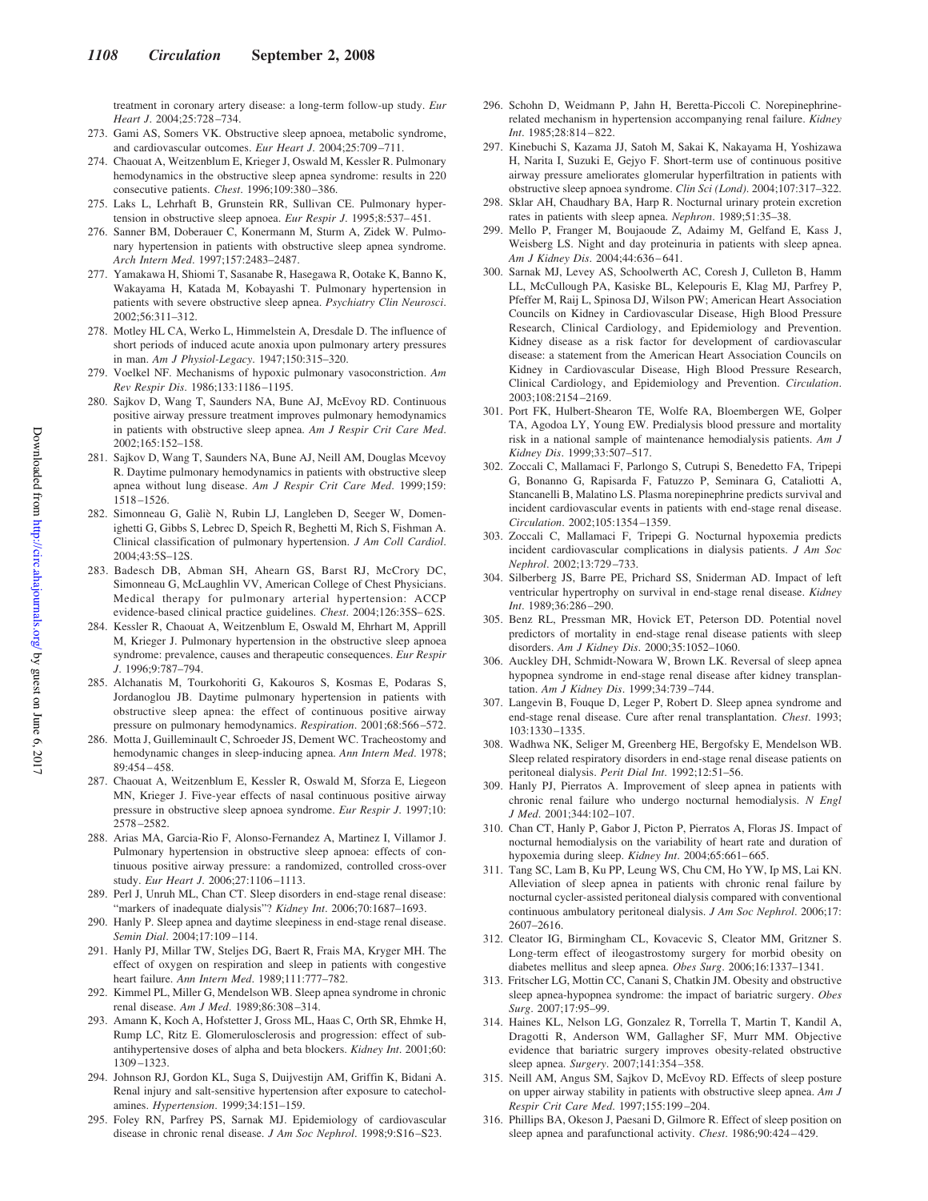treatment in coronary artery disease: a long-term follow-up study. *Eur Heart J*. 2004;25:728–734.

273. Gami AS, Somers VK. Obstructive sleep apnoea, metabolic syndrome, and cardiovascular outcomes. *Eur Heart J*. 2004;25:709–711.
274. Chaouat A, Weitzenblum E, Krieger J, Oswald M, Kessler R. Pulmonary hemodynamics in the obstructive sleep apnea syndrome: results in 220 consecutive patients. *Chest*. 1996;109:380–386.
275. Laks L, Lehrhaft B, Grunstein RR, Sullivan CE. Pulmonary hypertension in obstructive sleep apnoea. *Eur Respir J*. 1995;8:537–451.
276. Sanner BM, Doberauer C, Konermann M, Sturm A, Zidek W. Pulmonary hypertension in patients with obstructive sleep apnea syndrome. *Arch Intern Med*. 1997;157:2483–2487.
277. Yamakawa H, Shiomi T, Sasanabe R, Hasegawa R, Ootake K, Banno K, Wakayama H, Katada M, Kobayashi T. Pulmonary hypertension in patients with severe obstructive sleep apnea. *Psychiatry Clin Neurosci*. 2002;56:311–312.
278. Motley HL CA, Werko L, Himmelstein A, Dresdale D. The influence of short periods of induced acute anoxia upon pulmonary artery pressures in man. *Am J Physiol-Legacy*. 1947;150:315–320.
279. Voelkel NF. Mechanisms of hypoxic pulmonary vasoconstriction. *Am Rev Respir Dis*. 1986;133:1186–1195.
280. Sajkov D, Wang T, Saunders NA, Bune AJ, McEvoy RD. Continuous positive airway pressure treatment improves pulmonary hemodynamics in patients with obstructive sleep apnea. *Am J Respir Crit Care Med*. 2002;165:152–158.
281. Sajkov D, Wang T, Saunders NA, Bune AJ, Neill AM, Douglas Mcevoy R. Daytime pulmonary hemodynamics in patients with obstructive sleep apnea without lung disease. *Am J Respir Crit Care Med*. 1999;159: 1518–1526.
282. Simonneau G, Galiè N, Rubin LJ, Langleben D, Seeger W, Domenighetti G, Gibbs S, Lebrec D, Speich R, Beghetti M, Rich S, Fishman A. Clinical classification of pulmonary hypertension. *J Am Coll Cardiol*. 2004;43:5S–12S.
283. Badesch DB, Abman SH, Ahearn GS, Barst RJ, McCrory DC, Simonneau G, McLaughlin VV, American College of Chest Physicians. Medical therapy for pulmonary arterial hypertension: ACCP evidence-based clinical practice guidelines. *Chest*. 2004;126:35S–62S.
284. Kessler R, Chaouat A, Weitzenblum E, Oswald M, Ehrhart M, Apprill M, Krieger J. Pulmonary hypertension in the obstructive sleep apnoea syndrome: prevalence, causes and therapeutic consequences. *Eur Respir J*. 1996;9:787–794.
285. Alchanatis M, Tourkohoriti G, Kakouros S, Kosmas E, Podaras S, Jordanoglou JB. Daytime pulmonary hypertension in patients with obstructive sleep apnea: the effect of continuous positive airway pressure on pulmonary hemodynamics. *Respiration*. 2001;68:566–572.
286. Motta J, Guilleminault C, Schroeder JS, Dement WC. Tracheostomy and hemodynamic changes in sleep-inducing apnea. *Ann Intern Med*. 1978; 89:454–458.
287. Chaouat A, Weitzenblum E, Kessler R, Oswald M, Sforza E, Liegeon MN, Krieger J. Five-year effects of nasal continuous positive airway pressure in obstructive sleep apnoea syndrome. *Eur Respir J*. 1997;10: 2578–2582.
288. Arias MA, Garcia-Rio F, Alonso-Fernandez A, Martinez I, Villamor J. Pulmonary hypertension in obstructive sleep apnoea: effects of continuous positive airway pressure: a randomized, controlled cross-over study. *Eur Heart J*. 2006;27:1106–1113.
289. Perl J, Unruh ML, Chan CT. Sleep disorders in end-stage renal disease: "markers of inadequate dialysis"? *Kidney Int*. 2006;70:1687–1693.
290. Hanly P. Sleep apnea and daytime sleepiness in end-stage renal disease. *Semin Dial*. 2004;17:109–114.
291. Hanly PJ, Millar TW, Steljes DG, Baert R, Frais MA, Kryger MH. The effect of oxygen on respiration and sleep in patients with congestive heart failure. *Ann Intern Med*. 1989;111:777–782.
292. Kimmel PL, Miller G, Mendelson WB. Sleep apnea syndrome in chronic renal disease. *Am J Med*. 1989;86:308–314.
293. Amann K, Koch A, Hofstetter J, Gross ML, Haas C, Orth SR, Ehmke H, Rump LC, Ritz E. Glomerulosclerosis and progression: effect of subantihypertensive doses of alpha and beta blockers. *Kidney Int*. 2001;60: 1309–1323.
294. Johnson RJ, Gordon KL, Suga S, Duijvestijn AM, Griffin K, Bidani A. Renal injury and salt-sensitive hypertension after exposure to catecholamines. *Hypertension*. 1999;34:151–159.
295. Foley RN, Parfrey PS, Sarnak MJ. Epidemiology of cardiovascular disease in chronic renal disease. *J Am Soc Nephrol*. 1998;9:S16–S23.
296. Schohn D, Weidmann P, Jahn H, Beretta-Piccoli C. Norepinephrine-related mechanism in hypertension accompanying renal failure. *Kidney Int*. 1985;28:814–822.
297. Kinebuchi S, Kazama JJ, Satoh M, Sakai K, Nakayama H, Yoshizawa H, Narita I, Suzuki E, Gejyo F. Short-term use of continuous positive airway pressure ameliorates glomerular hyperfiltration in patients with obstructive sleep apnoea syndrome. *Clin Sci (Lond)*. 2004;107:317–322.
298. Sklar AH, Chaudhary BA, Harp R. Nocturnal urinary protein excretion rates in patients with sleep apnea. *Nephron*. 1989;51:35–38.
299. Mello P, Franger M, Boujaoude Z, Adaimy M, Gelfand E, Kass J, Weisberg LS. Night and day proteinuria in patients with sleep apnea. *Am J Kidney Dis*. 2004;44:636–641.
300. Sarnak MJ, Levey AS, Schoolwerth AC, Coresh J, Culleton B, Hamm LL, McCullough PA, Kasiske BL, Kelepouris E, Klag MJ, Parfrey P, Pfeffer M, Raij L, Spinosa DJ, Wilson PW; American Heart Association Councils on Kidney in Cardiovascular Disease, High Blood Pressure Research, Clinical Cardiology, and Epidemiology and Prevention. Kidney disease as a risk factor for development of cardiovascular disease: a statement from the American Heart Association Councils on Kidney in Cardiovascular Disease, High Blood Pressure Research, Clinical Cardiology, and Epidemiology and Prevention. *Circulation*. 2003;108:2154–2169.
301. Port FK, Hulbert-Shearon TE, Wolfe RA, Bloembergen WE, Golper TA, Agodoa LY, Young EW. Predialysis blood pressure and mortality risk in a national sample of maintenance hemodialysis patients. *Am J Kidney Dis*. 1999;33:507–517.
302. Zoccali C, Mallamaci F, Parlongo S, Cutrupi S, Benedetto FA, Tripepi G, Bonanno G, Rapisarda F, Fatuzzo P, Seminara G, Cataliotti A, Stancanelli B, Malatino LS. Plasma norepinephrine predicts survival and incident cardiovascular events in patients with end-stage renal disease. *Circulation*. 2002;105:1354–1359.
303. Zoccali C, Mallamaci F, Tripepi G. Nocturnal hypoxemia predicts incident cardiovascular complications in dialysis patients. *J Am Soc Nephrol*. 2002;13:729–733.
304. Silberberg JS, Barre PE, Prichard SS, Sniderman AD. Impact of left ventricular hypertrophy on survival in end-stage renal disease. *Kidney Int*. 1989;36:286–290.
305. Benz RL, Pressman MR, Hovick ET, Peterson DD. Potential novel predictors of mortality in end-stage renal disease patients with sleep disorders. *Am J Kidney Dis*. 2000;35:1052–1060.
306. Auckley DH, Schmidt-Nowara W, Brown LK. Reversal of sleep apnea hypopnea syndrome in end-stage renal disease after kidney transplantation. *Am J Kidney Dis*. 1999;34:739–744.
307. Langevin B, Fouque D, Leger P, Robert D. Sleep apnea syndrome and end-stage renal disease. Cure after renal transplantation. *Chest*. 1993; 103:1330–1335.
308. Wadhwa NK, Seliger M, Greenberg HE, Bergofsky E, Mendelson WB. Sleep related respiratory disorders in end-stage renal disease patients on peritoneal dialysis. *Perit Dial Int*. 1992;12:51–56.
309. Hanly PJ, Pierratos A. Improvement of sleep apnea in patients with chronic renal failure who undergo nocturnal hemodialysis. *N Engl J Med*. 2001;344:102–107.
310. Chan CT, Hanly P, Gabor J, Picton P, Pierratos A, Floras JS. Impact of nocturnal hemodialysis on the variability of heart rate and duration of hypoxemia during sleep. *Kidney Int*. 2004;65:661–665.
311. Tang SC, Lam B, Ku PP, Leung WS, Chu CM, Ho YW, Ip MS, Lai KN. Alleviation of sleep apnea in patients with chronic renal failure by nocturnal cycler-assisted peritoneal dialysis compared with conventional continuous ambulatory peritoneal dialysis. *J Am Soc Nephrol*. 2006;17: 2607–2616.
312. Cleator IG, Birmingham CL, Kovacevic S, Cleator MM, Gritzner S. Long-term effect of ileogastrostomy surgery for morbid obesity on diabetes mellitus and sleep apnea. *Obes Surg*. 2006;16:1337–1341.
313. Fritscher LG, Mottin CC, Canani S, Chatkin JM. Obesity and obstructive sleep apnea-hypopnea syndrome: the impact of bariatric surgery. *Obes Surg*. 2007;17:95–99.
314. Haines KL, Nelson LG, Gonzalez R, Torrella T, Martin T, Kandil A, Dragotti R, Anderson WM, Gallagher SF, Murr MM. Objective evidence that bariatric surgery improves obesity-related obstructive sleep apnea. *Surgery*. 2007;141:354–358.
315. Neill AM, Angus SM, Sajkov D, McEvoy RD. Effects of sleep posture on upper airway stability in patients with obstructive sleep apnea. *Am J Respir Crit Care Med*. 1997;155:199–204.
316. Phillips BA, Okeson J, Paesani D, Gilmore R. Effect of sleep position on sleep apnea and parafunctional activity. *Chest*. 1986;90:424–429.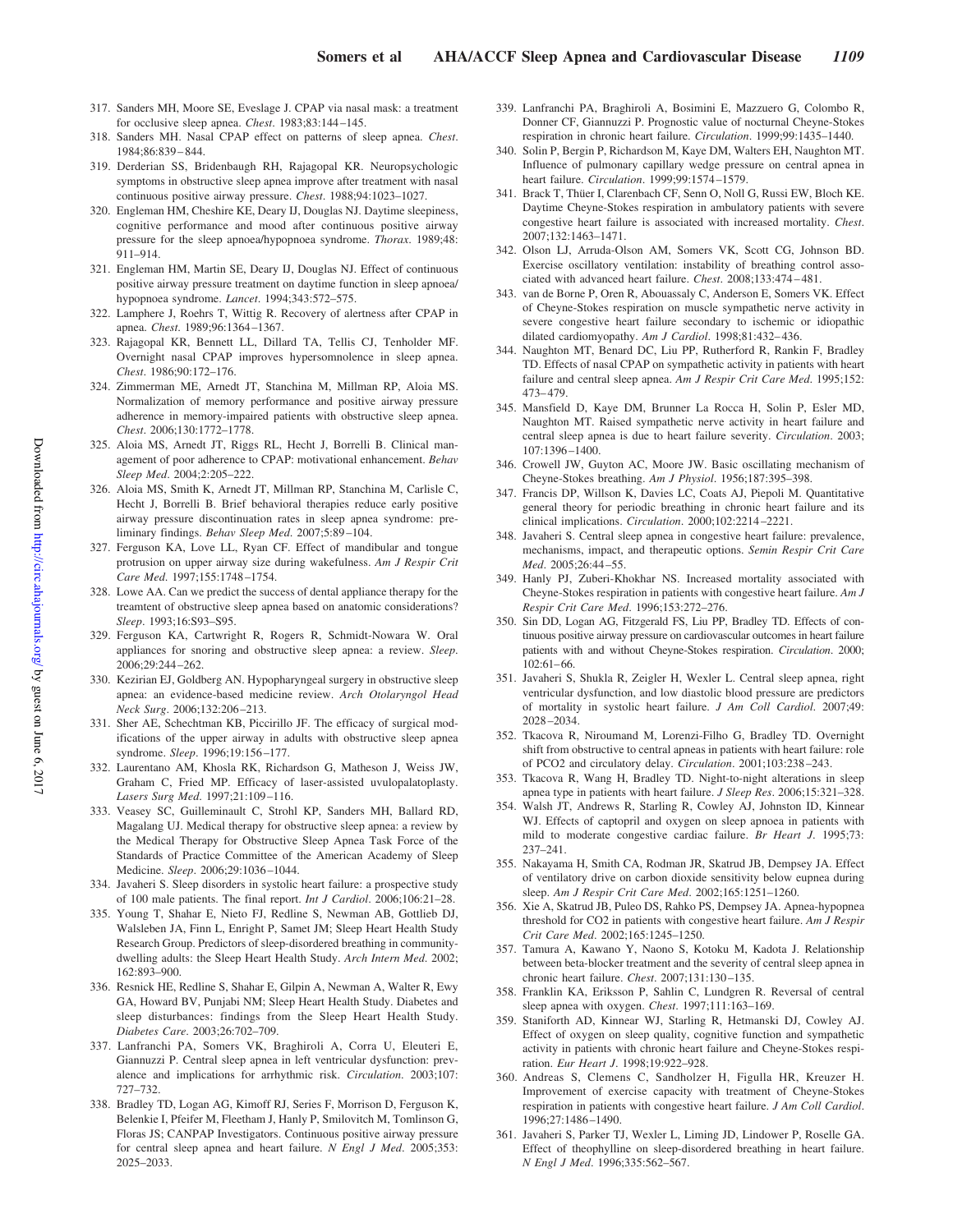317. Sanders MH, Moore SE, Eveslage J. CPAP via nasal mask: a treatment for occlusive sleep apnea. *Chest*. 1983;83:144–145.
318. Sanders MH. Nasal CPAP effect on patterns of sleep apnea. *Chest*. 1984;86:839–844.
319. Derderian SS, Bridenbaugh RH, Rajagopal KR. Neuropsychologic symptoms in obstructive sleep apnea improve after treatment with nasal continuous positive airway pressure. *Chest*. 1988;94:1023–1027.
320. Engleman HM, Cheshire KE, Deary IJ, Douglas NJ. Daytime sleepiness, cognitive performance and mood after continuous positive airway pressure for the sleep apnoea/hypopnoea syndrome. *Thorax*. 1989;48: 911–914.
321. Engleman HM, Martin SE, Deary IJ, Douglas NJ. Effect of continuous positive airway pressure treatment on daytime function in sleep apnoea/hypopnoea syndrome. *Lancet*. 1994;343:572–575.
322. Lamphere J, Roehrs T, Wittig R. Recovery of alertness after CPAP in apnea. *Chest*. 1989;96:1364–1367.
323. Rajagopal KR, Bennett LL, Dillard TA, Tellis CJ, Tenholder MF. Overnight nasal CPAP improves hypersomnolence in sleep apnea. *Chest*. 1986;90:172–176.
324. Zimmerman ME, Arnedt JT, Stanchina M, Millman RP, Aloia MS. Normalization of memory performance and positive airway pressure adherence in memory-impaired patients with obstructive sleep apnea. *Chest*. 2006;130:1772–1778.
325. Aloia MS, Arnedt JT, Riggs RL, Hecht J, Borrelli B. Clinical management of poor adherence to CPAP: motivational enhancement. *Behav Sleep Med*. 2004;2:205–222.
326. Aloia MS, Smith K, Arnedt JT, Millman RP, Stanchina M, Carlisle C, Hecht J, Borrelli B. Brief behavioral therapies reduce early positive airway pressure discontinuation rates in sleep apnea syndrome: preliminary findings. *Behav Sleep Med*. 2007;5:89–104.
327. Ferguson KA, Love LL, Ryan CF. Effect of mandibular and tongue protrusion on upper airway size during wakefulness. *Am J Respir Crit Care Med*. 1997;155:1748–1754.
328. Lowe AA. Can we predict the success of dental appliance therapy for the treamtent of obstructive sleep apnea based on anatomic considerations? *Sleep*. 1993;16:S93–S95.
329. Ferguson KA, Cartwright R, Rogers R, Schmidt-Nowara W. Oral appliances for snoring and obstructive sleep apnea: a review. *Sleep*. 2006;29:244–262.
330. Kezirian EJ, Goldberg AN. Hypopharyngeal surgery in obstructive sleep apnea: an evidence-based medicine review. *Arch Otolaryngol Head Neck Surg*. 2006;132:206–213.
331. Sher AE, Schechtman KB, Piccirillo JF. The efficacy of surgical modifications of the upper airway in adults with obstructive sleep apnea syndrome. *Sleep*. 1996;19:156–177.
332. Laurentano AM, Khosla RK, Richardson G, Matheson J, Weiss JW, Graham C, Fried MP. Efficacy of laser-assisted uvulopalatoplasty. *Lasers Surg Med*. 1997;21:109–116.
333. Veasey SC, Guilleminault C, Strohl KP, Sanders MH, Ballard RD, Magalang UJ. Medical therapy for obstructive sleep apnea: a review by the Medical Therapy for Obstructive Sleep Apnea Task Force of the Standards of Practice Committee of the American Academy of Sleep Medicine. *Sleep*. 2006;29:1036–1044.
334. Javaheri S. Sleep disorders in systolic heart failure: a prospective study of 100 male patients. The final report. *Int J Cardiol*. 2006;106:21–28.
335. Young T, Shahar E, Nieto FJ, Redline S, Newman AB, Gottlieb DJ, Walsleben JA, Finn L, Enright P, Samet JM; Sleep Heart Health Study Research Group. Predictors of sleep-disordered breathing in community-dwelling adults: the Sleep Heart Health Study. *Arch Intern Med*. 2002; 162:893–900.
336. Resnick HE, Redline S, Shahar E, Gilpin A, Newman A, Walter R, Ewy GA, Howard BV, Punjabi NM; Sleep Heart Health Study. Diabetes and sleep disturbances: findings from the Sleep Heart Health Study. *Diabetes Care*. 2003;26:702–709.
337. Lanfranchi PA, Somers VK, Braghiroli A, Corra U, Eleuteri E, Giannuzzi P. Central sleep apnea in left ventricular dysfunction: prevalence and implications for arrhythmic risk. *Circulation*. 2003;107: 727–732.
338. Bradley TD, Logan AG, Kimoff RJ, Series F, Morrison D, Ferguson K, Belenkie I, Pfeifer M, Fleetham J, Hanly P, Smilovitch M, Tomlinson G, Floras JS; CANPAP Investigators. Continuous positive airway pressure for central sleep apnea and heart failure. *N Engl J Med*. 2005;353: 2025–2033.
339. Lanfranchi PA, Braghiroli A, Bosimini E, Mazzuero G, Colombo R, Donner CF, Giannuzzi P. Prognostic value of nocturnal Cheyne-Stokes respiration in chronic heart failure. *Circulation*. 1999;99:1435–1440.
340. Solin P, Bergin P, Richardson M, Kaye DM, Walters EH, Naughton MT. Influence of pulmonary capillary wedge pressure on central apnea in heart failure. *Circulation*. 1999;99:1574–1579.
341. Brack T, Thüer I, Clarenbach CF, Senn O, Noll G, Russi EW, Bloch KE. Daytime Cheyne-Stokes respiration in ambulatory patients with severe congestive heart failure is associated with increased mortality. *Chest*. 2007;132:1463–1471.
342. Olson LJ, Arruda-Olson AM, Somers VK, Scott CG, Johnson BD. Exercise oscillatory ventilation: instability of breathing control associated with advanced heart failure. *Chest*. 2008;133:474–481.
343. van de Borne P, Oren R, Abouassaly C, Anderson E, Somers VK. Effect of Cheyne-Stokes respiration on muscle sympathetic nerve activity in severe congestive heart failure secondary to ischemic or idiopathic dilated cardiomyopathy. *Am J Cardiol*. 1998;81:432–436.
344. Naughton MT, Benard DC, Liu PP, Rutherford R, Rankin F, Bradley TD. Effects of nasal CPAP on sympathetic activity in patients with heart failure and central sleep apnea. *Am J Respir Crit Care Med*. 1995;152: 473–479.
345. Mansfield D, Kaye DM, Brunner La Rocca H, Solin P, Esler MD, Naughton MT. Raised sympathetic nerve activity in heart failure and central sleep apnea is due to heart failure severity. *Circulation*. 2003; 107:1396–1400.
346. Crowell JW, Guyton AC, Moore JW. Basic oscillating mechanism of Cheyne-Stokes breathing. *Am J Physiol*. 1956;187:395–398.
347. Francis DP, Willson K, Davies LC, Coats AJ, Piepoli M. Quantitative general theory for periodic breathing in chronic heart failure and its clinical implications. *Circulation*. 2000;102:2214–2221.
348. Javaheri S. Central sleep apnea in congestive heart failure: prevalence, mechanisms, impact, and therapeutic options. *Semin Respir Crit Care Med*. 2005;26:44–55.
349. Hanly PJ, Zuberi-Khokhar NS. Increased mortality associated with Cheyne-Stokes respiration in patients with congestive heart failure. *Am J Respir Crit Care Med*. 1996;153:272–276.
350. Sin DD, Logan AG, Fitzgerald FS, Liu PP, Bradley TD. Effects of continuous positive airway pressure on cardiovascular outcomes in heart failure patients with and without Cheyne-Stokes respiration. *Circulation*. 2000; 102:61–66.
351. Javaheri S, Shukla R, Zeigler H, Wexler L. Central sleep apnea, right ventricular dysfunction, and low diastolic blood pressure are predictors of mortality in systolic heart failure. *J Am Coll Cardiol*. 2007;49: 2028–2034.
352. Tkacova R, Niroumand M, Lorenzi-Filho G, Bradley TD. Overnight shift from obstructive to central apneas in patients with heart failure: role of PCO2 and circulatory delay. *Circulation*. 2001;103:238–243.
353. Tkacova R, Wang H, Bradley TD. Night-to-night alterations in sleep apnea type in patients with heart failure. *J Sleep Res*. 2006;15:321–328.
354. Walsh JT, Andrews R, Starling R, Cowley AJ, Johnston ID, Kinnear WJ. Effects of captopril and oxygen on sleep apnoea in patients with mild to moderate congestive cardiac failure. *Br Heart J*. 1995;73: 237–241.
355. Nakayama H, Smith CA, Rodman JR, Skatrud JB, Dempsey JA. Effect of ventilatory drive on carbon dioxide sensitivity below eupnea during sleep. *Am J Respir Crit Care Med*. 2002;165:1251–1260.
356. Xie A, Skatrud JB, Puleo DS, Rahko PS, Dempsey JA. Apnea-hypopnea threshold for CO2 in patients with congestive heart failure. *Am J Respir Crit Care Med*. 2002;165:1245–1250.
357. Tamura A, Kawano Y, Naono S, Kotoku M, Kadota J. Relationship between beta-blocker treatment and the severity of central sleep apnea in chronic heart failure. *Chest*. 2007;131:130–135.
358. Franklin KA, Eriksson P, Sahlin C, Lundgren R. Reversal of central sleep apnea with oxygen. *Chest*. 1997;111:163–169.
359. Staniforth AD, Kinnear WJ, Starling R, Hetmanski DJ, Cowley AJ. Effect of oxygen on sleep quality, cognitive function and sympathetic activity in patients with chronic heart failure and Cheyne-Stokes respiration. *Eur Heart J*. 1998;19:922–928.
360. Andreas S, Clemens C, Sandholzer H, Figulla HR, Kreuzer H. Improvement of exercise capacity with treatment of Cheyne-Stokes respiration in patients with congestive heart failure. *J Am Coll Cardiol*. 1996;27:1486–1490.
361. Javaheri S, Parker TJ, Wexler L, Liming JD, Lindower P, Roselle GA. Effect of theophylline on sleep-disordered breathing in heart failure. *N Engl J Med*. 1996;335:562–567.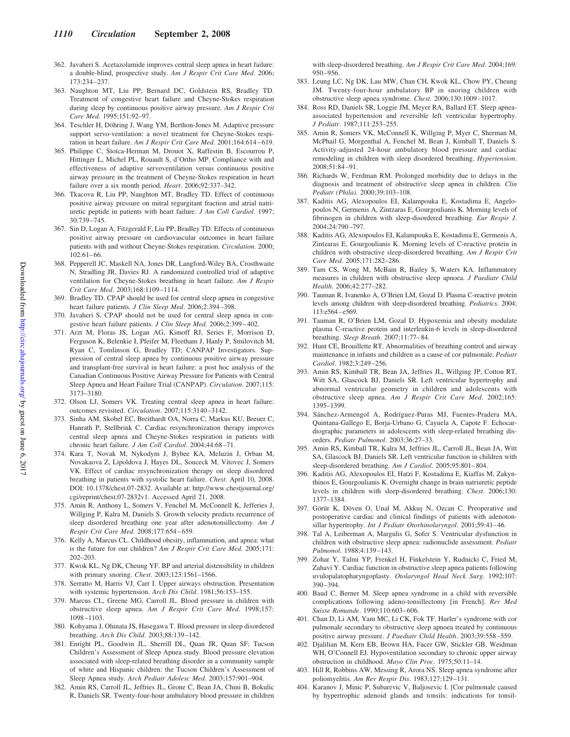362. Javaheri S. Acetazolamide improves central sleep apnea in heart failure: a double-blind, prospective study. *Am J Respir Crit Care Med*. 2006; 173:234–237.
363. Naughton MT, Liu PP, Bernard DC, Goldstein RS, Bradley TD. Treatment of congestive heart failure and Cheyne-Stokes respiration during sleep by continuous positive airway pressure. *Am J Respir Crit Care Med*. 1995;151:92–97.
364. Teschler H, Döhring J, Wang YM, Berthon-Jones M. Adaptive pressure support servo-ventilation: a novel treatment for Cheyne-Stokes respiration in heart failure. *Am J Respir Crit Care Med*. 2001;164:614–619.
365. Philippe C, Stoïca-Herman M, Drouot X, Raffestin B, Escourrou P, Hittinger L, Michel PL, Rouault S, d'Ortho MP. Compliance with and effectiveness of adaptive servoventilation versus continuous positive airway pressure in the treatment of Cheyne-Stokes respiration in heart failure over a six month period. *Heart*. 2006;92:337–342.
366. Tkacova R, Liu PP, Naughton MT, Bradley TD. Effect of continuous positive airway pressure on mitral regurgitant fraction and atrial natriuretic peptide in patients with heart failure. *J Am Coll Cardiol*. 1997; 30:739–745.
367. Sin D, Logan A, Fitzgerald F, Liu PP, Bradley TD. Effects of continuous positive airway pressure on cardiovascular outcomes in heart failure patients with and without Cheyne-Stokes respiration. *Circulation*. 2000; 102:61–66.
368. Pepperell JC, Maskell NA, Jones DR, Langford-Wiley BA, Crosthwaite N, Stradling JR, Davies RJ. A randomized controlled trial of adaptive ventilation for Cheyne-Stokes breathing in heart failure. *Am J Respir Crit Care Med*. 2003;168:1109–1114.
369. Bradley TD. CPAP should be used for central sleep apnea in congestive heart failure patients. *J Clin Sleep Med*. 2006;2:394–398.
370. Javaheri S. CPAP should not be used for central sleep apnea in congestive heart failure patients. *J Clin Sleep Med*. 2006;2:399–402.
371. Arzt M, Floras JS, Logan AG, Kimoff RJ, Series F, Morrison D, Ferguson K, Belenkie I, Pfeifer M, Fleetham J, Hanly P, Smilovitch M, Ryan C, Tomlinson G, Bradley TD; CANPAP Investigators. Suppression of central sleep apnea by continuous positive airway pressure and transplant-free survival in heart failure: a post hoc analysis of the Canadian Continuous Positive Airway Pressure for Patients with Central Sleep Apnea and Heart Failure Trial (CANPAP). *Circulation*. 2007;115: 3173–3180.
372. Olson LJ, Somers VK. Treating central sleep apnea in heart failure: outcomes revisited. *Circulation*. 2007;115:3140–3142.
373. Sinha AM, Skobel EC, Breithardt OA, Norra C, Markus KU, Breuer C, Hanrath P, Stellbrink C. Cardiac resynchronization therapy improves central sleep apnea and Cheyne-Stokes respiration in patients with chronic heart failure. *J Am Coll Cardiol*. 2004;44:68–71.
374. Kara T, Novak M, Nykodym J, Bybee KA, Meluzin J, Orban M, Novakaova Z, Lipoldova J, Hayes DL, Souceck M, Vitovec J, Somers VK. Effect of cardiac resynchronization therapy on sleep disordered breathing in patients with systolic heart failure. *Chest*. April 10, 2008. DOI: 10.1378/chest.07-2832. Available at: http://www.chestjournal.org/cgi/reprint/chest.07-2832v1. Accessed April 21, 2008.
375. Amin R, Anthony L, Somers V, Fenchel M, McConnell K, Jefferies J, Willging P, Kalra M, Daniels S. Growth velocity predicts recurrence of sleep disordered breathing one year after adenotonsillectomy. *Am J Respir Crit Care Med*. 2008;177:654–659.
376. Kelly A, Marcus CL. Childhood obesity, inflammation, and apnea: what is the future for our children? *Am J Respir Crit Care Med*. 2005;171: 202–203.
377. Kwok KL, Ng DK, Cheung YF. BP and arterial distensibility in children with primary snoring. *Chest*. 2003;123:1561–1566.
378. Serratto M, Harris VJ, Carr I. Upper airways obstruction. Presentation with systemic hypertension. *Arch Dis Child*. 1981;56:153–155.
379. Marcus CL, Greene MG, Carroll JL. Blood pressure in children with obstructive sleep apnea. *Am J Respir Crit Care Med*. 1998;157: 1098–1103.
380. Kohyama J, Ohinata JS, Hasegawa T. Blood pressure in sleep disordered breathing. *Arch Dis Child*. 2003;88:139–142.
381. Enright PL, Goodwin JL, Sherrill DL, Quan JR, Quan SF; Tucson Children's Assessment of Sleep Apnea study. Blood pressure elevation associated with sleep-related breathing disorder in a community sample of white and Hispanic children: the Tucson Children's Assessment of Sleep Apnea study. *Arch Pediatr Adolesc Med*. 2003;157:901–904.
382. Amin RS, Carroll JL, Jeffries JL, Grone C, Bean JA, Chini B, Bokulic R, Daniels SR. Twenty-four-hour ambulatory blood pressure in children with sleep-disordered breathing. *Am J Respir Crit Care Med*. 2004;169: 950–956.
383. Leung LC, Ng DK, Lau MW, Chan CH, Kwok KL, Chow PY, Cheung JM. Twenty-four-hour ambulatory BP in snoring children with obstructive sleep apnea syndrome. *Chest*. 2006;130:1009–1017.
384. Ross RD, Daniels SR, Loggie JM, Meyer RA, Ballard ET. Sleep apnea-associated hypertension and reversible left ventricular hypertrophy. *J Pediatr*. 1987;111:253–255.
385. Amin R, Somers VK, McConnell K, Willging P, Myer C, Sherman M, McPhail G, Morgenthal A, Fenchel M, Bean J, Kimball T, Daniels S. Activity-adjusted 24-hour ambulatory blood pressure and cardiac remodeling in children with sleep disordered breathing. *Hypertension*. 2008;51:84–91.
386. Richards W, Ferdman RM. Prolonged morbidity due to delays in the diagnosis and treatment of obstructive sleep apnea in children. *Clin Pediatr (Phila)*. 2000;39:103–108.
387. Kaditis AG, Alexopoulos EI, Kalampouka E, Kostadima E, Angelopoulos N, Germenis A, Zintzaras E, Gourgoulianis K. Morning levels of fibrinogen in children with sleep-disordered breathing. *Eur Respir J*. 2004;24:790–797.
388. Kaditis AG, Alexopoulos EI, Kalampouka E, Kostadima E, Germenis A, Zintzaras E, Gourgoulianis K. Morning levels of C-reactive protein in children with obstructive sleep-disordered breathing. *Am J Respir Crit Care Med*. 2005;171:282–286.
389. Tam CS, Wong M, McBain R, Bailey S, Waters KA. Inflammatory measures in children with obstructive sleep apnoea. *J Paediatr Child Health*. 2006;42:277–282.
390. Tauman R, Ivanenko A, O'Brien LM, Gozal D. Plasma C-reactive protein levels among children with sleep-disordered breathing. *Pediatrics*. 2004; 113:e564–e569.
391. Tauman R, O'Brien LM, Gozal D. Hypoxemia and obesity modulate plasma C-reactive protein and interleukin-6 levels in sleep-disordered breathing. *Sleep Breath*. 2007;11:77–84.
392. Hunt CE, Brouillette RT. Abnormalities of breathing control and airway maintenance in infants and children as a cause of cor pulmonale. *Pediatr Cardiol*. 1982;3:249–256.
393. Amin RS, Kimball TR, Bean JA, Jeffries JL, Willging JP, Cotton RT, Witt SA, Glascock BJ, Daniels SR. Left ventricular hypertrophy and abnormal ventricular geometry in children and adolescents with obstructive sleep apnea. *Am J Respir Crit Care Med*. 2002;165: 1395–1399.
394. Sánchez-Armengol A, Rodríguez-Puras MJ, Fuentes-Pradera MA, Quintana-Gallego E, Borja-Urbano G, Cayuela A, Capote F. Echocardiographic parameters in adolescents with sleep-related breathing disorders. *Pediatr Pulmonol*. 2003;36:27–33.
395. Amin RS, Kimball TR, Kalra M, Jeffries JL, Carroll JL, Bean JA, Witt SA, Glascock BJ, Daniels SR. Left ventricular function in children with sleep-disordered breathing. *Am J Cardiol*. 2005;95:801–804.
396. Kaditis AG, Alexopoulos EI, Hatzi F, Kostadima E, Kiaffas M, Zakynthinos E, Gourgoulianis K. Overnight change in brain natriuretic peptide levels in children with sleep-disordered breathing. *Chest*. 2006;130: 1377–1384.
397. Görür K, Döven O, Unal M, Akkuş N, Ozcan C. Preoperative and postoperative cardiac and clinical findings of patients with adenotonsillar hypertrophy. *Int J Pediatr Otorhinolaryngol*. 2001;59:41–46.
398. Tal A, Leiberman A, Margulis G, Sofer S. Ventricular dysfunction in children with obstructive sleep apnea: radionuclide assessment. *Pediatr Pulmonol*. 1988;4:139–143.
399. Zohar Y, Talmi YP, Frenkel H, Finkelstein Y, Rudnicki C, Fried M, Zahavi Y. Cardiac function in obstructive sleep apnea patients following uvulopalatopharyngoplasty. *Otolaryngol Head Neck Surg*. 1992;107: 390–394.
400. Baud C, Berner M. Sleep apnea syndrome in a child with reversible complications following adeno-tonsillectomy [in French]. *Rev Med Suisse Romande*. 1990;110:603–606.
401. Chan D, Li AM, Yam MC, Li CK, Fok TF. Hurler's syndrome with cor pulmonale secondary to obstructive sleep apnoea treated by continuous positive airway pressure. *J Paediatr Child Health*. 2003;39:558–559.
402. Djalilian M, Kern EB, Brown HA, Facer GW, Stickler GB, Weidman WH, O'Connell EJ. Hypoventilation secondary to chronic upper airway obstruction in childhood. *Mayo Clin Proc*. 1975;50:11–14.
403. Hill R, Robbins AW, Messing R, Arora NS. Sleep apnea syndrome after poliomyelitis. *Am Rev Respir Dis*. 1983;127:129–131.
404. Karanov J, Minic P, Subarevic V, Baljosevic I. [Cor pulmonale caused by hypertrophic adenoid glands and tonsils: indications for tonsil-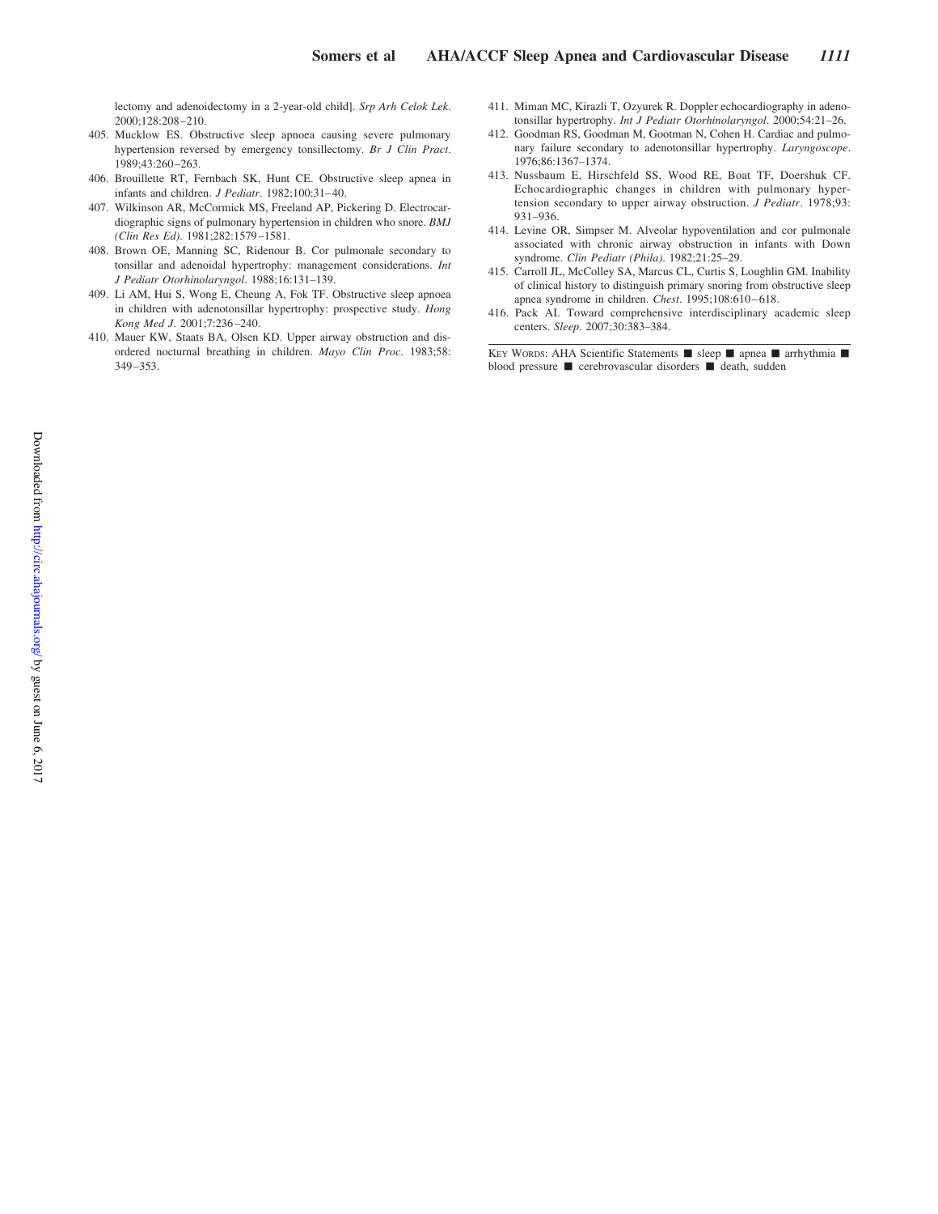lectomy and adenoidectomy in a 2-year-old child]. *Srp Arh Celok Lek*. 2000;128:208–210.

405. Mucklow ES. Obstructive sleep apnoea causing severe pulmonary hypertension reversed by emergency tonsillectomy. *Br J Clin Pract*. 1989;43:260–263.
406. Brouillette RT, Fernbach SK, Hunt CE. Obstructive sleep apnea in infants and children. *J Pediatr*. 1982;100:31–40.
407. Wilkinson AR, McCormick MS, Freeland AP, Pickering D. Electrocardiographic signs of pulmonary hypertension in children who snore. *BMJ (Clin Res Ed)*. 1981;282:1579–1581.
408. Brown OE, Manning SC, Ridenour B. Cor pulmonale secondary to tonsillar and adenoidal hypertrophy: management considerations. *Int J Pediatr Otorhinolaryngol*. 1988;16:131–139.
409. Li AM, Hui S, Wong E, Cheung A, Fok TF. Obstructive sleep apnoea in children with adenotonsillar hypertrophy: prospective study. *Hong Kong Med J*. 2001;7:236–240.
410. Mauer KW, Staats BA, Olsen KD. Upper airway obstruction and disordered nocturnal breathing in children. *Mayo Clin Proc*. 1983;58: 349–353.
411. Miman MC, Kirazli T, Ozyurek R. Doppler echocardiography in adenotonsillar hypertrophy. *Int J Pediatr Otorhinolaryngol*. 2000;54:21–26.
412. Goodman RS, Goodman M, Gootman N, Cohen H. Cardiac and pulmonary failure secondary to adenotonsillar hypertrophy. *Laryngoscope*. 1976;86:1367–1374.
413. Nussbaum E, Hirschfeld SS, Wood RE, Boat TF, Doershuk CF. Echocardiographic changes in children with pulmonary hypertension secondary to upper airway obstruction. *J Pediatr*. 1978;93: 931–936.
414. Levine OR, Simpser M. Alveolar hypoventilation and cor pulmonale associated with chronic airway obstruction in infants with Down syndrome. *Clin Pediatr (Phila)*. 1982;21:25–29.
415. Carroll JL, McColley SA, Marcus CL, Curtis S, Loughlin GM. Inability of clinical history to distinguish primary snoring from obstructive sleep apnea syndrome in children. *Chest*. 1995;108:610–618.
416. Pack AI. Toward comprehensive interdisciplinary academic sleep centers. *Sleep*. 2007;30:383–384.

KEY WORDS: AHA Scientific Statements ■ sleep ■ apnea ■ arrhythmia ■ blood pressure ■ cerebrovascular disorders ■ death, sudden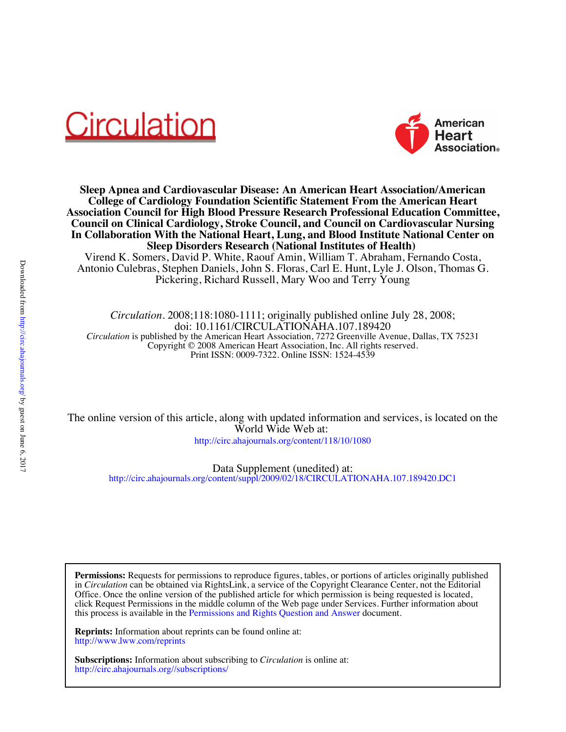# Sleep Apnea and Cardiovascular Disease: An American Heart Association/American College of Cardiology Foundation Scientific Statement From the American Heart Association Council for High Blood Pressure Research Professional Education Committee, Council on Clinical Cardiology, Stroke Council, and Council on Cardiovascular Nursing In Collaboration With the National Heart, Lung, and Blood Institute National Center on Sleep Disorders Research (National Institutes of Health)

Virend K. Somers, David P. White, Raouf Amin, William T. Abraham, Fernando Costa, Antonio Culebras, Stephen Daniels, John S. Floras, Carl E. Hunt, Lyle J. Olson, Thomas G. Pickering, Richard Russell, Mary Woo and Terry Young

*Circulation*. 2008;118:1080-1111; originally published online July 28, 2008;
doi: 10.1161/CIRCULATIONAHA.107.189420
*Circulation* is published by the American Heart Association, 7272 Greenville Avenue, Dallas, TX 75231
Copyright © 2008 American Heart Association, Inc. All rights reserved.
Print ISSN: 0009-7322. Online ISSN: 1524-4539

The online version of this article, along with updated information and services, is located on the World Wide Web at:
http://circ.ahajournals.org/content/118/10/1080

Data Supplement (unedited) at:
http://circ.ahajournals.org/content/suppl/2009/02/18/CIRCULATIONAHA.107.189420.DC1

**Permissions:** Requests for permissions to reproduce figures, tables, or portions of articles originally published in *Circulation* can be obtained via RightsLink, a service of the Copyright Clearance Center, not the Editorial Office. Once the online version of the published article for which permission is being requested is located, click Request Permissions in the middle column of the Web page under Services. Further information about this process is available in the Permissions and Rights Question and Answer document.

**Reprints:** Information about reprints can be found online at:
http://www.lww.com/reprints

**Subscriptions:** Information about subscribing to *Circulation* is online at:
http://circ.ahajournals.org//subscriptions/